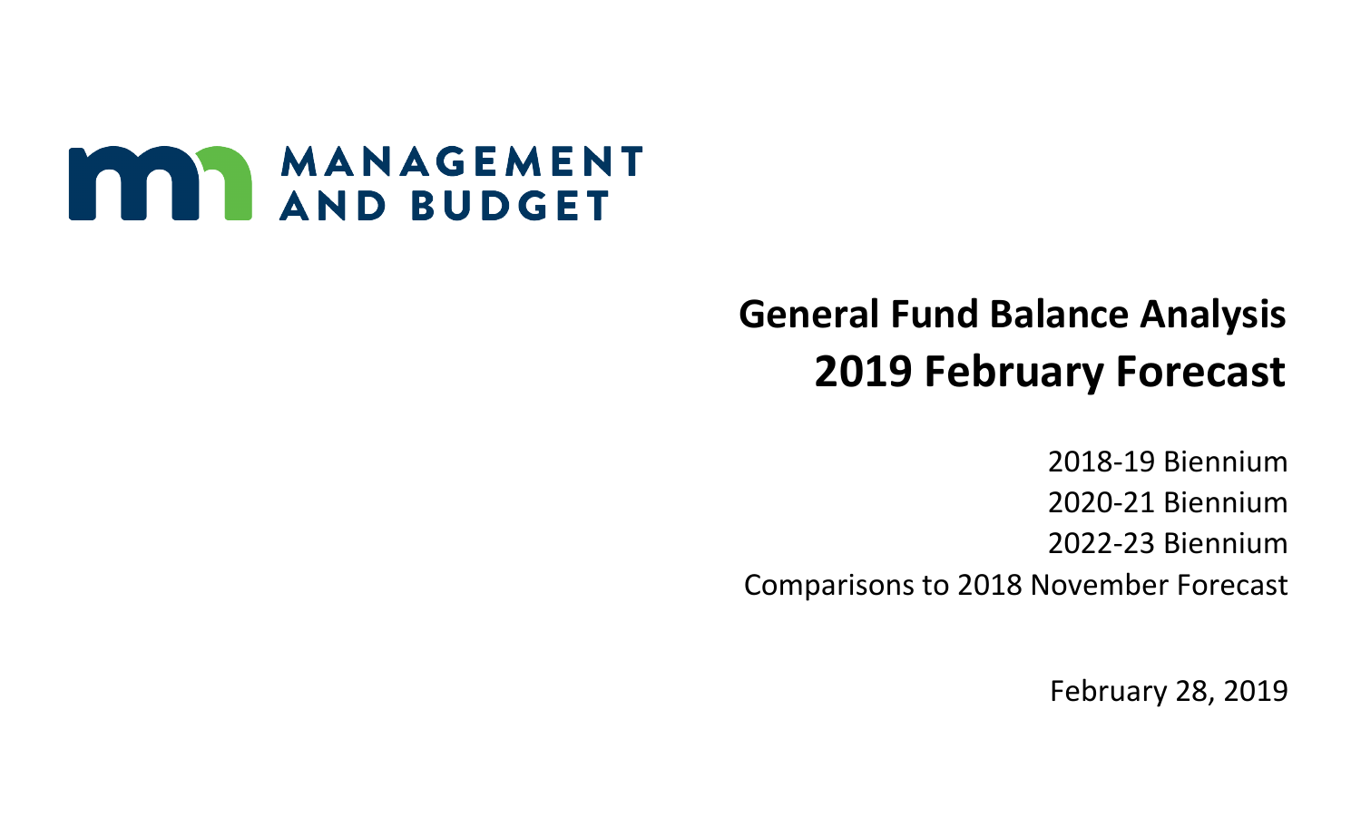MANAGEMENT AND BUDGET

# General Fund Balance Analysis
# 2019 February Forecast

2018-19 Biennium

2020-21 Biennium

2022-23 Biennium

Comparisons to 2018 November Forecast

February 28, 2019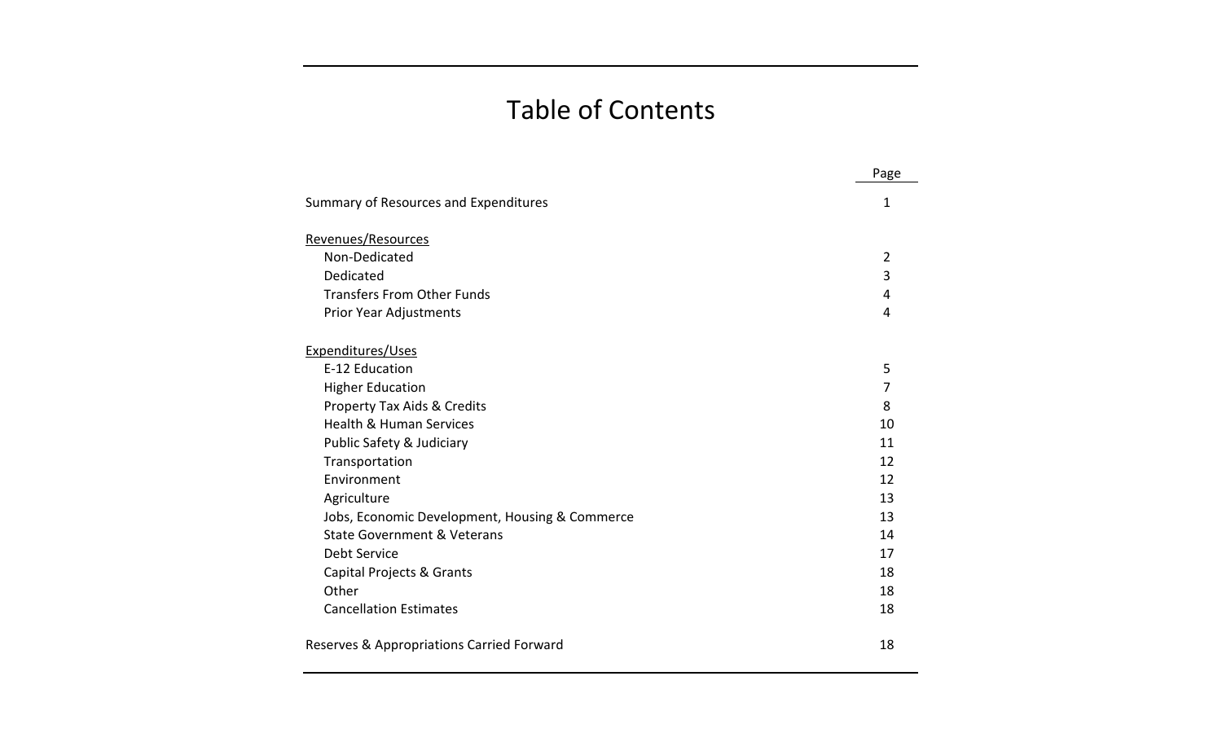# Table of Contents

| | Page |
|---|---|
| Summary of Resources and Expenditures | 1 |
| Revenues/Resources | |
| Non-Dedicated | 2 |
| Dedicated | 3 |
| Transfers From Other Funds | 4 |
| Prior Year Adjustments | 4 |
| Expenditures/Uses | |
| E-12 Education | 5 |
| Higher Education | 7 |
| Property Tax Aids & Credits | 8 |
| Health & Human Services | 10 |
| Public Safety & Judiciary | 11 |
| Transportation | 12 |
| Environment | 12 |
| Agriculture | 13 |
| Jobs, Economic Development, Housing & Commerce | 13 |
| State Government & Veterans | 14 |
| Debt Service | 17 |
| Capital Projects & Grants | 18 |
| Other | 18 |
| Cancellation Estimates | 18 |
| Reserves & Appropriations Carried Forward | 18 |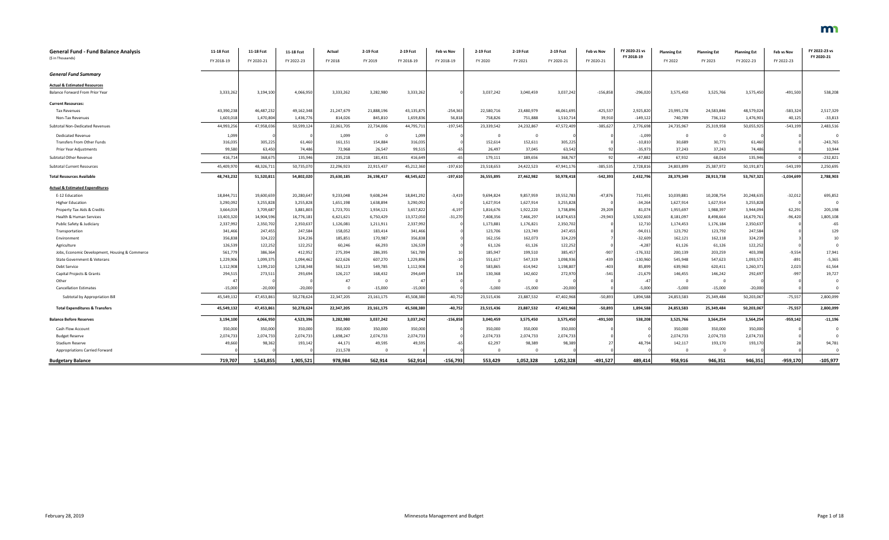# General Fund - Fund Balance Analysis

($ in Thousands)

| | 11-18 Fcst FY 2018-19 | 11-18 Fcst FY 2020-21 | 11-18 Fcst FY 2022-23 | Actual FY 2018 | 2-19 Fcst FY 2019 | 2-19 Fcst FY 2018-19 | Feb vs Nov FY 2018-19 | 2-19 Fcst FY 2020 | 2-19 Fcst FY 2021 | 2-19 Fcst FY 2020-21 | Feb vs Nov FY 2020-21 | FY 2020-21 vs FY 2018-19 | Planning Est FY 2022 | Planning Est FY 2023 | Planning Est FY 2022-23 | Feb vs Nov FY 2022-23 | FY 2022-23 vs FY 2020-21 |
|---|---|---|---|---|---|---|---|---|---|---|---|---|---|---|---|---|---|
| ***General Fund Summary*** | | | | | | | | | | | | | | | | | |
| **Actual & Estimated Resources** | | | | | | | | | | | | | | | | | |
| Balance Forward From Prior Year | 3,333,262 | 3,194,100 | 4,066,950 | 3,333,262 | 3,282,980 | 3,333,262 | 0 | 3,037,242 | 3,040,459 | 3,037,242 | -156,858 | -296,020 | 3,575,450 | 3,525,766 | 3,575,450 | -491,500 | 538,208 |
| **Current Resources:** | | | | | | | | | | | | | | | | | |
| Tax Revenues | 43,390,238 | 46,487,232 | 49,162,348 | 21,247,679 | 21,888,196 | 43,135,875 | -254,363 | 22,580,716 | 23,480,979 | 46,061,695 | -425,537 | 2,925,820 | 23,995,178 | 24,583,846 | 48,579,024 | -583,324 | 2,517,329 |
| Non-Tax Revenues | 1,603,018 | 1,470,804 | 1,436,776 | 814,026 | 845,810 | 1,659,836 | 56,818 | 758,826 | 751,888 | 1,510,714 | 39,910 | -149,122 | 740,789 | 736,112 | 1,476,901 | 40,125 | -33,813 |
| Subtotal Non-Dedicated Revenues | 44,993,256 | 47,958,036 | 50,599,124 | 22,061,705 | 22,734,006 | 44,795,711 | -197,545 | 23,339,542 | 24,232,867 | 47,572,409 | -385,627 | 2,776,698 | 24,735,967 | 25,319,958 | 50,055,925 | -543,199 | 2,483,516 |
| Dedicated Revenue | 1,099 | 0 | 0 | 1,099 | 0 | 1,099 | 0 | 0 | 0 | 0 | 0 | -1,099 | 0 | 0 | 0 | 0 | 0 |
| Transfers From Other Funds | 316,035 | 305,225 | 61,460 | 161,151 | 154,884 | 316,035 | 0 | 152,614 | 152,611 | 305,225 | 0 | -10,810 | 30,689 | 30,771 | 61,460 | 0 | -243,765 |
| Prior Year Adjustments | 99,580 | 63,450 | 74,486 | 72,968 | 26,547 | 99,515 | -65 | 26,497 | 37,045 | 63,542 | 92 | -35,973 | 37,243 | 37,243 | 74,486 | 0 | 10,944 |
| Subtotal Other Revenue | 416,714 | 368,675 | 135,946 | 235,218 | 181,431 | 416,649 | -65 | 179,111 | 189,656 | 368,767 | 92 | -47,882 | 67,932 | 68,014 | 135,946 | 0 | -232,821 |
| Subtotal Current Resources | 45,409,970 | 48,326,711 | 50,735,070 | 22,296,923 | 22,915,437 | 45,212,360 | -197,610 | 23,518,653 | 24,422,523 | 47,941,176 | -385,535 | 2,728,816 | 24,803,899 | 25,387,972 | 50,191,871 | -543,199 | 2,250,695 |
| **Total Resources Available** | **48,743,232** | **51,520,811** | **54,802,020** | **25,630,185** | **26,198,417** | **48,545,622** | **-197,610** | **26,555,895** | **27,462,982** | **50,978,418** | **-542,393** | **2,432,796** | **28,379,349** | **28,913,738** | **53,767,321** | **-1,034,699** | **2,788,903** |
| **Actual & Estimated Expenditures** | | | | | | | | | | | | | | | | | |
| E-12 Education | 18,844,711 | 19,600,659 | 20,280,647 | 9,233,048 | 9,608,244 | 18,841,292 | -3,419 | 9,694,824 | 9,857,959 | 19,552,783 | -47,876 | 711,491 | 10,039,881 | 10,208,754 | 20,248,635 | -32,012 | 695,852 |
| Higher Education | 3,290,092 | 3,255,828 | 3,255,828 | 1,651,198 | 1,638,894 | 3,290,092 | 0 | 1,627,914 | 1,627,914 | 3,255,828 | 0 | -34,264 | 1,627,914 | 1,627,914 | 3,255,828 | 0 | 0 |
| Property Tax Aids & Credits | 3,664,019 | 3,709,687 | 3,881,803 | 1,723,701 | 1,934,121 | 3,657,822 | -6,197 | 1,816,676 | 1,922,220 | 3,738,896 | 29,209 | 81,074 | 1,955,697 | 1,988,397 | 3,944,094 | 62,291 | 205,198 |
| Health & Human Services | 13,403,320 | 14,904,596 | 16,776,181 | 6,621,621 | 6,750,429 | 13,372,050 | -31,270 | 7,408,356 | 7,466,297 | 14,874,653 | -29,943 | 1,502,603 | 8,181,097 | 8,498,664 | 16,679,761 | -96,420 | 1,805,108 |
| Public Safety & Judiciary | 2,337,992 | 2,350,702 | 2,350,637 | 1,126,081 | 1,211,911 | 2,337,992 | 0 | 1,173,881 | 1,176,821 | 2,350,702 | 0 | 12,710 | 1,174,453 | 1,176,184 | 2,350,637 | 0 | -65 |
| Transportation | 341,466 | 247,455 | 247,584 | 158,052 | 183,414 | 341,466 | 0 | 123,706 | 123,749 | 247,455 | 0 | -94,011 | 123,792 | 123,792 | 247,584 | 0 | 129 |
| Environment | 356,838 | 324,222 | 324,236 | 185,851 | 170,987 | 356,838 | 0 | 162,156 | 162,073 | 324,229 | 7 | -32,609 | 162,121 | 162,118 | 324,239 | 3 | 10 |
| Agriculture | 126,539 | 122,252 | 122,252 | 60,246 | 66,293 | 126,539 | 0 | 61,126 | 61,126 | 122,252 | 0 | -4,287 | 61,126 | 61,126 | 122,252 | 0 | 0 |
| Jobs, Economic Development, Housing & Commerce | 561,779 | 386,364 | 412,952 | 275,394 | 286,395 | 561,789 | 10 | 185,947 | 199,510 | 385,457 | -907 | -176,332 | 200,139 | 203,259 | 403,398 | -9,554 | 17,941 |
| State Government & Veterans | 1,229,906 | 1,099,375 | 1,094,462 | 622,626 | 607,270 | 1,229,896 | -10 | 551,617 | 547,319 | 1,098,936 | -439 | -130,960 | 545,948 | 547,623 | 1,093,571 | -891 | -5,365 |
| Debt Service | 1,112,908 | 1,199,210 | 1,258,348 | 563,123 | 549,785 | 1,112,908 | 0 | 583,865 | 614,942 | 1,198,807 | -403 | 85,899 | 639,960 | 620,411 | 1,260,371 | 2,023 | 61,564 |
| Capital Projects & Grants | 294,515 | 273,511 | 293,694 | 126,217 | 168,432 | 294,649 | 134 | 130,368 | 142,602 | 272,970 | -541 | -21,679 | 146,455 | 146,242 | 292,697 | -997 | 19,727 |
| Other | 47 | 0 | 0 | 47 | 0 | 47 | 0 | 0 | 0 | 0 | 0 | -47 | 0 | 0 | 0 | 0 | 0 |
| Cancellation Estimates | -15,000 | -20,000 | -20,000 | 0 | -15,000 | -15,000 | 0 | -5,000 | -15,000 | -20,000 | 0 | -5,000 | -5,000 | -15,000 | -20,000 | 0 | 0 |
| Subtotal by Appropriation Bill | 45,549,132 | 47,453,861 | 50,278,624 | 22,347,205 | 23,161,175 | 45,508,380 | -40,752 | 23,515,436 | 23,887,532 | 47,402,968 | -50,893 | 1,894,588 | 24,853,583 | 25,349,484 | 50,203,067 | -75,557 | 2,800,099 |
| **Total Expenditures & Transfers** | **45,549,132** | **47,453,861** | **50,278,624** | **22,347,205** | **23,161,175** | **45,508,380** | **-40,752** | **23,515,436** | **23,887,532** | **47,402,968** | **-50,893** | **1,894,588** | **24,853,583** | **25,349,484** | **50,203,067** | **-75,557** | **2,800,099** |
| **Balance Before Reserves** | **3,194,100** | **4,066,950** | **4,523,396** | **3,282,980** | **3,037,242** | **3,037,242** | **-156,858** | **3,040,459** | **3,575,450** | **3,575,450** | **-491,500** | **538,208** | **3,525,766** | **3,564,254** | **3,564,254** | **-959,142** | **-11,196** |
| Cash Flow Account | 350,000 | 350,000 | 350,000 | 350,000 | 350,000 | 350,000 | 0 | 350,000 | 350,000 | 350,000 | 0 | 0 | 350,000 | 350,000 | 350,000 | 0 | 0 |
| Budget Reserve | 2,074,733 | 2,074,733 | 2,074,733 | 1,698,247 | 2,074,733 | 2,074,733 | 0 | 2,074,733 | 2,074,733 | 2,074,733 | 0 | 0 | 2,074,733 | 2,074,733 | 2,074,733 | 0 | 0 |
| Stadium Reserve | 49,660 | 98,362 | 193,142 | 44,171 | 49,595 | 49,595 | -65 | 62,297 | 98,389 | 98,389 | 27 | 48,794 | 142,117 | 193,170 | 193,170 | 28 | 94,781 |
| Appropriations Carried Forward | 0 | 0 | 0 | 211,578 | 0 | 0 | 0 | 0 | 0 | 0 | 0 | 0 | 0 | 0 | 0 | 0 | 0 |
| **Budgetary Balance** | **719,707** | **1,543,855** | **1,905,521** | **978,984** | **562,914** | **562,914** | **-156,793** | **553,429** | **1,052,328** | **1,052,328** | **-491,527** | **489,414** | **958,916** | **946,351** | **946,351** | **-959,170** | **-105,977** |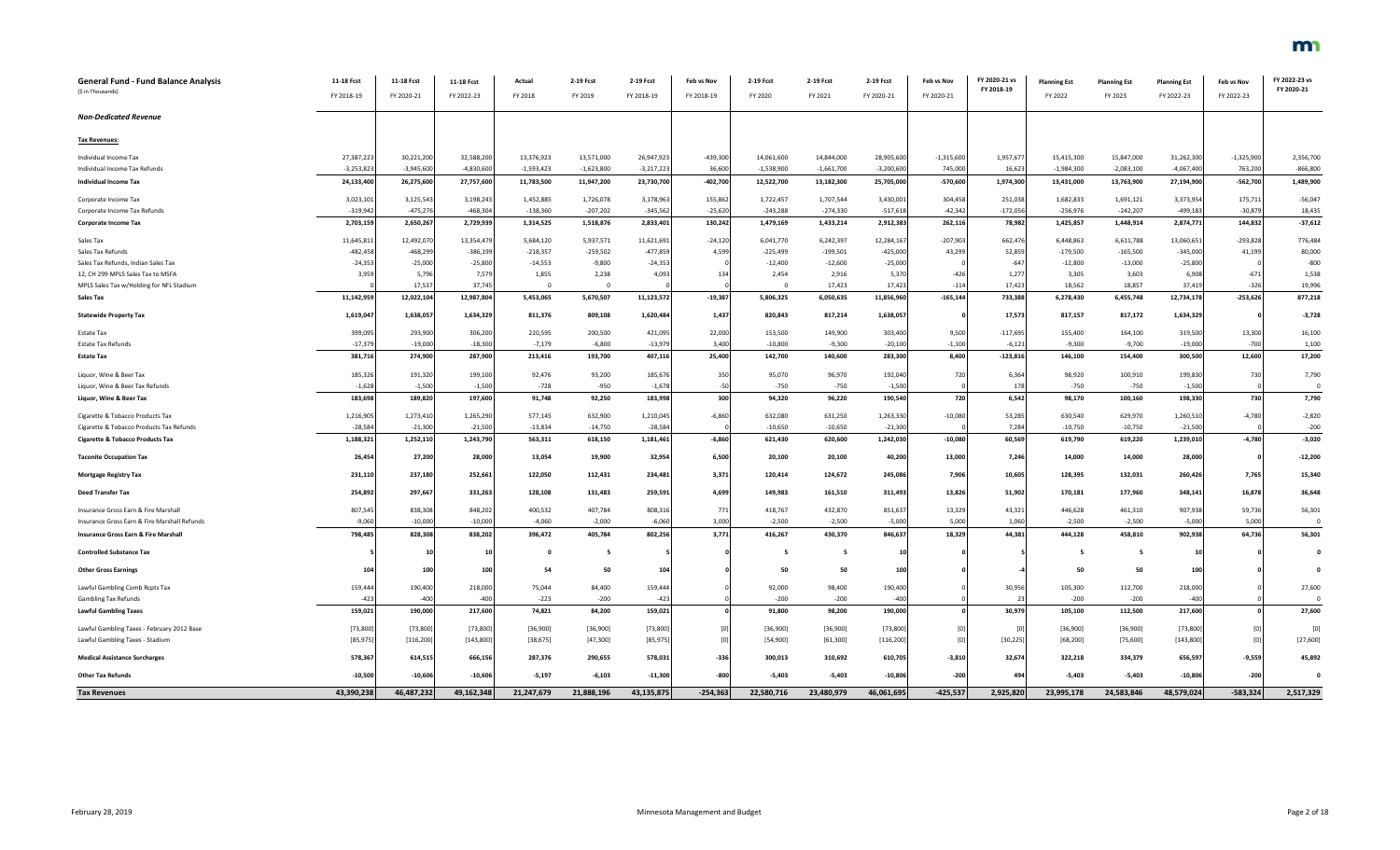# General Fund - Fund Balance Analysis

($ in Thousands)

| | 11-18 Fcst FY 2018-19 | 11-18 Fcst FY 2020-21 | 11-18 Fcst FY 2022-23 | Actual FY 2018 | 2-19 Fcst FY 2019 | 2-19 Fcst FY 2018-19 | Feb vs Nov FY 2018-19 | 2-19 Fcst FY 2020 | 2-19 Fcst FY 2021 | 2-19 Fcst FY 2020-21 | Feb vs Nov FY 2020-21 | FY 2020-21 vs FY 2018-19 | Planning Est FY 2022 | Planning Est FY 2023 | Planning Est FY 2022-23 | Feb vs Nov FY 2022-23 | FY 2022-23 vs FY 2020-21 |
|---|---|---|---|---|---|---|---|---|---|---|---|---|---|---|---|---|---|
| ***Non-Dedicated Revenue*** | | | | | | | | | | | | | | | | | |
| **Tax Revenues:** | | | | | | | | | | | | | | | | | |
| Individual Income Tax | 27,387,223 | 30,221,200 | 32,588,200 | 13,376,923 | 13,571,000 | 26,947,923 | -439,300 | 14,061,600 | 14,844,000 | 28,905,600 | -1,315,600 | 1,957,677 | 15,415,300 | 15,847,000 | 31,262,300 | -1,325,900 | 2,356,700 |
| Individual Income Tax Refunds | -3,253,823 | -3,945,600 | -4,830,600 | -1,593,423 | -1,623,800 | -3,217,223 | 36,600 | -1,538,900 | -1,661,700 | -3,200,600 | 745,000 | 16,623 | -1,984,300 | -2,083,100 | -4,067,400 | 763,200 | -866,800 |
| **Individual Income Tax** | **24,133,400** | **26,275,600** | **27,757,600** | **11,783,500** | **11,947,200** | **23,730,700** | **-402,700** | **12,522,700** | **13,182,300** | **25,705,000** | **-570,600** | **1,974,300** | **13,431,000** | **13,763,900** | **27,194,900** | **-562,700** | **1,489,900** |
| Corporate Income Tax | 3,023,101 | 3,125,543 | 3,198,243 | 1,452,885 | 1,726,078 | 3,178,963 | 155,862 | 1,722,457 | 1,707,544 | 3,430,001 | 304,458 | 251,038 | 1,682,833 | 1,691,121 | 3,373,954 | 175,711 | -56,047 |
| Corporate Income Tax Refunds | -319,942 | -475,276 | -468,304 | -138,360 | -207,202 | -345,562 | -25,620 | -243,288 | -274,330 | -517,618 | -42,342 | -172,056 | -256,976 | -242,207 | -499,183 | -30,879 | 18,435 |
| **Corporate Income Tax** | **2,703,159** | **2,650,267** | **2,729,939** | **1,314,525** | **1,518,876** | **2,833,401** | **130,242** | **1,479,169** | **1,433,214** | **2,912,383** | **262,116** | **78,982** | **1,425,857** | **1,448,914** | **2,874,771** | **144,832** | **-37,612** |
| Sales Tax | 11,645,811 | 12,492,070 | 13,354,479 | 5,684,120 | 5,937,571 | 11,621,691 | -24,120 | 6,041,770 | 6,242,397 | 12,284,167 | -207,903 | 662,476 | 6,448,863 | 6,611,788 | 13,060,651 | -293,828 | 776,484 |
| Sales Tax Refunds | -482,458 | -468,299 | -386,199 | -218,357 | -259,502 | -477,859 | 4,599 | -225,499 | -199,501 | -425,000 | 43,299 | 52,859 | -179,500 | -165,500 | -345,000 | 41,199 | 80,000 |
| Sales Tax Refunds, Indian Sales Tax | -24,353 | -25,000 | -25,800 | -14,553 | -9,800 | -24,353 | 0 | -12,400 | -12,600 | -25,000 | 0 | -647 | -12,800 | -13,000 | -25,800 | 0 | -800 |
| 12, CH 299 MPLS Sales Tax to MSFA | 3,959 | 5,796 | 7,579 | 1,855 | 2,238 | 4,093 | 134 | 2,454 | 2,916 | 5,370 | -426 | 1,277 | 3,305 | 3,603 | 6,908 | -671 | 1,538 |
| MPLS Sales Tax w/Holding for NFL Stadium | 0 | 17,537 | 37,745 | 0 | 0 | 0 | 0 | 0 | 17,423 | 17,423 | -114 | 17,423 | 18,562 | 18,857 | 37,419 | -326 | 19,996 |
| **Sales Tax** | **11,142,959** | **12,022,104** | **12,987,804** | **5,453,065** | **5,670,507** | **11,123,572** | **-19,387** | **5,806,325** | **6,050,635** | **11,856,960** | **-165,144** | **733,388** | **6,278,430** | **6,455,748** | **12,734,178** | **-253,626** | **877,218** |
| **Statewide Property Tax** | **1,619,047** | **1,638,057** | **1,634,329** | **811,376** | **809,108** | **1,620,484** | **1,437** | **820,843** | **817,214** | **1,638,057** | **0** | **17,573** | **817,157** | **817,172** | **1,634,329** | **0** | **-3,728** |
| Estate Tax | 399,095 | 293,900 | 306,200 | 220,595 | 200,500 | 421,095 | 22,000 | 153,500 | 149,900 | 303,400 | 9,500 | -117,695 | 155,400 | 164,100 | 319,500 | 13,300 | 16,100 |
| Estate Tax Refunds | -17,379 | -19,000 | -18,300 | -7,179 | -6,800 | -13,979 | 3,400 | -10,800 | -9,300 | -20,100 | -1,100 | -6,121 | -9,300 | -9,700 | -19,000 | -700 | 1,100 |
| **Estate Tax** | **381,716** | **274,900** | **287,900** | **213,416** | **193,700** | **407,116** | **25,400** | **142,700** | **140,600** | **283,300** | **8,400** | **-123,816** | **146,100** | **154,400** | **300,500** | **12,600** | **17,200** |
| Liquor, Wine & Beer Tax | 185,326 | 191,320 | 199,100 | 92,476 | 93,200 | 185,676 | 350 | 95,070 | 96,970 | 192,040 | 720 | 6,364 | 98,920 | 100,910 | 199,830 | 730 | 7,790 |
| Liquor, Wine & Beer Tax Refunds | -1,628 | -1,500 | -1,500 | -728 | -950 | -1,678 | -50 | -750 | -750 | -1,500 | 0 | 178 | -750 | -750 | -1,500 | 0 | 0 |
| **Liquor, Wine & Beer Tax** | **183,698** | **189,820** | **197,600** | **91,748** | **92,250** | **183,998** | **300** | **94,320** | **96,220** | **190,540** | **720** | **6,542** | **98,170** | **100,160** | **198,330** | **730** | **7,790** |
| Cigarette & Tobacco Products Tax | 1,216,905 | 1,273,410 | 1,265,290 | 577,145 | 632,900 | 1,210,045 | -6,860 | 632,080 | 631,250 | 1,263,330 | -10,080 | 53,285 | 630,540 | 629,970 | 1,260,510 | -4,780 | -2,820 |
| Cigarette & Tobacco Products Tax Refunds | -28,584 | -21,300 | -21,500 | -13,834 | -14,750 | -28,584 | 0 | -10,650 | -10,650 | -21,300 | 0 | 7,284 | -10,750 | -10,750 | -21,500 | 0 | -200 |
| **Cigarette & Tobacco Products Tax** | **1,188,321** | **1,252,110** | **1,243,790** | **563,311** | **618,150** | **1,181,461** | **-6,860** | **621,430** | **620,600** | **1,242,030** | **-10,080** | **60,569** | **619,790** | **619,220** | **1,239,010** | **-4,780** | **-3,020** |
| **Taconite Occupation Tax** | **26,454** | **27,200** | **28,000** | **13,054** | **19,900** | **32,954** | **6,500** | **20,100** | **20,100** | **40,200** | **13,000** | **7,246** | **14,000** | **14,000** | **28,000** | **0** | **-12,200** |
| **Mortgage Registry Tax** | **231,110** | **237,180** | **252,661** | **122,050** | **112,431** | **234,481** | **3,371** | **120,414** | **124,672** | **245,086** | **7,906** | **10,605** | **128,395** | **132,031** | **260,426** | **7,765** | **15,340** |
| **Deed Transfer Tax** | **254,892** | **297,667** | **331,263** | **128,108** | **131,483** | **259,591** | **4,699** | **149,983** | **161,510** | **311,493** | **13,826** | **51,902** | **170,181** | **177,960** | **348,141** | **16,878** | **36,648** |
| Insurance Gross Earn & Fire Marshall | 807,545 | 838,308 | 848,202 | 400,532 | 407,784 | 808,316 | 771 | 418,767 | 432,870 | 851,637 | 13,329 | 43,321 | 446,628 | 461,310 | 907,938 | 59,736 | 56,301 |
| Insurance Gross Earn & Fire Marshall Refunds | -9,060 | -10,000 | -10,000 | -4,060 | -2,000 | -6,060 | 3,000 | -2,500 | -2,500 | -5,000 | 5,000 | 1,060 | -2,500 | -2,500 | -5,000 | 5,000 | 0 |
| **Insurance Gross Earn & Fire Marshall** | **798,485** | **828,308** | **838,202** | **396,472** | **405,784** | **802,256** | **3,771** | **416,267** | **430,370** | **846,637** | **18,329** | **44,381** | **444,128** | **458,810** | **902,938** | **64,736** | **56,301** |
| **Controlled Substance Tax** | **5** | **10** | **10** | **0** | **5** | **5** | **0** | **5** | **5** | **10** | **0** | **5** | **5** | **5** | **10** | **0** | **0** |
| **Other Gross Earnings** | **104** | **100** | **100** | **54** | **50** | **104** | **0** | **50** | **50** | **100** | **0** | **-4** | **50** | **50** | **100** | **0** | **0** |
| Lawful Gambling Comb Rcpts Tax | 159,444 | 190,400 | 218,000 | 75,044 | 84,400 | 159,444 | 0 | 92,000 | 98,400 | 190,400 | 0 | 30,956 | 105,300 | 112,700 | 218,000 | 0 | 27,600 |
| Gambling Tax Refunds | -423 | -400 | -400 | -223 | -200 | -423 | 0 | -200 | -200 | -400 | 0 | 23 | -200 | -200 | -400 | 0 | 0 |
| **Lawful Gambling Taxes** | **159,021** | **190,000** | **217,600** | **74,821** | **84,200** | **159,021** | **0** | **91,800** | **98,200** | **190,000** | **0** | **30,979** | **105,100** | **112,500** | **217,600** | **0** | **27,600** |
| Lawful Gambling Taxes - February 2012 Base | [73,800] | [73,800] | [73,800] | [36,900] | [36,900] | [73,800] | [0] | [36,900] | [36,900] | [73,800] | [0] | [0] | [36,900] | [36,900] | [73,800] | [0] | [0] |
| Lawful Gambling Taxes - Stadium | [85,975] | [116,200] | [143,800] | [38,675] | [47,300] | [85,975] | [0] | [54,900] | [61,300] | [116,200] | [0] | [30,225] | [68,200] | [75,600] | [143,800] | [0] | [27,600] |
| **Medical Assistance Surcharges** | **578,367** | **614,515** | **666,156** | **287,376** | **290,655** | **578,031** | **-336** | **300,013** | **310,692** | **610,705** | **-3,810** | **32,674** | **322,218** | **334,379** | **656,597** | **-9,559** | **45,892** |
| **Other Tax Refunds** | **-10,500** | **-10,606** | **-10,606** | **-5,197** | **-6,103** | **-11,300** | **-800** | **-5,403** | **-5,403** | **-10,806** | **-200** | **494** | **-5,403** | **-5,403** | **-10,806** | **-200** | **0** |
| **Tax Revenues** | **43,390,238** | **46,487,232** | **49,162,348** | **21,247,679** | **21,888,196** | **43,135,875** | **-254,363** | **22,580,716** | **23,480,979** | **46,061,695** | **-425,537** | **2,925,820** | **23,995,178** | **24,583,846** | **48,579,024** | **-583,324** | **2,517,329** |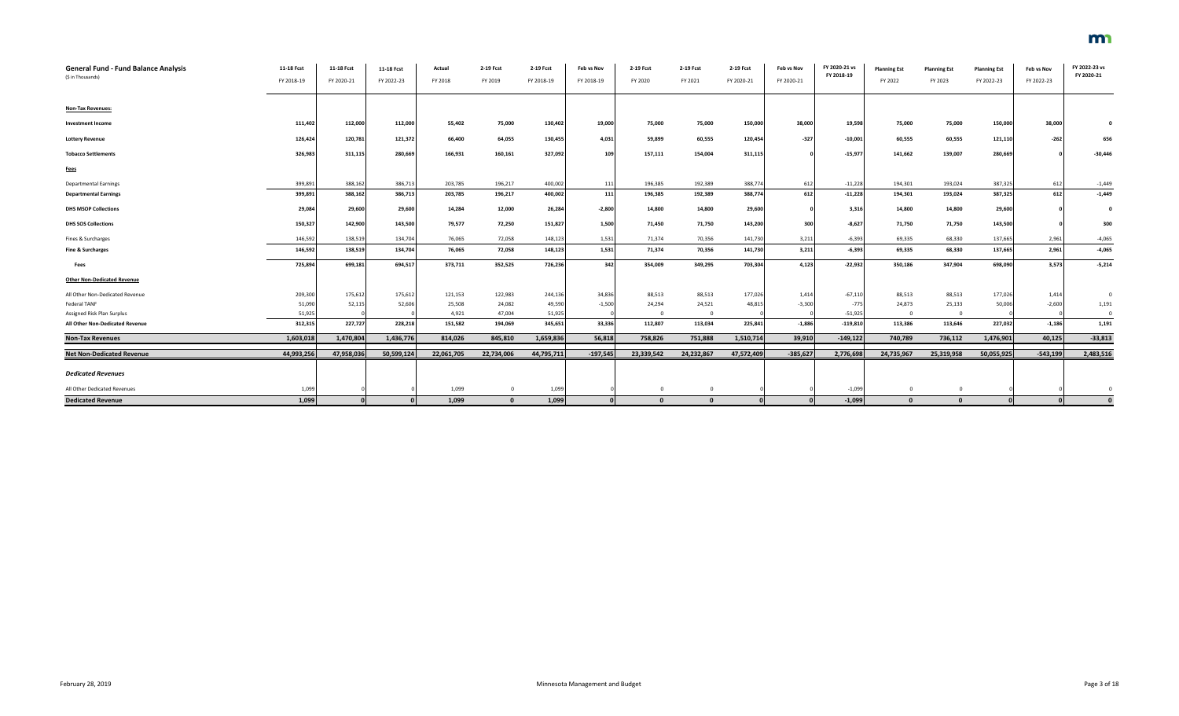| **General Fund - Fund Balance Analysis** ($ in Thousands) | **11-18 Fcst** FY 2018-19 | **11-18 Fcst** FY 2020-21 | **11-18 Fcst** FY 2022-23 | **Actual** FY 2018 | **2-19 Fcst** FY 2019 | **2-19 Fcst** FY 2018-19 | **Feb vs Nov** FY 2018-19 | **2-19 Fcst** FY 2020 | **2-19 Fcst** FY 2021 | **2-19 Fcst** FY 2020-21 | **Feb vs Nov** FY 2020-21 | **FY 2020-21 vs FY 2018-19** | **Planning Est** FY 2022 | **Planning Est** FY 2023 | **Planning Est** FY 2022-23 | **Feb vs Nov** FY 2022-23 | **FY 2022-23 vs FY 2020-21** |
|---|---|---|---|---|---|---|---|---|---|---|---|---|---|---|---|---|---|
| **Non-Tax Revenues:** | | | | | | | | | | | | | | | | | |
| **Investment Income** | **111,402** | **112,000** | **112,000** | **55,402** | **75,000** | **130,402** | **19,000** | **75,000** | **75,000** | **150,000** | **38,000** | **19,598** | **75,000** | **75,000** | **150,000** | **38,000** | **0** |
| **Lottery Revenue** | **126,424** | **120,781** | **121,372** | **66,400** | **64,055** | **130,455** | **4,031** | **59,899** | **60,555** | **120,454** | **-327** | **-10,001** | **60,555** | **60,555** | **121,110** | **-262** | **656** |
| **Tobacco Settlements** | **326,983** | **311,115** | **280,669** | **166,931** | **160,161** | **327,092** | **109** | **157,111** | **154,004** | **311,115** | **0** | **-15,977** | **141,662** | **139,007** | **280,669** | **0** | **-30,446** |
| **Fees** | | | | | | | | | | | | | | | | | |
| Departmental Earnings | 399,891 | 388,162 | 386,713 | 203,785 | 196,217 | 400,002 | 111 | 196,385 | 192,389 | 388,774 | 612 | -11,228 | 194,301 | 193,024 | 387,325 | 612 | -1,449 |
| **Departmental Earnings** | **399,891** | **388,162** | **386,713** | **203,785** | **196,217** | **400,002** | **111** | **196,385** | **192,389** | **388,774** | **612** | **-11,228** | **194,301** | **193,024** | **387,325** | **612** | **-1,449** |
| **DHS MSOP Collections** | **29,084** | **29,600** | **29,600** | **14,284** | **12,000** | **26,284** | **-2,800** | **14,800** | **14,800** | **29,600** | **0** | **3,316** | **14,800** | **14,800** | **29,600** | **0** | **0** |
| **DHS SOS Collections** | **150,327** | **142,900** | **143,500** | **79,577** | **72,250** | **151,827** | **1,500** | **71,450** | **71,750** | **143,200** | **300** | **-8,627** | **71,750** | **71,750** | **143,500** | **0** | **300** |
| Fines & Surcharges | 146,592 | 138,519 | 134,704 | 76,065 | 72,058 | 148,123 | 1,531 | 71,374 | 70,356 | 141,730 | 3,211 | -6,393 | 69,335 | 68,330 | 137,665 | 2,961 | -4,065 |
| **Fine & Surcharges** | **146,592** | **138,519** | **134,704** | **76,065** | **72,058** | **148,123** | **1,531** | **71,374** | **70,356** | **141,730** | **3,211** | **-6,393** | **69,335** | **68,330** | **137,665** | **2,961** | **-4,065** |
| **Fees** | **725,894** | **699,181** | **694,517** | **373,711** | **352,525** | **726,236** | **342** | **354,009** | **349,295** | **703,304** | **4,123** | **-22,932** | **350,186** | **347,904** | **698,090** | **3,573** | **-5,214** |
| **Other Non-Dedicated Revenue** | | | | | | | | | | | | | | | | | |
| All Other Non-Dedicated Revenue | 209,300 | 175,612 | 175,612 | 121,153 | 122,983 | 244,136 | 34,836 | 88,513 | 88,513 | 177,026 | 1,414 | -67,110 | 88,513 | 88,513 | 177,026 | 1,414 | 0 |
| Federal TANF | 51,090 | 52,115 | 52,606 | 25,508 | 24,082 | 49,590 | -1,500 | 24,294 | 24,521 | 48,815 | -3,300 | -775 | 24,873 | 25,133 | 50,006 | -2,600 | 1,191 |
| Assigned Risk Plan Surplus | 51,925 | 0 | 0 | 4,921 | 47,004 | 51,925 | 0 | 0 | 0 | 0 | 0 | -51,925 | 0 | 0 | 0 | 0 | 0 |
| **All Other Non-Dedicated Revenue** | **312,315** | **227,727** | **228,218** | **151,582** | **194,069** | **345,651** | **33,336** | **112,807** | **113,034** | **225,841** | **-1,886** | **-119,810** | **113,386** | **113,646** | **227,032** | **-1,186** | **1,191** |
| **Non-Tax Revenues** | **1,603,018** | **1,470,804** | **1,436,776** | **814,026** | **845,810** | **1,659,836** | **56,818** | **758,826** | **751,888** | **1,510,714** | **39,910** | **-149,122** | **740,789** | **736,112** | **1,476,901** | **40,125** | **-33,813** |
| **Net Non-Dedicated Revenue** | **44,993,256** | **47,958,036** | **50,599,124** | **22,061,705** | **22,734,006** | **44,795,711** | **-197,545** | **23,339,542** | **24,232,867** | **47,572,409** | **-385,627** | **2,776,698** | **24,735,967** | **25,319,958** | **50,055,925** | **-543,199** | **2,483,516** |
| ***Dedicated Revenues*** | | | | | | | | | | | | | | | | | |
| All Other Dedicated Revenues | 1,099 | 0 | 0 | 1,099 | 0 | 1,099 | 0 | 0 | 0 | 0 | 0 | -1,099 | 0 | 0 | 0 | 0 | 0 |
| **Dedicated Revenue** | **1,099** | **0** | **0** | **1,099** | **0** | **1,099** | **0** | **0** | **0** | **0** | **0** | **-1,099** | **0** | **0** | **0** | **0** | **0** |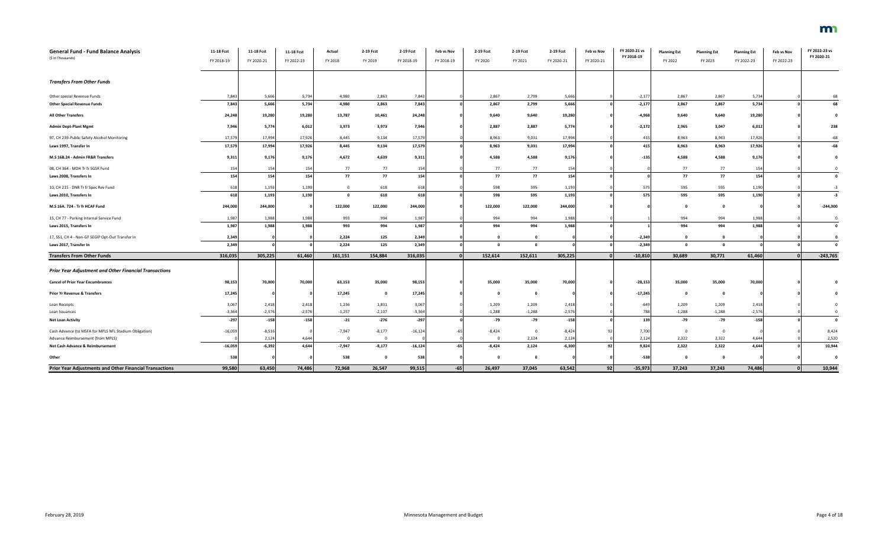| **General Fund - Fund Balance Analysis** (\$ in Thousands) | 11-18 Fcst FY 2018-19 | 11-18 Fcst FY 2020-21 | 11-18 Fcst FY 2022-23 | Actual FY 2018 | 2-19 Fcst FY 2019 | 2-19 Fcst FY 2018-19 | Feb vs Nov FY 2018-19 | 2-19 Fcst FY 2020 | 2-19 Fcst FY 2021 | 2-19 Fcst FY 2020-21 | Feb vs Nov FY 2020-21 | FY 2020-21 vs FY 2018-19 | Planning Est FY 2022 | Planning Est FY 2023 | Planning Est FY 2022-23 | Feb vs Nov FY 2022-23 | FY 2022-23 vs FY 2020-21 |
|---|---|---|---|---|---|---|---|---|---|---|---|---|---|---|---|---|---|
| ***Transfers From Other Funds*** | | | | | | | | | | | | | | | | | |
| Other special Revenue Funds | 7,843 | 5,666 | 5,734 | 4,980 | 2,863 | 7,843 | 0 | 2,867 | 2,799 | 5,666 | 0 | -2,177 | 2,867 | 2,867 | 5,734 | 0 | 68 |
| **Other Special Revenue Funds** | **7,843** | **5,666** | **5,734** | **4,980** | **2,863** | **7,843** | **0** | **2,867** | **2,799** | **5,666** | **0** | **-2,177** | **2,867** | **2,867** | **5,734** | **0** | **68** |
| **All Other Transfers** | **24,248** | **19,280** | **19,280** | **13,787** | **10,461** | **24,248** | **0** | **9,640** | **9,640** | **19,280** | **0** | **-4,968** | **9,640** | **9,640** | **19,280** | **0** | **0** |
| **Admin Dept-Plant Mgmt** | **7,946** | **5,774** | **6,012** | **3,973** | **3,973** | **7,946** | **0** | **2,887** | **2,887** | **5,774** | **0** | **-2,172** | **2,965** | **3,047** | **6,012** | **0** | **238** |
| 97, CH 239-Public Safety Alcohol Monitoring | 17,579 | 17,994 | 17,926 | 8,445 | 9,134 | 17,579 | 0 | 8,963 | 9,031 | 17,994 | 0 | 415 | 8,963 | 8,963 | 17,926 | 0 | -68 |
| **Laws 1997, Transfer In** | **17,579** | **17,994** | **17,926** | **8,445** | **9,134** | **17,579** | **0** | **8,963** | **9,031** | **17,994** | **0** | **415** | **8,963** | **8,963** | **17,926** | **0** | **-68** |
| **M.S 16B.24 - Admin FR&R Transfers** | **9,311** | **9,176** | **9,176** | **4,672** | **4,639** | **9,311** | **0** | **4,588** | **4,588** | **9,176** | **0** | **-135** | **4,588** | **4,588** | **9,176** | **0** | **0** |
| 08, CH 364 - MDH Tr fr SGSR Fund | 154 | 154 | 154 | 77 | 77 | 154 | 0 | 77 | 77 | 154 | 0 | 0 | 77 | 77 | 154 | 0 | 0 |
| **Laws 2008, Transfers In** | **154** | **154** | **154** | **77** | **77** | **154** | **0** | **77** | **77** | **154** | **0** | **0** | **77** | **77** | **154** | **0** | **0** |
| 10, CH 215 - DNR Tr fr Spec Rev Fund | 618 | 1,193 | 1,190 | 0 | 618 | 618 | 0 | 598 | 595 | 1,193 | 0 | 575 | 595 | 595 | 1,190 | 0 | -3 |
| **Laws 2010, Transfers In** | **618** | **1,193** | **1,190** | **0** | **618** | **618** | **0** | **598** | **595** | **1,193** | **0** | **575** | **595** | **595** | **1,190** | **0** | **-3** |
| **M.S 16A. 724 - Tr fr HCAF Fund** | **244,000** | **244,000** | **0** | **122,000** | **122,000** | **244,000** | **0** | **122,000** | **122,000** | **244,000** | **0** | **0** | **0** | **0** | **0** | **0** | **-244,000** |
| 15, CH 77 - Parking Internal Service Fund | 1,987 | 1,988 | 1,988 | 993 | 994 | 1,987 | 0 | 994 | 994 | 1,988 | 0 | 1 | 994 | 994 | 1,988 | 0 | 0 |
| **Laws 2015, Transfers In** | **1,987** | **1,988** | **1,988** | **993** | **994** | **1,987** | **0** | **994** | **994** | **1,988** | **0** | **1** | **994** | **994** | **1,988** | **0** | **0** |
| 17, SS1, CH 4 - Non-GF SEGIP Opt-Out Transfer In | 2,349 | 0 | 0 | 2,224 | 125 | 2,349 | 0 | 0 | 0 | 0 | 0 | -2,349 | 0 | 0 | 0 | 0 | 0 |
| **Laws 2017, Transfer In** | **2,349** | **0** | **0** | **2,224** | **125** | **2,349** | **0** | **0** | **0** | **0** | **0** | **-2,349** | **0** | **0** | **0** | **0** | **0** |
| **Transfers From Other Funds** | **316,035** | **305,225** | **61,460** | **161,151** | **154,884** | **316,035** | **0** | **152,614** | **152,611** | **305,225** | **0** | **-10,810** | **30,689** | **30,771** | **61,460** | **0** | **-243,765** |
| ***Prior Year Adjustment and Other Financial Transactions*** | | | | | | | | | | | | | | | | | |
| **Cancel of Prior Year Encumbrances** | **98,153** | **70,000** | **70,000** | **63,153** | **35,000** | **98,153** | **0** | **35,000** | **35,000** | **70,000** | **0** | **-28,153** | **35,000** | **35,000** | **70,000** | **0** | **0** |
| **Prior Yr Revenue & Transfers** | **17,245** | **0** | **0** | **17,245** | **0** | **17,245** | **0** | **0** | **0** | **0** | **0** | **-17,245** | **0** | **0** | **0** | **0** | **0** |
| Loan Receipts | 3,067 | 2,418 | 2,418 | 1,236 | 1,831 | 3,067 | 0 | 1,209 | 1,209 | 2,418 | 0 | -649 | 1,209 | 1,209 | 2,418 | 0 | 0 |
| Loan Issuances | -3,364 | -2,576 | -2,576 | -1,257 | -2,107 | -3,364 | 0 | -1,288 | -1,288 | -2,576 | 0 | 788 | -1,288 | -1,288 | -2,576 | 0 | 0 |
| **Net Loan Activity** | **-297** | **-158** | **-158** | **-21** | **-276** | **-297** | **0** | **-79** | **-79** | **-158** | **0** | **139** | **-79** | **-79** | **-158** | **0** | **0** |
| Cash Advance (to MSFA for MPLS NFL Stadium Obligation) | -16,059 | -8,516 | 0 | -7,947 | -8,177 | -16,124 | -65 | -8,424 | 0 | -8,424 | 92 | 7,700 | 0 | 0 | 0 | 0 | 8,424 |
| Advance Reimbursement (from MPLS) | 0 | 2,124 | 4,644 | 0 | 0 | 0 | 0 | 0 | 2,124 | 2,124 | 0 | 2,124 | 2,322 | 2,322 | 4,644 | 0 | 2,520 |
| **Net Cash Advance & Reimbursement** | **-16,059** | **-6,392** | **4,644** | **-7,947** | **-8,177** | **-16,124** | **-65** | **-8,424** | **2,124** | **-6,300** | **92** | **9,824** | **2,322** | **2,322** | **4,644** | **0** | **10,944** |
| **Other** | **538** | **0** | **0** | **538** | **0** | **538** | **0** | **0** | **0** | **0** | **0** | **-538** | **0** | **0** | **0** | **0** | **0** |
| **Prior Year Adjustments and Other Financial Transactions** | **99,580** | **63,450** | **74,486** | **72,968** | **26,547** | **99,515** | **-65** | **26,497** | **37,045** | **63,542** | **92** | **-35,973** | **37,243** | **37,243** | **74,486** | **0** | **10,944** |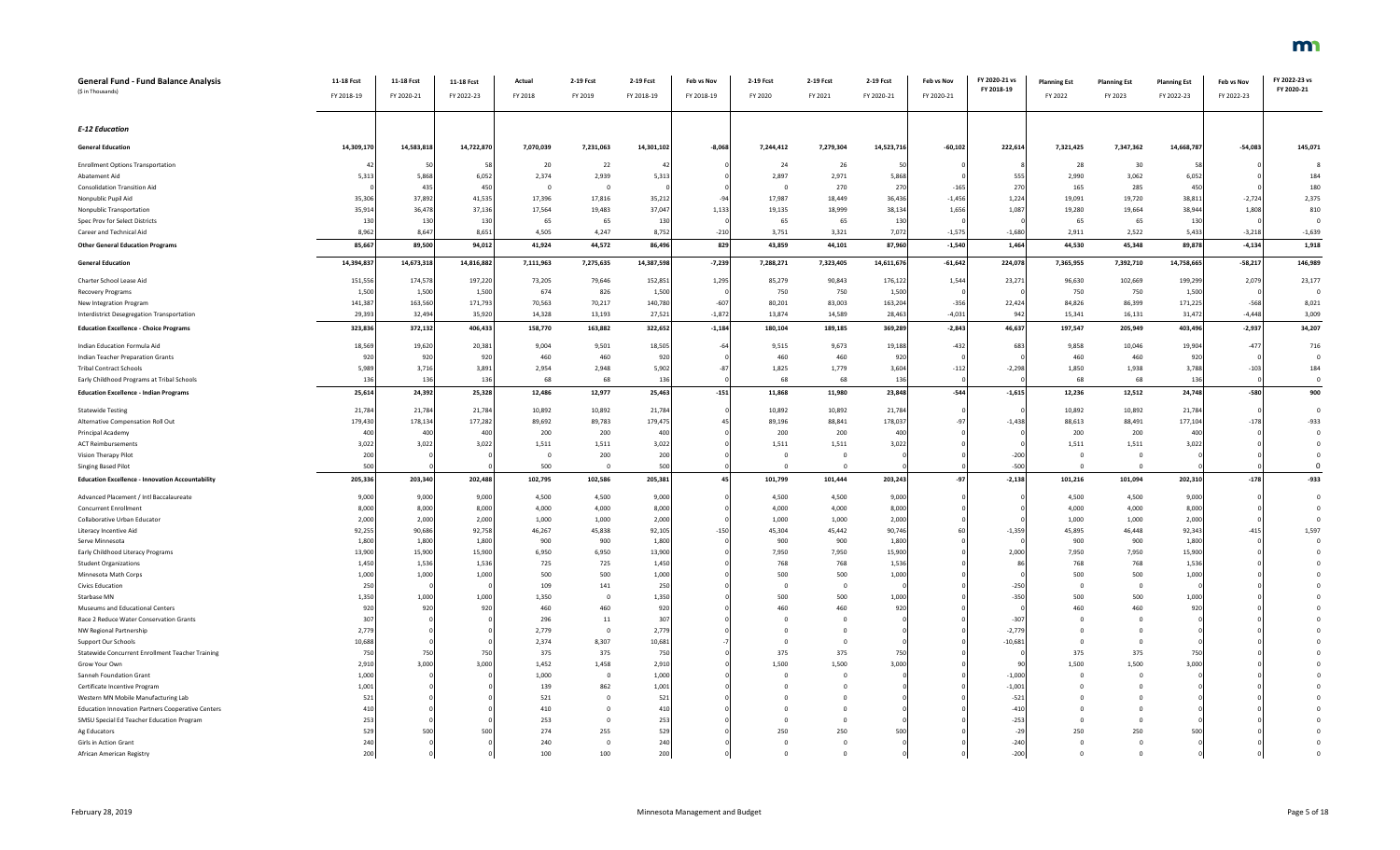| General Fund - Fund Balance Analysis ($ in Thousands) | 11-18 Fcst FY 2018-19 | 11-18 Fcst FY 2020-21 | 11-18 Fcst FY 2022-23 | Actual FY 2018 | 2-19 Fcst FY 2019 | 2-19 Fcst FY 2018-19 | Feb vs Nov FY 2018-19 | 2-19 Fcst FY 2020 | 2-19 Fcst FY 2021 | 2-19 Fcst FY 2020-21 | Feb vs Nov FY 2020-21 | FY 2020-21 vs FY 2018-19 | Planning Est FY 2022 | Planning Est FY 2023 | Planning Est FY 2022-23 | Feb vs Nov FY 2022-23 | FY 2022-23 vs FY 2020-21 |
|---|---|---|---|---|---|---|---|---|---|---|---|---|---|---|---|---|---|
| ***E-12 Education*** | | | | | | | | | | | | | | | | | |
| **General Education** | 14,309,170 | 14,583,818 | 14,722,870 | 7,070,039 | 7,231,063 | 14,301,102 | -8,068 | 7,244,412 | 7,279,304 | 14,523,716 | -60,102 | 222,614 | 7,321,425 | 7,347,362 | 14,668,787 | -54,083 | 145,071 |
| Enrollment Options Transportation | 42 | 50 | 58 | 20 | 22 | 42 | 0 | 24 | 26 | 50 | 0 | 8 | 28 | 30 | 58 | 0 | 8 |
| Abatement Aid | 5,313 | 5,868 | 6,052 | 2,374 | 2,939 | 5,313 | 0 | 2,897 | 2,971 | 5,868 | 0 | 555 | 2,990 | 3,062 | 6,052 | 0 | 184 |
| Consolidation Transition Aid | 0 | 435 | 450 | 0 | 0 | 0 | 0 | 0 | 270 | 270 | -165 | 270 | 165 | 285 | 450 | 0 | 180 |
| Nonpublic Pupil Aid | 35,306 | 37,892 | 41,535 | 17,396 | 17,816 | 35,212 | -94 | 17,987 | 18,449 | 36,436 | -1,456 | 1,224 | 19,091 | 19,720 | 38,811 | -2,724 | 2,375 |
| Nonpublic Transportation | 35,914 | 36,478 | 37,136 | 17,564 | 19,483 | 37,047 | 1,133 | 19,135 | 18,999 | 38,134 | 1,656 | 1,087 | 19,280 | 19,664 | 38,944 | 1,808 | 810 |
| Spec Prov for Select Districts | 130 | 130 | 130 | 65 | 65 | 130 | 0 | 65 | 65 | 130 | 0 | 0 | 65 | 65 | 130 | 0 | 0 |
| Career and Technical Aid | 8,962 | 8,647 | 8,651 | 4,505 | 4,247 | 8,752 | -210 | 3,751 | 3,321 | 7,072 | -1,575 | -1,680 | 2,911 | 2,522 | 5,433 | -3,218 | -1,639 |
| **Other General Education Programs** | 85,667 | 89,500 | 94,012 | 41,924 | 44,572 | 86,496 | 829 | 43,859 | 44,101 | 87,960 | -1,540 | 1,464 | 44,530 | 45,348 | 89,878 | -4,134 | 1,918 |
| **General Education** | 14,394,837 | 14,673,318 | 14,816,882 | 7,111,963 | 7,275,635 | 14,387,598 | -7,239 | 7,288,271 | 7,323,405 | 14,611,676 | -61,642 | 224,078 | 7,365,955 | 7,392,710 | 14,758,665 | -58,217 | 146,989 |
| Charter School Lease Aid | 151,556 | 174,578 | 197,220 | 73,205 | 79,646 | 152,851 | 1,295 | 85,279 | 90,843 | 176,122 | 1,544 | 23,271 | 96,630 | 102,669 | 199,299 | 2,079 | 23,177 |
| Recovery Programs | 1,500 | 1,500 | 1,500 | 674 | 826 | 1,500 | 0 | 750 | 750 | 1,500 | 0 | 0 | 750 | 750 | 1,500 | 0 | 0 |
| New Integration Program | 141,387 | 163,560 | 171,793 | 70,563 | 70,217 | 140,780 | -607 | 80,201 | 83,003 | 163,204 | -356 | 22,424 | 84,826 | 86,399 | 171,225 | -568 | 8,021 |
| Interdistrict Desegregation Transportation | 29,393 | 32,494 | 35,920 | 14,328 | 13,193 | 27,521 | -1,872 | 13,874 | 14,589 | 28,463 | -4,031 | 942 | 15,341 | 16,131 | 31,472 | -4,448 | 3,009 |
| **Education Excellence - Choice Programs** | 323,836 | 372,132 | 406,433 | 158,770 | 163,882 | 322,652 | -1,184 | 180,104 | 189,185 | 369,289 | -2,843 | 46,637 | 197,547 | 205,949 | 403,496 | -2,937 | 34,207 |
| Indian Education Formula Aid | 18,569 | 19,620 | 20,381 | 9,004 | 9,501 | 18,505 | -64 | 9,515 | 9,673 | 19,188 | -432 | 683 | 9,858 | 10,046 | 19,904 | -477 | 716 |
| Indian Teacher Preparation Grants | 920 | 920 | 920 | 460 | 460 | 920 | 0 | 460 | 460 | 920 | 0 | 0 | 460 | 460 | 920 | 0 | 0 |
| Tribal Contract Schools | 5,989 | 3,716 | 3,891 | 2,954 | 2,948 | 5,902 | -87 | 1,825 | 1,779 | 3,604 | -112 | -2,298 | 1,850 | 1,938 | 3,788 | -103 | 184 |
| Early Childhood Programs at Tribal Schools | 136 | 136 | 136 | 68 | 68 | 136 | 0 | 68 | 68 | 136 | 0 | 0 | 68 | 68 | 136 | 0 | 0 |
| **Education Excellence - Indian Programs** | 25,614 | 24,392 | 25,328 | 12,486 | 12,977 | 25,463 | -151 | 11,868 | 11,980 | 23,848 | -544 | -1,615 | 12,236 | 12,512 | 24,748 | -580 | 900 |
| Statewide Testing | 21,784 | 21,784 | 21,784 | 10,892 | 10,892 | 21,784 | 0 | 10,892 | 10,892 | 21,784 | 0 | 0 | 10,892 | 10,892 | 21,784 | 0 | 0 |
| Alternative Compensation Roll Out | 179,430 | 178,134 | 177,282 | 89,692 | 89,783 | 179,475 | 45 | 89,196 | 88,841 | 178,037 | -97 | -1,438 | 88,613 | 88,491 | 177,104 | -178 | -933 |
| Principal Academy | 400 | 400 | 400 | 200 | 200 | 400 | 0 | 200 | 200 | 400 | 0 | 0 | 200 | 200 | 400 | 0 | 0 |
| ACT Reimbursements | 3,022 | 3,022 | 3,022 | 1,511 | 1,511 | 3,022 | 0 | 1,511 | 1,511 | 3,022 | 0 | 0 | 1,511 | 1,511 | 3,022 | 0 | 0 |
| Vision Therapy Pilot | 200 | 0 | 0 | 0 | 200 | 200 | 0 | 0 | 0 | 0 | 0 | -200 | 0 | 0 | 0 | 0 | 0 |
| Singing Based Pilot | 500 | 0 | 0 | 500 | 0 | 500 | 0 | 0 | 0 | 0 | 0 | -500 | 0 | 0 | 0 | 0 | 0 |
| **Education Excellence - Innovation Accountability** | 205,336 | 203,340 | 202,488 | 102,795 | 102,586 | 205,381 | 45 | 101,799 | 101,444 | 203,243 | -97 | -2,138 | 101,216 | 101,094 | 202,310 | -178 | -933 |
| Advanced Placement / Intl Baccalaureate | 9,000 | 9,000 | 9,000 | 4,500 | 4,500 | 9,000 | 0 | 4,500 | 4,500 | 9,000 | 0 | 0 | 4,500 | 4,500 | 9,000 | 0 | 0 |
| Concurrent Enrollment | 8,000 | 8,000 | 8,000 | 4,000 | 4,000 | 8,000 | 0 | 4,000 | 4,000 | 8,000 | 0 | 0 | 4,000 | 4,000 | 8,000 | 0 | 0 |
| Collaborative Urban Educator | 2,000 | 2,000 | 2,000 | 1,000 | 1,000 | 2,000 | 0 | 1,000 | 1,000 | 2,000 | 0 | 0 | 1,000 | 1,000 | 2,000 | 0 | 0 |
| Literacy Incentive Aid | 92,255 | 90,686 | 92,758 | 46,267 | 45,838 | 92,105 | -150 | 45,304 | 45,442 | 90,746 | 60 | -1,359 | 45,895 | 46,448 | 92,343 | -415 | 1,597 |
| Serve Minnesota | 1,800 | 1,800 | 1,800 | 900 | 900 | 1,800 | 0 | 900 | 900 | 1,800 | 0 | 0 | 900 | 900 | 1,800 | 0 | 0 |
| Early Childhood Literacy Programs | 13,900 | 15,900 | 15,900 | 6,950 | 6,950 | 13,900 | 0 | 7,950 | 7,950 | 15,900 | 0 | 2,000 | 7,950 | 7,950 | 15,900 | 0 | 0 |
| Student Organizations | 1,450 | 1,536 | 1,536 | 725 | 725 | 1,450 | 0 | 768 | 768 | 1,536 | 0 | 86 | 768 | 768 | 1,536 | 0 | 0 |
| Minnesota Math Corps | 1,000 | 1,000 | 1,000 | 500 | 500 | 1,000 | 0 | 500 | 500 | 1,000 | 0 | 0 | 500 | 500 | 1,000 | 0 | 0 |
| Civics Education | 250 | 0 | 0 | 109 | 141 | 250 | 0 | 0 | 0 | 0 | 0 | -250 | 0 | 0 | 0 | 0 | 0 |
| Starbase MN | 1,350 | 1,000 | 1,000 | 1,350 | 0 | 1,350 | 0 | 500 | 500 | 1,000 | 0 | -350 | 500 | 500 | 1,000 | 0 | 0 |
| Museums and Educational Centers | 920 | 920 | 920 | 460 | 460 | 920 | 0 | 460 | 460 | 920 | 0 | 0 | 460 | 460 | 920 | 0 | 0 |
| Race 2 Reduce Water Conservation Grants | 307 | 0 | 0 | 296 | 11 | 307 | 0 | 0 | 0 | 0 | 0 | -307 | 0 | 0 | 0 | 0 | 0 |
| NW Regional Partnership | 2,779 | 0 | 0 | 2,779 | 0 | 2,779 | 0 | 0 | 0 | 0 | 0 | -2,779 | 0 | 0 | 0 | 0 | 0 |
| Support Our Schools | 10,688 | 0 | 0 | 2,374 | 8,307 | 10,681 | -7 | 0 | 0 | 0 | 0 | -10,681 | 0 | 0 | 0 | 0 | 0 |
| Statewide Concurrent Enrollment Teacher Training | 750 | 750 | 750 | 375 | 375 | 750 | 0 | 375 | 375 | 750 | 0 | 0 | 375 | 375 | 750 | 0 | 0 |
| Grow Your Own | 2,910 | 3,000 | 3,000 | 1,452 | 1,458 | 2,910 | 0 | 1,500 | 1,500 | 3,000 | 0 | 90 | 1,500 | 1,500 | 3,000 | 0 | 0 |
| Sanneh Foundation Grant | 1,000 | 0 | 0 | 1,000 | 0 | 1,000 | 0 | 0 | 0 | 0 | 0 | -1,000 | 0 | 0 | 0 | 0 | 0 |
| Certificate Incentive Program | 1,001 | 0 | 0 | 139 | 862 | 1,001 | 0 | 0 | 0 | 0 | 0 | -1,001 | 0 | 0 | 0 | 0 | 0 |
| Western MN Mobile Manufacturing Lab | 521 | 0 | 0 | 521 | 0 | 521 | 0 | 0 | 0 | 0 | 0 | -521 | 0 | 0 | 0 | 0 | 0 |
| Education Innovation Partners Cooperative Centers | 410 | 0 | 0 | 410 | 0 | 410 | 0 | 0 | 0 | 0 | 0 | -410 | 0 | 0 | 0 | 0 | 0 |
| SMSU Special Ed Teacher Education Program | 253 | 0 | 0 | 253 | 0 | 253 | 0 | 0 | 0 | 0 | 0 | -253 | 0 | 0 | 0 | 0 | 0 |
| Ag Educators | 529 | 500 | 500 | 274 | 255 | 529 | 0 | 250 | 250 | 500 | 0 | -29 | 250 | 250 | 500 | 0 | 0 |
| Girls in Action Grant | 240 | 0 | 0 | 240 | 0 | 240 | 0 | 0 | 0 | 0 | 0 | -240 | 0 | 0 | 0 | 0 | 0 |
| African American Registry | 200 | 0 | 0 | 100 | 100 | 200 | 0 | 0 | 0 | 0 | 0 | -200 | 0 | 0 | 0 | 0 | 0 |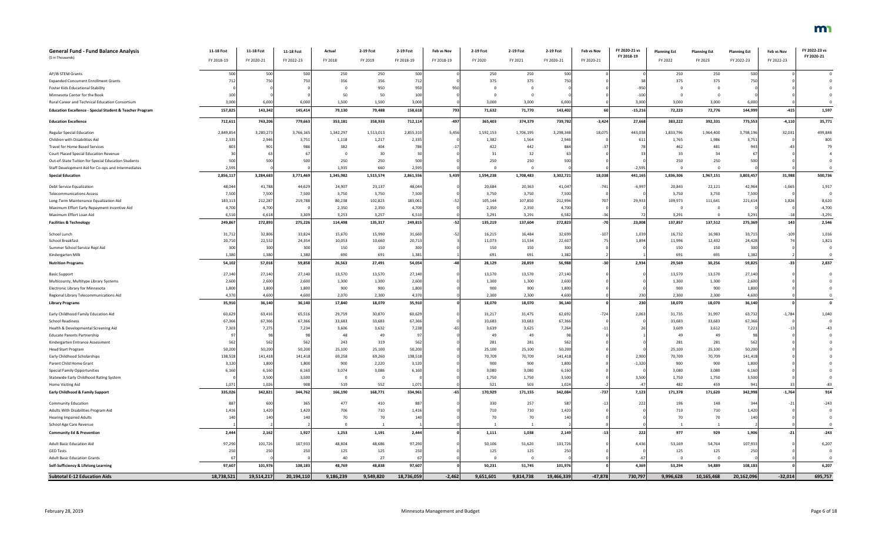| General Fund - Fund Balance Analysis ($ in Thousands) | 11-18 Fcst FY 2018-19 | 11-18 Fcst FY 2020-21 | 11-18 Fcst FY 2022-23 | Actual FY 2018 | 2-19 Fcst FY 2019 | 2-19 Fcst FY 2018-19 | Feb vs Nov FY 2018-19 | 2-19 Fcst FY 2020 | 2-19 Fcst FY 2021 | 2-19 Fcst FY 2020-21 | Feb vs Nov FY 2020-21 | FY 2020-21 vs FY 2018-19 | Planning Est FY 2022 | Planning Est FY 2023 | Planning Est FY 2022-23 | Feb vs Nov FY 2022-23 | FY 2022-23 vs FY 2020-21 |
|---|---|---|---|---|---|---|---|---|---|---|---|---|---|---|---|---|---|
| AP/IB STEM Grants | 500 | 500 | 500 | 250 | 250 | 500 | 0 | 250 | 250 | 500 | 0 | 0 | 250 | 250 | 500 | 0 | 0 |
| Expanded Concurrent Enrollment Grants | 712 | 750 | 750 | 356 | 356 | 712 | 0 | 375 | 375 | 750 | 0 | 38 | 375 | 375 | 750 | 0 | 0 |
| Foster Kids Educational Stability | 0 | 0 | 0 | 0 | 950 | 950 | 950 | 0 | 0 | 0 | 0 | -950 | 0 | 0 | 0 | 0 | 0 |
| Minnesota Center for the Book | 100 | 0 | 0 | 50 | 50 | 100 | 0 | 0 | 0 | 0 | 0 | -100 | 0 | 0 | 0 | 0 | 0 |
| Rural Career and Technical Education Consortium | 3,000 | 6,000 | 6,000 | 1,500 | 1,500 | 3,000 | 0 | 3,000 | 3,000 | 6,000 | 0 | 3,000 | 3,000 | 3,000 | 6,000 | 0 | 0 |
| **Education Excellence - Special Student & Teacher Program** | **157,825** | **143,342** | **145,414** | **79,130** | **79,488** | **158,618** | **793** | **71,632** | **71,770** | **143,402** | **60** | **-15,216** | **72,223** | **72,776** | **144,999** | **-415** | **1,597** |
| **Education Excellence** | **712,611** | **743,206** | **779,663** | **353,181** | **358,933** | **712,114** | **-497** | **365,403** | **374,379** | **739,782** | **-3,424** | **27,668** | **383,222** | **392,331** | **775,553** | **-4,110** | **35,771** |
| Regular Special Education | 2,849,854 | 3,280,273 | 3,766,165 | 1,342,297 | 1,513,013 | 2,855,310 | 5,456 | 1,592,153 | 1,706,195 | 3,298,348 | 18,075 | 443,038 | 1,833,796 | 1,964,400 | 3,798,196 | 32,031 | 499,848 |
| Children with Disabilities Aid | 2,335 | 2,946 | 3,751 | 1,118 | 1,217 | 2,335 | 0 | 1,382 | 1,564 | 2,946 | 0 | 611 | 1,765 | 1,986 | 3,751 | 0 | 805 |
| Travel for Home Based Services | 803 | 901 | 986 | 382 | 404 | 786 | -17 | 422 | 442 | 864 | -37 | 78 | 462 | 481 | 943 | -43 | 79 |
| Court Placed Special Education Revenue | 30 | 63 | 67 | 0 | 30 | 30 | 0 | 31 | 32 | 63 | 0 | 33 | 33 | 34 | 67 | 0 | 4 |
| Out-of-State Tuition for Special Education Students | 500 | 500 | 500 | 250 | 250 | 500 | 0 | 250 | 250 | 500 | 0 | 0 | 250 | 250 | 500 | 0 | 0 |
| Staff Development Aid for Co-ops and Intermediates | 2,595 | 0 | 0 | 1,935 | 660 | 2,595 | 0 | 0 | 0 | 0 | 0 | -2,595 | 0 | 0 | 0 | 0 | 0 |
| **Special Education** | **2,856,117** | **3,284,683** | **3,771,469** | **1,345,982** | **1,515,574** | **2,861,556** | **5,439** | **1,594,238** | **1,708,483** | **3,302,721** | **18,038** | **441,165** | **1,836,306** | **1,967,151** | **3,803,457** | **31,988** | **500,736** |
| Debt Service Equalization | 48,044 | 41,788 | 44,629 | 24,907 | 23,137 | 48,044 | 0 | 20,684 | 20,363 | 41,047 | -741 | -6,997 | 20,843 | 22,121 | 42,964 | -1,665 | 1,917 |
| Telecommunications Access | 7,500 | 7,500 | 7,500 | 3,750 | 3,750 | 7,500 | 0 | 3,750 | 3,750 | 7,500 | 0 | 0 | 3,750 | 3,750 | 7,500 | 0 | 0 |
| Long-Term Maintenance Equalization Aid | 183,113 | 212,287 | 219,788 | 80,238 | 102,823 | 183,061 | -52 | 105,144 | 107,850 | 212,994 | 707 | 29,933 | 109,973 | 111,641 | 221,614 | 1,826 | 8,620 |
| Maximum Effort Early Repayment Incentive Aid | 4,700 | 4,700 | 0 | 2,350 | 2,350 | 4,700 | 0 | 2,350 | 2,350 | 4,700 | 0 | 0 | 0 | 0 | 0 | 0 | -4,700 |
| Maximum Effort Loan Aid | 6,510 | 6,618 | 3,309 | 3,253 | 3,257 | 6,510 | 0 | 3,291 | 3,291 | 6,582 | -36 | 72 | 3,291 | 0 | 3,291 | -18 | -3,291 |
| **Facilities & Technology** | **249,867** | **272,893** | **275,226** | **114,498** | **135,317** | **249,815** | **-52** | **135,219** | **137,604** | **272,823** | **-70** | **23,008** | **137,857** | **137,512** | **275,369** | **143** | **2,546** |
| School Lunch | 31,712 | 32,806 | 33,824 | 15,670 | 15,990 | 31,660 | -52 | 16,215 | 16,484 | 32,699 | -107 | 1,039 | 16,732 | 16,983 | 33,715 | -109 | 1,016 |
| School Breakfast | 20,710 | 22,532 | 24,354 | 10,053 | 10,660 | 20,713 | 3 | 11,073 | 11,534 | 22,607 | 75 | 1,894 | 11,996 | 12,432 | 24,428 | 74 | 1,821 |
| Summer School Service Repl Aid | 300 | 300 | 300 | 150 | 150 | 300 | 0 | 150 | 150 | 300 | 0 | 0 | 150 | 150 | 300 | 0 | 0 |
| Kindergarten Milk | 1,380 | 1,380 | 1,380 | 690 | 691 | 1,381 | 1 | 691 | 691 | 1,382 | 2 | 1 | 691 | 691 | 1,382 | 2 | 0 |
| **Nutrition Programs** | **54,102** | **57,018** | **59,858** | **26,563** | **27,491** | **54,054** | **-48** | **28,129** | **28,859** | **56,988** | **-30** | **2,934** | **29,569** | **30,256** | **59,825** | **-33** | **2,837** |
| Basic Support | 27,140 | 27,140 | 27,140 | 13,570 | 13,570 | 27,140 | 0 | 13,570 | 13,570 | 27,140 | 0 | 0 | 13,570 | 13,570 | 27,140 | 0 | 0 |
| Multicounty, Multitype Library Systems | 2,600 | 2,600 | 2,600 | 1,300 | 1,300 | 2,600 | 0 | 1,300 | 1,300 | 2,600 | 0 | 0 | 1,300 | 1,300 | 2,600 | 0 | 0 |
| Electronic Library for Minnesota | 1,800 | 1,800 | 1,800 | 900 | 900 | 1,800 | 0 | 900 | 900 | 1,800 | 0 | 0 | 900 | 900 | 1,800 | 0 | 0 |
| Regional Library Telecommunications Aid | 4,370 | 4,600 | 4,600 | 2,070 | 2,300 | 4,370 | 0 | 2,300 | 2,300 | 4,600 | 0 | 230 | 2,300 | 2,300 | 4,600 | 0 | 0 |
| **Library Programs** | **35,910** | **36,140** | **36,140** | **17,840** | **18,070** | **35,910** | **0** | **18,070** | **18,070** | **36,140** | **0** | **230** | **18,070** | **18,070** | **36,140** | **0** | **0** |
| Early Childhood Family Education Aid | 60,629 | 63,416 | 65,516 | 29,759 | 30,870 | 60,629 | 0 | 31,217 | 31,475 | 62,692 | -724 | 2,063 | 31,735 | 31,997 | 63,732 | -1,784 | 1,040 |
| School Readiness | 67,366 | 67,366 | 67,366 | 33,683 | 33,683 | 67,366 | 0 | 33,683 | 33,683 | 67,366 | 0 | 0 | 33,683 | 33,683 | 67,366 | 0 | 0 |
| Health & Developmental Screening Aid | 7,303 | 7,275 | 7,234 | 3,606 | 3,632 | 7,238 | -65 | 3,639 | 3,625 | 7,264 | -11 | 26 | 3,609 | 3,612 | 7,221 | -13 | -43 |
| Educate Parents Partnership | 97 | 98 | 98 | 48 | 49 | 97 | 0 | 49 | 49 | 98 | 0 | 1 | 49 | 49 | 98 | 0 | 0 |
| Kindergarten Entrance Assessment | 562 | 562 | 562 | 243 | 319 | 562 | 0 | 281 | 281 | 562 | 0 | 0 | 281 | 281 | 562 | 0 | 0 |
| Head Start Program | 50,200 | 50,200 | 50,200 | 25,100 | 25,100 | 50,200 | 0 | 25,100 | 25,100 | 50,200 | 0 | 0 | 25,100 | 25,100 | 50,200 | 0 | 0 |
| Early Childhood Scholarships | 138,518 | 141,418 | 141,418 | 69,258 | 69,260 | 138,518 | 0 | 70,709 | 70,709 | 141,418 | 0 | 2,900 | 70,709 | 70,709 | 141,418 | 0 | 0 |
| Parent Child Home Grant | 3,120 | 1,800 | 1,800 | 900 | 2,220 | 3,120 | 0 | 900 | 900 | 1,800 | 0 | -1,320 | 900 | 900 | 1,800 | 0 | 0 |
| Special Family Opportunities | 6,160 | 6,160 | 6,160 | 3,074 | 3,086 | 6,160 | 0 | 3,080 | 3,080 | 6,160 | 0 | 0 | 3,080 | 3,080 | 6,160 | 0 | 0 |
| Statewide Early Childhood Rating System | 0 | 3,500 | 3,500 | 0 | 0 | 0 | 0 | 1,750 | 1,750 | 3,500 | 0 | 3,500 | 1,750 | 1,750 | 3,500 | 0 | 0 |
| Home Visiting Aid | 1,071 | 1,026 | 908 | 519 | 552 | 1,071 | 0 | 521 | 503 | 1,024 | -2 | -47 | 482 | 459 | 941 | 33 | -83 |
| **Early Childhood & Family Support** | **335,026** | **342,821** | **344,762** | **166,190** | **168,771** | **334,961** | **-65** | **170,929** | **171,155** | **342,084** | **-737** | **7,123** | **171,378** | **171,620** | **342,998** | **-1,764** | **914** |
| Community Education | 887 | 600 | 365 | 477 | 410 | 887 | 0 | 330 | 257 | 587 | -13 | 222 | 196 | 148 | 344 | -21 | -243 |
| Adults With Disabilities Program Aid | 1,416 | 1,420 | 1,420 | 706 | 710 | 1,416 | 0 | 710 | 710 | 1,420 | 0 | 0 | 710 | 710 | 1,420 | 0 | 0 |
| Hearing Impaired Adults | 140 | 140 | 140 | 70 | 70 | 140 | 0 | 70 | 70 | 140 | 0 | 0 | 70 | 70 | 140 | 0 | 0 |
| School Age Care Revenue | 1 | 2 | 2 | 0 | 1 | 1 | 0 | 1 | 1 | 2 | 0 | 0 | 1 | 1 | 2 | 0 | 0 |
| **Community Ed & Prevention** | **2,444** | **2,162** | **1,927** | **1,253** | **1,191** | **2,444** | **0** | **1,111** | **1,038** | **2,149** | **-13** | **222** | **977** | **929** | **1,906** | **-21** | **-243** |
| Adult Basic Education Aid | 97,290 | 101,726 | 107,933 | 48,604 | 48,686 | 97,290 | 0 | 50,106 | 51,620 | 101,726 | 0 | 4,436 | 53,169 | 54,764 | 107,933 | 0 | 6,207 |
| GED Tests | 250 | 250 | 250 | 125 | 125 | 250 | 0 | 125 | 125 | 250 | 0 | 0 | 125 | 125 | 250 | 0 | 0 |
| Adult Basic Education Grants | 67 | 0 | 0 | 40 | 27 | 67 | 0 | 0 | 0 | 0 | 0 | -67 | 0 | 0 | 0 | 0 | 0 |
| **Self-Sufficiency & Lifelong Learning** | **97,607** | **101,976** | **108,183** | **48,769** | **48,838** | **97,607** | **0** | **50,231** | **51,745** | **101,976** | **0** | **4,369** | **53,294** | **54,889** | **108,183** | **0** | **6,207** |
| **Subtotal E-12 Education Aids** | **18,738,521** | **19,514,217** | **20,194,110** | **9,186,239** | **9,549,820** | **18,736,059** | **-2,462** | **9,651,601** | **9,814,738** | **19,466,339** | **-47,878** | **730,797** | **9,996,628** | **10,165,468** | **20,162,096** | **-32,014** | **695,757** |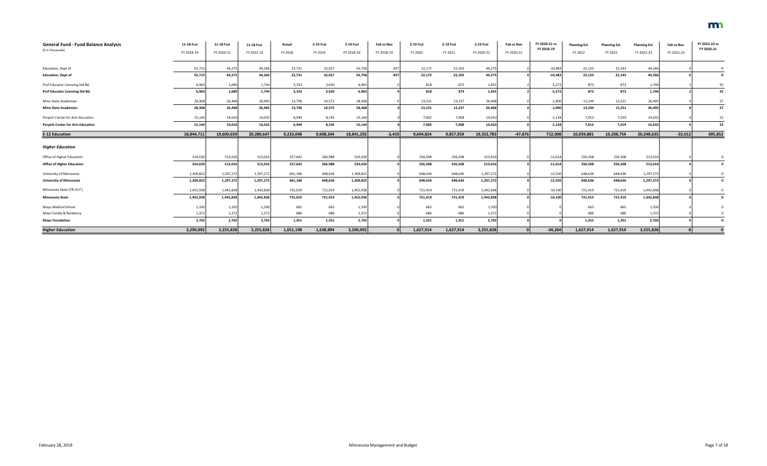| **General Fund - Fund Balance Analysis** (\$ in Thousands) | 11-18 Fcst FY 2018-19 | 11-18 Fcst FY 2020-21 | 11-18 Fcst FY 2022-23 | Actual FY 2018 | 2-19 Fcst FY 2019 | 2-19 Fcst FY 2018-19 | Feb vs Nov FY 2018-19 | 2-19 Fcst FY 2020 | 2-19 Fcst FY 2021 | 2-19 Fcst FY 2020-21 | Feb vs Nov FY 2020-21 | FY 2020-21 vs FY 2018-19 | Planning Est FY 2022 | Planning Est FY 2023 | Planning Est FY 2022-23 | Feb vs Nov FY 2022-23 | FY 2022-23 vs FY 2020-21 |
|---|---|---|---|---|---|---|---|---|---|---|---|---|---|---|---|---|---|
| Education, Dept of | 55,715 | 44,275 | 44,266 | 22,731 | 32,027 | 54,758 | -957 | 22,172 | 22,103 | 44,275 | 0 | -10,483 | 22,123 | 22,143 | 44,266 | 0 | -9 |
| **Education, Dept of** | **55,715** | **44,275** | **44,266** | **22,731** | **32,027** | **54,758** | **-957** | **22,172** | **22,103** | **44,275** | **0** | **-10,483** | **22,123** | **22,143** | **44,266** | **0** | **-9** |
| Prof Educator Licensing Std Bd. | 6,963 | 1,689 | 1,744 | 3,333 | 3,630 | 6,963 | 0 | 818 | 873 | 1,691 | 2 | -5,272 | 873 | 873 | 1,746 | 2 | 55 |
| **Prof Educator Licensing Std Bd.** | **6,963** | **1,689** | **1,744** | **3,333** | **3,630** | **6,963** | **0** | **818** | **873** | **1,691** | **2** | **-5,272** | **873** | **873** | **1,746** | **2** | **55** |
| Minn State Academies | 28,368 | 26,468 | 26,495 | 13,796 | 14,572 | 28,368 | 0 | 13,231 | 13,237 | 26,468 | 0 | -1,900 | 13,244 | 13,251 | 26,495 | 0 | 27 |
| **Minn State Academies** | **28,368** | **26,468** | **26,495** | **13,796** | **14,572** | **28,368** | **0** | **13,231** | **13,237** | **26,468** | **0** | **-1,900** | **13,244** | **13,251** | **26,495** | **0** | **27** |
| Perpich Center for Arts Education | 15,144 | 14,010 | 14,032 | 6,949 | 8,195 | 15,144 | 0 | 7,002 | 7,008 | 14,010 | 0 | -1,134 | 7,013 | 7,019 | 14,032 | 0 | 22 |
| **Perpich Center for Arts Education** | **15,144** | **14,010** | **14,032** | **6,949** | **8,195** | **15,144** | **0** | **7,002** | **7,008** | **14,010** | **0** | **-1,134** | **7,013** | **7,019** | **14,032** | **0** | **22** |
| **E-12 Education** | **18,844,711** | **19,600,659** | **20,280,647** | **9,233,048** | **9,608,244** | **18,841,292** | **-3,419** | **9,694,824** | **9,857,959** | **19,552,783** | **-47,876** | **712,008** | **10,039,881** | **10,208,754** | **20,248,635** | **-32,012** | **695,852** |
| ***Higher Education*** | | | | | | | | | | | | | | | | | |
| Office of Higher Education | 524,630 | 513,016 | 513,016 | 257,642 | 266,988 | 524,630 | 0 | 256,508 | 256,508 | 513,016 | 0 | -11,614 | 256,508 | 256,508 | 513,016 | 0 | 0 |
| **Office of Higher Education** | **524,630** | **513,016** | **513,016** | **257,642** | **266,988** | **524,630** | **0** | **256,508** | **256,508** | **513,016** | **0** | **-11,614** | **256,508** | **256,508** | **513,016** | **0** | **0** |
| University of Minnesota | 1,309,822 | 1,297,272 | 1,297,272 | 661,186 | 648,636 | 1,309,822 | 0 | 648,636 | 648,636 | 1,297,272 | 0 | -12,550 | 648,636 | 648,636 | 1,297,272 | 0 | 0 |
| **University of Minnesota** | **1,309,822** | **1,297,272** | **1,297,272** | **661,186** | **648,636** | **1,309,822** | **0** | **648,636** | **648,636** | **1,297,272** | **0** | **-12,550** | **648,636** | **648,636** | **1,297,272** | **0** | **0** |
| Minnesota State (*TR OUT*) | 1,452,938 | 1,442,838 | 1,442,838 | 731,019 | 721,919 | 1,452,938 | 0 | 721,419 | 721,419 | 1,442,838 | 0 | -10,100 | 721,419 | 721,419 | 1,442,838 | 0 | 0 |
| **Minnesota State** | **1,452,938** | **1,442,838** | **1,442,838** | **731,019** | **721,919** | **1,452,938** | **0** | **721,419** | **721,419** | **1,442,838** | **0** | **-10,100** | **721,419** | **721,419** | **1,442,838** | **0** | **0** |
| Mayo Medical School | 1,330 | 1,330 | 1,330 | 665 | 665 | 1,330 | 0 | 665 | 665 | 1,330 | 0 | 0 | 665 | 665 | 1,330 | 0 | 0 |
| Mayo Family & Residency | 1,372 | 1,372 | 1,372 | 686 | 686 | 1,372 | 0 | 686 | 686 | 1,372 | 0 | 0 | 686 | 686 | 1,372 | 0 | 0 |
| **Mayo Foundation** | **2,702** | **2,702** | **2,702** | **1,351** | **1,351** | **2,702** | **0** | **1,351** | **1,351** | **2,702** | **0** | **0** | **1,351** | **1,351** | **2,702** | **0** | **0** |
| **Higher Education** | **3,290,092** | **3,255,828** | **3,255,828** | **1,651,198** | **1,638,894** | **3,290,092** | **0** | **1,627,914** | **1,627,914** | **3,255,828** | **0** | **-34,264** | **1,627,914** | **1,627,914** | **3,255,828** | **0** | **0** |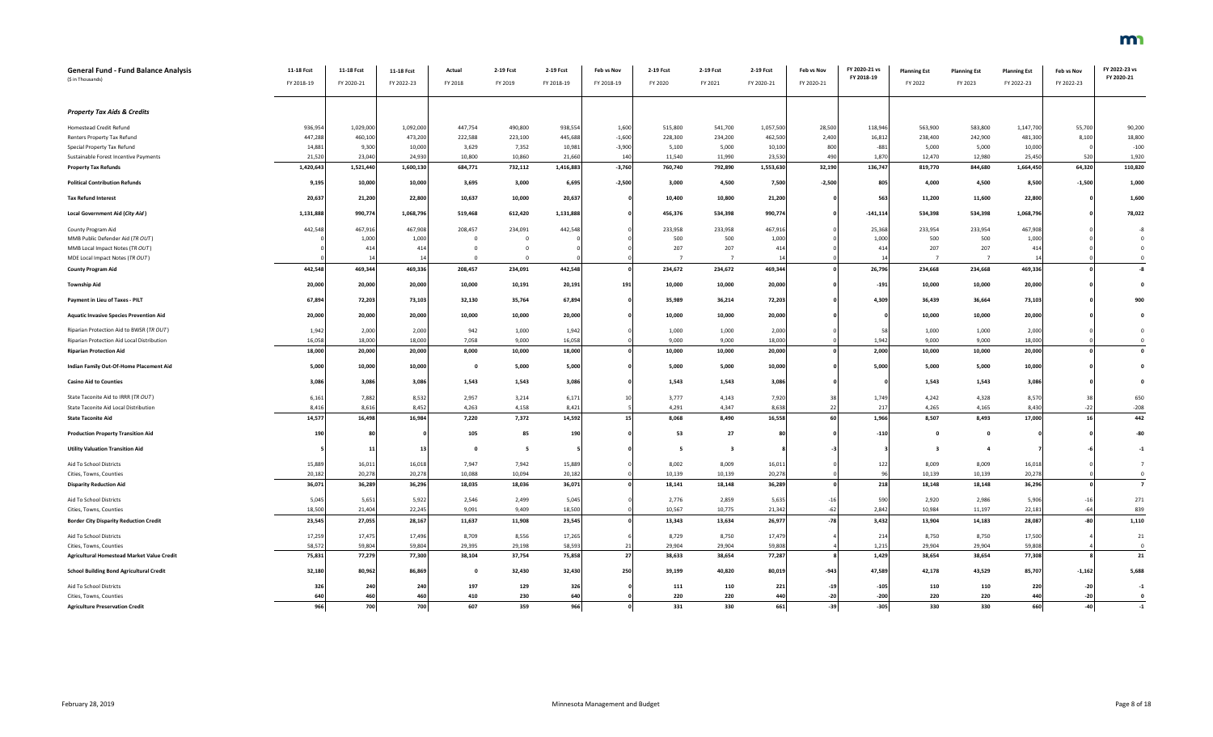# General Fund - Fund Balance Analysis

($ in Thousands)

| | 11-18 Fcst FY 2018-19 | 11-18 Fcst FY 2020-21 | 11-18 Fcst FY 2022-23 | Actual FY 2018 | 2-19 Fcst FY 2019 | 2-19 Fcst FY 2018-19 | Feb vs Nov FY 2018-19 | 2-19 Fcst FY 2020 | 2-19 Fcst FY 2021 | 2-19 Fcst FY 2020-21 | Feb vs Nov FY 2020-21 | FY 2020-21 vs FY 2018-19 | Planning Est FY 2022 | Planning Est FY 2023 | Planning Est FY 2022-23 | Feb vs Nov FY 2022-23 | FY 2022-23 vs FY 2020-21 |
|---|---|---|---|---|---|---|---|---|---|---|---|---|---|---|---|---|---|
| ***Property Tax Aids & Credits*** | | | | | | | | | | | | | | | | | |
| Homestead Credit Refund | 936,954 | 1,029,000 | 1,092,000 | 447,754 | 490,800 | 938,554 | 1,600 | 515,800 | 541,700 | 1,057,500 | 28,500 | 118,946 | 563,900 | 583,800 | 1,147,700 | 55,700 | 90,200 |
| Renters Property Tax Refund | 447,288 | 460,100 | 473,200 | 222,588 | 223,100 | 445,688 | -1,600 | 228,300 | 234,200 | 462,500 | 2,400 | 16,812 | 238,400 | 242,900 | 481,300 | 8,100 | 18,800 |
| Special Property Tax Refund | 14,881 | 9,300 | 10,000 | 3,629 | 7,352 | 10,981 | -3,900 | 5,100 | 5,000 | 10,100 | 800 | -881 | 5,000 | 5,000 | 10,000 | 0 | -100 |
| Sustainable Forest Incentive Payments | 21,520 | 23,040 | 24,930 | 10,800 | 10,860 | 21,660 | 140 | 11,540 | 11,990 | 23,530 | 490 | 1,870 | 12,470 | 12,980 | 25,450 | 520 | 1,920 |
| **Property Tax Refunds** | **1,420,643** | **1,521,440** | **1,600,130** | **684,771** | **732,112** | **1,416,883** | **-3,760** | **760,740** | **792,890** | **1,553,630** | **32,190** | **136,747** | **819,770** | **844,680** | **1,664,450** | **64,320** | **110,820** |
| **Political Contribution Refunds** | **9,195** | **10,000** | **10,000** | **3,695** | **3,000** | **6,695** | **-2,500** | **3,000** | **4,500** | **7,500** | **-2,500** | **805** | **4,000** | **4,500** | **8,500** | **-1,500** | **1,000** |
| **Tax Refund Interest** | **20,637** | **21,200** | **22,800** | **10,637** | **10,000** | **20,637** | **0** | **10,400** | **10,800** | **21,200** | **0** | **563** | **11,200** | **11,600** | **22,800** | **0** | **1,600** |
| **Local Government Aid (*City Aid*)** | **1,131,888** | **990,774** | **1,068,796** | **519,468** | **612,420** | **1,131,888** | **0** | **456,376** | **534,398** | **990,774** | **0** | **-141,114** | **534,398** | **534,398** | **1,068,796** | **0** | **78,022** |
| County Program Aid | 442,548 | 467,916 | 467,908 | 208,457 | 234,091 | 442,548 | 0 | 233,958 | 233,958 | 467,916 | 0 | 25,368 | 233,954 | 233,954 | 467,908 | 0 | -8 |
| MMB Public Defender Aid (*TR OUT*) | 0 | 1,000 | 1,000 | 0 | 0 | 0 | 0 | 500 | 500 | 1,000 | 0 | 1,000 | 500 | 500 | 1,000 | 0 | 0 |
| MMB Local Impact Notes (*TR OUT*) | 0 | 414 | 414 | 0 | 0 | 0 | 0 | 207 | 207 | 414 | 0 | 414 | 207 | 207 | 414 | 0 | 0 |
| MDE Local Impact Notes (*TR OUT*) | 0 | 14 | 14 | 0 | 0 | 0 | 0 | 7 | 7 | 14 | 0 | 14 | 7 | 7 | 14 | 0 | 0 |
| **County Program Aid** | **442,548** | **469,344** | **469,336** | **208,457** | **234,091** | **442,548** | **0** | **234,672** | **234,672** | **469,344** | **0** | **26,796** | **234,668** | **234,668** | **469,336** | **0** | **-8** |
| **Township Aid** | **20,000** | **20,000** | **20,000** | **10,000** | **10,191** | **20,191** | **191** | **10,000** | **10,000** | **20,000** | **0** | **-191** | **10,000** | **10,000** | **20,000** | **0** | **0** |
| **Payment in Lieu of Taxes - PILT** | **67,894** | **72,203** | **73,103** | **32,130** | **35,764** | **67,894** | **0** | **35,989** | **36,214** | **72,203** | **0** | **4,309** | **36,439** | **36,664** | **73,103** | **0** | **900** |
| **Aquatic Invasive Species Prevention Aid** | **20,000** | **20,000** | **20,000** | **10,000** | **10,000** | **20,000** | **0** | **10,000** | **10,000** | **20,000** | **0** | **0** | **10,000** | **10,000** | **20,000** | **0** | **0** |
| Riparian Protection Aid to BWSR (*TR OUT*) | 1,942 | 2,000 | 2,000 | 942 | 1,000 | 1,942 | 0 | 1,000 | 1,000 | 2,000 | 0 | 58 | 1,000 | 1,000 | 2,000 | 0 | 0 |
| Riparian Protection Aid Local Distribution | 16,058 | 18,000 | 18,000 | 7,058 | 9,000 | 16,058 | 0 | 9,000 | 9,000 | 18,000 | 0 | 1,942 | 9,000 | 9,000 | 18,000 | 0 | 0 |
| **Riparian Protection Aid** | **18,000** | **20,000** | **20,000** | **8,000** | **10,000** | **18,000** | **0** | **10,000** | **10,000** | **20,000** | **0** | **2,000** | **10,000** | **10,000** | **20,000** | **0** | **0** |
| **Indian Family Out-Of-Home Placement Aid** | **5,000** | **10,000** | **10,000** | **0** | **5,000** | **5,000** | **0** | **5,000** | **5,000** | **10,000** | **0** | **5,000** | **5,000** | **5,000** | **10,000** | **0** | **0** |
| **Casino Aid to Counties** | **3,086** | **3,086** | **3,086** | **1,543** | **1,543** | **3,086** | **0** | **1,543** | **1,543** | **3,086** | **0** | **0** | **1,543** | **1,543** | **3,086** | **0** | **0** |
| State Taconite Aid to IRRR (*TR OUT*) | 6,161 | 7,882 | 8,532 | 2,957 | 3,214 | 6,171 | 10 | 3,777 | 4,143 | 7,920 | 38 | 1,749 | 4,242 | 4,328 | 8,570 | 38 | 650 |
| State Taconite Aid Local Distribution | 8,416 | 8,616 | 8,452 | 4,263 | 4,158 | 8,421 | 5 | 4,291 | 4,347 | 8,638 | 22 | 217 | 4,265 | 4,165 | 8,430 | -22 | -208 |
| **State Taconite Aid** | **14,577** | **16,498** | **16,984** | **7,220** | **7,372** | **14,592** | **15** | **8,068** | **8,490** | **16,558** | **60** | **1,966** | **8,507** | **8,493** | **17,000** | **16** | **442** |
| **Production Property Transition Aid** | **190** | **80** | **0** | **105** | **85** | **190** | **0** | **53** | **27** | **80** | **0** | **-110** | **0** | **0** | **0** | **0** | **-80** |
| **Utility Valuation Transition Aid** | **5** | **11** | **13** | **0** | **5** | **5** | **0** | **5** | **3** | **8** | **-3** | **3** | **3** | **4** | **7** | **-6** | **-1** |
| Aid To School Districts | 15,889 | 16,011 | 16,018 | 7,947 | 7,942 | 15,889 | 0 | 8,002 | 8,009 | 16,011 | 0 | 122 | 8,009 | 8,009 | 16,018 | 0 | 7 |
| Cities, Towns, Counties | 20,182 | 20,278 | 20,278 | 10,088 | 10,094 | 20,182 | 0 | 10,139 | 10,139 | 20,278 | 0 | 96 | 10,139 | 10,139 | 20,278 | 0 | 0 |
| **Disparity Reduction Aid** | **36,071** | **36,289** | **36,296** | **18,035** | **18,036** | **36,071** | **0** | **18,141** | **18,148** | **36,289** | **0** | **218** | **18,148** | **18,148** | **36,296** | **0** | **7** |
| Aid To School Districts | 5,045 | 5,651 | 5,922 | 2,546 | 2,499 | 5,045 | 0 | 2,776 | 2,859 | 5,635 | -16 | 590 | 2,920 | 2,986 | 5,906 | -16 | 271 |
| Cities, Towns, Counties | 18,500 | 21,404 | 22,245 | 9,091 | 9,409 | 18,500 | 0 | 10,567 | 10,775 | 21,342 | -62 | 2,842 | 10,984 | 11,197 | 22,181 | -64 | 839 |
| **Border City Disparity Reduction Credit** | **23,545** | **27,055** | **28,167** | **11,637** | **11,908** | **23,545** | **0** | **13,343** | **13,634** | **26,977** | **-78** | **3,432** | **13,904** | **14,183** | **28,087** | **-80** | **1,110** |
| Aid To School Districts | 17,259 | 17,475 | 17,496 | 8,709 | 8,556 | 17,265 | 6 | 8,729 | 8,750 | 17,479 | 4 | 214 | 8,750 | 8,750 | 17,500 | 4 | 21 |
| Cities, Towns, Counties | 58,572 | 59,804 | 59,804 | 29,395 | 29,198 | 58,593 | 21 | 29,904 | 29,904 | 59,808 | 4 | 1,215 | 29,904 | 29,904 | 59,808 | 4 | 0 |
| **Agricultural Homestead Market Value Credit** | **75,831** | **77,279** | **77,300** | **38,104** | **37,754** | **75,858** | **27** | **38,633** | **38,654** | **77,287** | **8** | **1,429** | **38,654** | **38,654** | **77,308** | **8** | **21** |
| **School Building Bond Agricultural Credit** | **32,180** | **80,962** | **86,869** | **0** | **32,430** | **32,430** | **250** | **39,199** | **40,820** | **80,019** | **-943** | **47,589** | **42,178** | **43,529** | **85,707** | **-1,162** | **5,688** |
| Aid To School Districts | 326 | 240 | 240 | 197 | 129 | 326 | 0 | 111 | 110 | 221 | -19 | -105 | 110 | 110 | 220 | -20 | -1 |
| Cities, Towns, Counties | 640 | 460 | 460 | 410 | 230 | 640 | 0 | 220 | 220 | 440 | -20 | -200 | 220 | 220 | 440 | -20 | 0 |
| **Agriculture Preservation Credit** | **966** | **700** | **700** | **607** | **359** | **966** | **0** | **331** | **330** | **661** | **-39** | **-305** | **330** | **330** | **660** | **-40** | **-1** |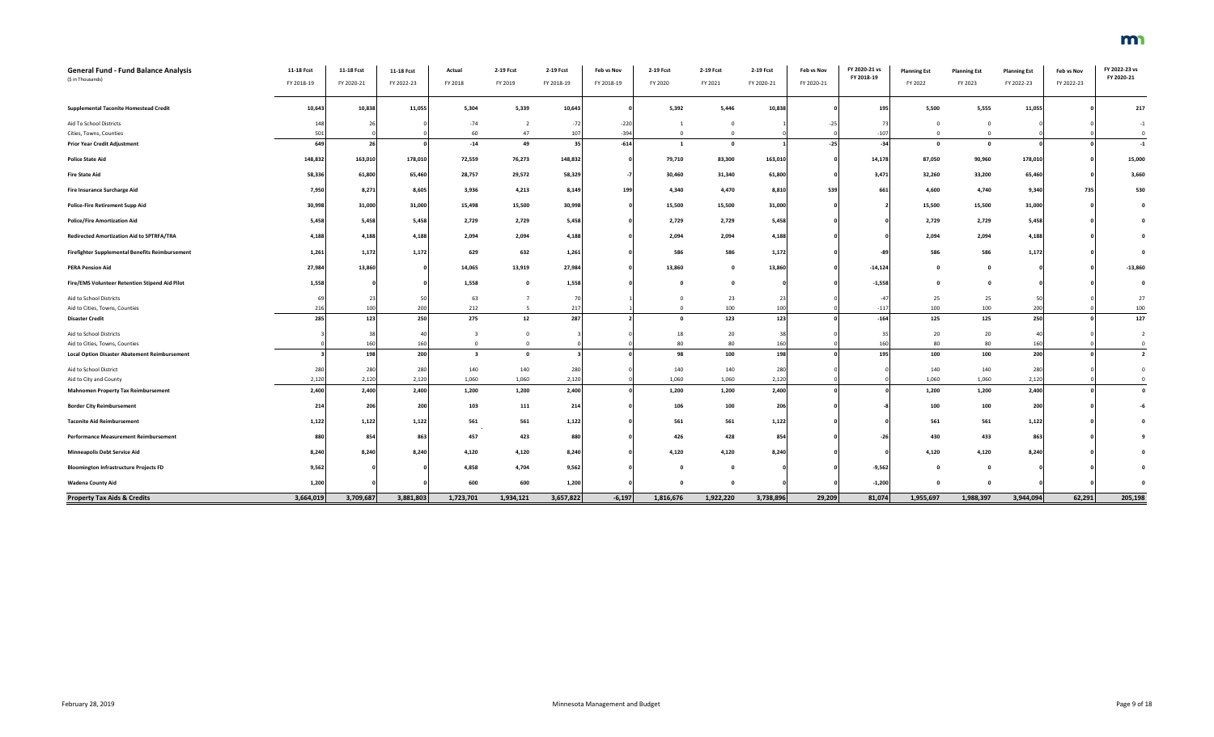| **General Fund - Fund Balance Analysis** ($ in Thousands) | 11-18 Fcst FY 2018-19 | 11-18 Fcst FY 2020-21 | 11-18 Fcst FY 2022-23 | Actual FY 2018 | 2-19 Fcst FY 2019 | 2-19 Fcst FY 2018-19 | Feb vs Nov FY 2018-19 | 2-19 Fcst FY 2020 | 2-19 Fcst FY 2021 | 2-19 Fcst FY 2020-21 | Feb vs Nov FY 2020-21 | FY 2020-21 vs FY 2018-19 | Planning Est FY 2022 | Planning Est FY 2023 | Planning Est FY 2022-23 | Feb vs Nov FY 2022-23 | FY 2022-23 vs FY 2020-21 |
|---|---|---|---|---|---|---|---|---|---|---|---|---|---|---|---|---|---|
| **Supplemental Taconite Homestead Credit** | 10,643 | 10,838 | 11,055 | 5,304 | 5,339 | 10,643 | 0 | 5,392 | 5,446 | 10,838 | 0 | 195 | 5,500 | 5,555 | 11,055 | 0 | 217 |
| Aid To School Districts | 148 | 26 | 0 | -74 | 2 | -72 | -220 | 1 | 0 | 1 | -25 | 73 | 0 | 0 | 0 | 0 | -1 |
| Cities, Towns, Counties | 501 | 0 | 0 | 60 | 47 | 107 | -394 | 0 | 0 | 0 | 0 | -107 | 0 | 0 | 0 | 0 | 0 |
| **Prior Year Credit Adjustment** | 649 | 26 | 0 | -14 | 49 | 35 | -614 | 1 | 0 | 1 | -25 | -34 | 0 | 0 | 0 | 0 | -1 |
| **Police State Aid** | 148,832 | 163,010 | 178,010 | 72,559 | 76,273 | 148,832 | 0 | 79,710 | 83,300 | 163,010 | 0 | 14,178 | 87,050 | 90,960 | 178,010 | 0 | 15,000 |
| **Fire State Aid** | 58,336 | 61,800 | 65,460 | 28,757 | 29,572 | 58,329 | -7 | 30,460 | 31,340 | 61,800 | 0 | 3,471 | 32,260 | 33,200 | 65,460 | 0 | 3,660 |
| **Fire Insurance Surcharge Aid** | 7,950 | 8,271 | 8,605 | 3,936 | 4,213 | 8,149 | 199 | 4,340 | 4,470 | 8,810 | 539 | 661 | 4,600 | 4,740 | 9,340 | 735 | 530 |
| **Police-Fire Retirement Supp Aid** | 30,998 | 31,000 | 31,000 | 15,498 | 15,500 | 30,998 | 0 | 15,500 | 15,500 | 31,000 | 0 | 2 | 15,500 | 15,500 | 31,000 | 0 | 0 |
| **Police/Fire Amortization Aid** | 5,458 | 5,458 | 5,458 | 2,729 | 2,729 | 5,458 | 0 | 2,729 | 2,729 | 5,458 | 0 | 0 | 2,729 | 2,729 | 5,458 | 0 | 0 |
| **Redirected Amortization Aid to SPTRFA/TRA** | 4,188 | 4,188 | 4,188 | 2,094 | 2,094 | 4,188 | 0 | 2,094 | 2,094 | 4,188 | 0 | 0 | 2,094 | 2,094 | 4,188 | 0 | 0 |
| **Firefighter Supplemental Benefits Reimbursement** | 1,261 | 1,172 | 1,172 | 629 | 632 | 1,261 | 0 | 586 | 586 | 1,172 | 0 | -89 | 586 | 586 | 1,172 | 0 | 0 |
| **PERA Pension Aid** | 27,984 | 13,860 | 0 | 14,065 | 13,919 | 27,984 | 0 | 13,860 | 0 | 13,860 | 0 | -14,124 | 0 | 0 | 0 | 0 | -13,860 |
| **Fire/EMS Volunteer Retention Stipend Aid Pilot** | 1,558 | 0 | 0 | 1,558 | 0 | 1,558 | 0 | 0 | 0 | 0 | 0 | -1,558 | 0 | 0 | 0 | 0 | 0 |
| Aid to School Districts | 69 | 23 | 50 | 63 | 7 | 70 | 1 | 0 | 23 | 23 | 0 | -47 | 25 | 25 | 50 | 0 | 27 |
| Aid to Cities, Towns, Counties | 216 | 100 | 200 | 212 | 5 | 217 | 1 | 0 | 100 | 100 | 0 | -117 | 100 | 100 | 200 | 0 | 100 |
| **Disaster Credit** | 285 | 123 | 250 | 275 | 12 | 287 | 2 | 0 | 123 | 123 | 0 | -164 | 125 | 125 | 250 | 0 | 127 |
| Aid to School Districts | 3 | 38 | 40 | 3 | 0 | 3 | 0 | 18 | 20 | 38 | 0 | 35 | 20 | 20 | 40 | 0 | 2 |
| Aid to Cities, Towns, Counties | 0 | 160 | 160 | 0 | 0 | 0 | 0 | 80 | 80 | 160 | 0 | 160 | 80 | 80 | 160 | 0 | 0 |
| **Local Option Disaster Abatement Reimbursement** | 3 | 198 | 200 | 3 | 0 | 3 | 0 | 98 | 100 | 198 | 0 | 195 | 100 | 100 | 200 | 0 | 2 |
| Aid to School District | 280 | 280 | 280 | 140 | 140 | 280 | 0 | 140 | 140 | 280 | 0 | 0 | 140 | 140 | 280 | 0 | 0 |
| Aid to City and County | 2,120 | 2,120 | 2,120 | 1,060 | 1,060 | 2,120 | 0 | 1,060 | 1,060 | 2,120 | 0 | 0 | 1,060 | 1,060 | 2,120 | 0 | 0 |
| **Mahnomen Property Tax Reimbursement** | 2,400 | 2,400 | 2,400 | 1,200 | 1,200 | 2,400 | 0 | 1,200 | 1,200 | 2,400 | 0 | 0 | 1,200 | 1,200 | 2,400 | 0 | 0 |
| **Border City Reimbursement** | 214 | 206 | 200 | 103 | 111 | 214 | 0 | 106 | 100 | 206 | 0 | -8 | 100 | 100 | 200 | 0 | -6 |
| **Taconite Aid Reimbursement** | 1,122 | 1,122 | 1,122 | 561 | 561 | 1,122 | 0 | 561 | 561 | 1,122 | 0 | 0 | 561 | 561 | 1,122 | 0 | 0 |
| **Performance Measurement Reimbursement** | 880 | 854 | 863 | 457 | 423 | 880 | 0 | 426 | 428 | 854 | 0 | -26 | 430 | 433 | 863 | 0 | 9 |
| **Minneapolis Debt Service Aid** | 8,240 | 8,240 | 8,240 | 4,120 | 4,120 | 8,240 | 0 | 4,120 | 4,120 | 8,240 | 0 | 0 | 4,120 | 4,120 | 8,240 | 0 | 0 |
| **Bloomington Infrastructure Projects FD** | 9,562 | 0 | 0 | 4,858 | 4,704 | 9,562 | 0 | 0 | 0 | 0 | 0 | -9,562 | 0 | 0 | 0 | 0 | 0 |
| **Wadena County Aid** | 1,200 | 0 | 0 | 600 | 600 | 1,200 | 0 | 0 | 0 | 0 | 0 | -1,200 | 0 | 0 | 0 | 0 | 0 |
| **Property Tax Aids & Credits** | 3,664,019 | 3,709,687 | 3,881,803 | 1,723,701 | 1,934,121 | 3,657,822 | -6,197 | 1,816,676 | 1,922,220 | 3,738,896 | 29,209 | 81,074 | 1,955,697 | 1,988,397 | 3,944,094 | 62,291 | 205,198 |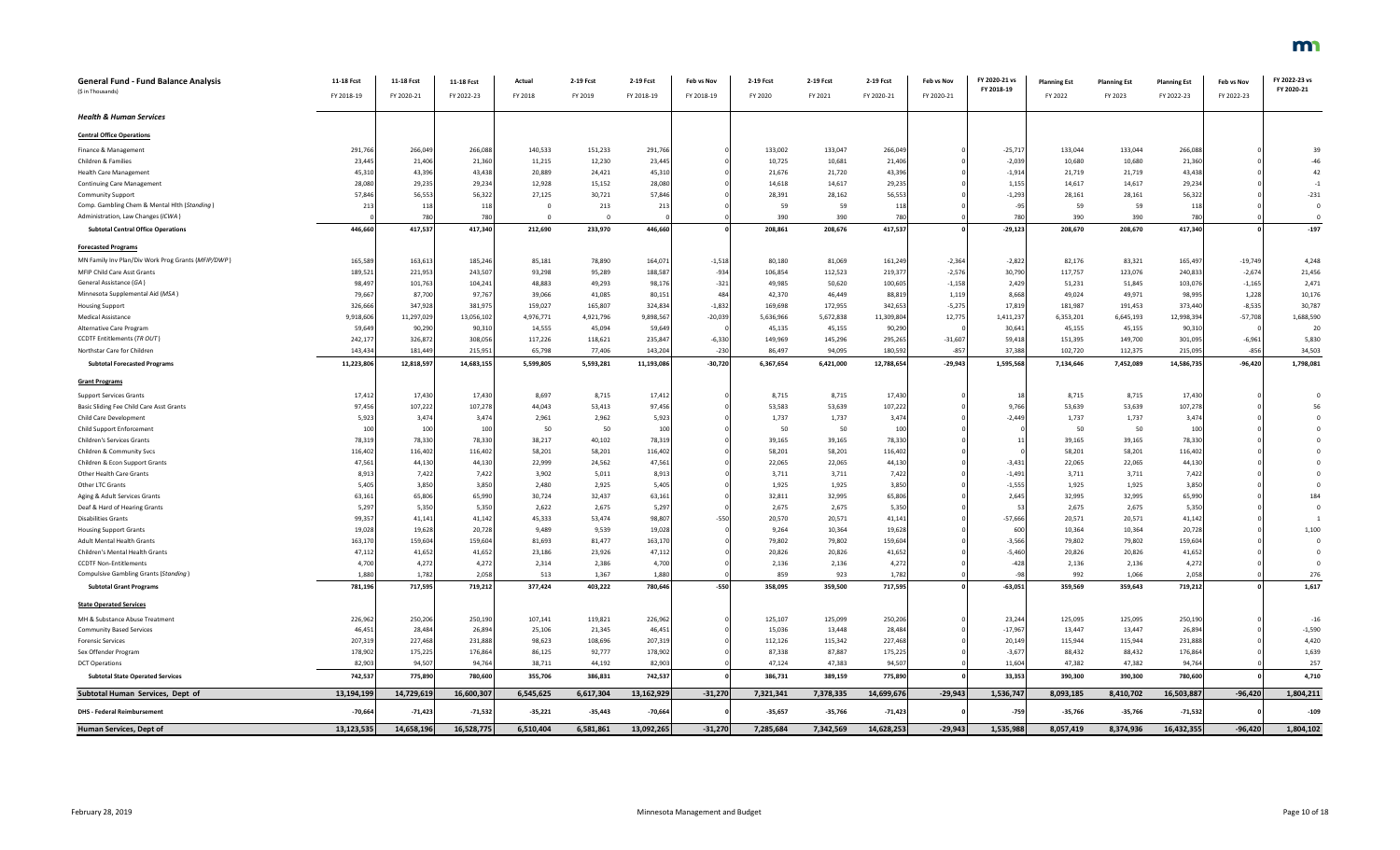| General Fund - Fund Balance Analysis ($ in Thousands) | 11-18 Fcst FY 2018-19 | 11-18 Fcst FY 2020-21 | 11-18 Fcst FY 2022-23 | Actual FY 2018 | 2-19 Fcst FY 2019 | 2-19 Fcst FY 2018-19 | Feb vs Nov FY 2018-19 | 2-19 Fcst FY 2020 | 2-19 Fcst FY 2021 | 2-19 Fcst FY 2020-21 | Feb vs Nov FY 2020-21 | FY 2020-21 vs FY 2018-19 | Planning Est FY 2022 | Planning Est FY 2023 | Planning Est FY 2022-23 | Feb vs Nov FY 2022-23 | FY 2022-23 vs FY 2020-21 |
|---|---|---|---|---|---|---|---|---|---|---|---|---|---|---|---|---|---|
| ***Health & Human Services*** | | | | | | | | | | | | | | | | | |
| **Central Office Operations** | | | | | | | | | | | | | | | | | |
| Finance & Management | 291,766 | 266,049 | 266,088 | 140,533 | 151,233 | 291,766 | 0 | 133,002 | 133,047 | 266,049 | 0 | -25,717 | 133,044 | 133,044 | 266,088 | 0 | 39 |
| Children & Families | 23,445 | 21,406 | 21,360 | 11,215 | 12,230 | 23,445 | 0 | 10,725 | 10,681 | 21,406 | 0 | -2,039 | 10,680 | 10,680 | 21,360 | 0 | -46 |
| Health Care Management | 45,310 | 43,396 | 43,438 | 20,889 | 24,421 | 45,310 | 0 | 21,676 | 21,720 | 43,396 | 0 | -1,914 | 21,719 | 21,719 | 43,438 | 0 | 42 |
| Continuing Care Management | 28,080 | 29,235 | 29,234 | 12,928 | 15,152 | 28,080 | 0 | 14,618 | 14,617 | 29,235 | 0 | 1,155 | 14,617 | 14,617 | 29,234 | 0 | -1 |
| Community Support | 57,846 | 56,553 | 56,322 | 27,125 | 30,721 | 57,846 | 0 | 28,391 | 28,162 | 56,553 | 0 | -1,293 | 28,161 | 28,161 | 56,322 | 0 | -231 |
| Comp. Gambling Chem & Mental Hlth (*Standing*) | 213 | 118 | 118 | 0 | 213 | 213 | 0 | 59 | 59 | 118 | 0 | -95 | 59 | 59 | 118 | 0 | 0 |
| Administration, Law Changes (*ICWA*) | 0 | 780 | 780 | 0 | 0 | 0 | 0 | 390 | 390 | 780 | 0 | 780 | 390 | 390 | 780 | 0 | 0 |
| **Subtotal Central Office Operations** | **446,660** | **417,537** | **417,340** | **212,690** | **233,970** | **446,660** | **0** | **208,861** | **208,676** | **417,537** | **0** | **-29,123** | **208,670** | **208,670** | **417,340** | **0** | **-197** |
| **Forecasted Programs** | | | | | | | | | | | | | | | | | |
| MN Family Inv Plan/Div Work Prog Grants (*MFIP/DWP*) | 165,589 | 163,613 | 185,246 | 85,181 | 78,890 | 164,071 | -1,518 | 80,180 | 81,069 | 161,249 | -2,364 | -2,822 | 82,176 | 83,321 | 165,497 | -19,749 | 4,248 |
| MFIP Child Care Asst Grants | 189,521 | 221,953 | 243,507 | 93,298 | 95,289 | 188,587 | -934 | 106,854 | 112,523 | 219,377 | -2,576 | 30,790 | 117,757 | 123,076 | 240,833 | -2,674 | 21,456 |
| General Assistance (*GA*) | 98,497 | 101,763 | 104,241 | 48,883 | 49,293 | 98,176 | -321 | 49,985 | 50,620 | 100,605 | -1,158 | 2,429 | 51,231 | 51,845 | 103,076 | -1,165 | 2,471 |
| Minnesota Supplemental Aid (*MSA*) | 79,667 | 87,700 | 97,767 | 39,066 | 41,085 | 80,151 | 484 | 42,370 | 46,449 | 88,819 | 1,119 | 8,668 | 49,024 | 49,971 | 98,995 | 1,228 | 10,176 |
| Housing Support | 326,666 | 347,928 | 381,975 | 159,027 | 165,807 | 324,834 | -1,832 | 169,698 | 172,955 | 342,653 | -5,275 | 17,819 | 181,987 | 191,453 | 373,440 | -8,535 | 30,787 |
| Medical Assistance | 9,918,606 | 11,297,029 | 13,056,102 | 4,976,771 | 4,921,796 | 9,898,567 | -20,039 | 5,636,966 | 5,672,838 | 11,309,804 | 12,775 | 1,411,237 | 6,353,201 | 6,645,193 | 12,998,394 | -57,708 | 1,688,590 |
| Alternative Care Program | 59,649 | 90,290 | 90,310 | 14,555 | 45,094 | 59,649 | 0 | 45,135 | 45,155 | 90,290 | 0 | 30,641 | 45,155 | 45,155 | 90,310 | 0 | 20 |
| CCDTF Entitlements (*TR OUT*) | 242,177 | 326,872 | 308,056 | 117,226 | 118,621 | 235,847 | -6,330 | 149,969 | 145,296 | 295,265 | -31,607 | 59,418 | 151,395 | 149,700 | 301,095 | -6,961 | 5,830 |
| Northstar Care for Children | 143,434 | 181,449 | 215,951 | 65,798 | 77,406 | 143,204 | -230 | 86,497 | 94,095 | 180,592 | -857 | 37,388 | 102,720 | 112,375 | 215,095 | -856 | 34,503 |
| **Subtotal Forecasted Programs** | **11,223,806** | **12,818,597** | **14,683,155** | **5,599,805** | **5,593,281** | **11,193,086** | **-30,720** | **6,367,654** | **6,421,000** | **12,788,654** | **-29,943** | **1,595,568** | **7,134,646** | **7,452,089** | **14,586,735** | **-96,420** | **1,798,081** |
| **Grant Programs** | | | | | | | | | | | | | | | | | |
| Support Services Grants | 17,412 | 17,430 | 17,430 | 8,697 | 8,715 | 17,412 | 0 | 8,715 | 8,715 | 17,430 | 0 | 18 | 8,715 | 8,715 | 17,430 | 0 | 0 |
| Basic Sliding Fee Child Care Asst Grants | 97,456 | 107,222 | 107,278 | 44,043 | 53,413 | 97,456 | 0 | 53,583 | 53,639 | 107,222 | 0 | 9,766 | 53,639 | 53,639 | 107,278 | 0 | 56 |
| Child Care Development | 5,923 | 3,474 | 3,474 | 2,961 | 2,962 | 5,923 | 0 | 1,737 | 1,737 | 3,474 | 0 | -2,449 | 1,737 | 1,737 | 3,474 | 0 | 0 |
| Child Support Enforcement | 100 | 100 | 100 | 50 | 50 | 100 | 0 | 50 | 50 | 100 | 0 | 0 | 50 | 50 | 100 | 0 | 0 |
| Children's Services Grants | 78,319 | 78,330 | 78,330 | 38,217 | 40,102 | 78,319 | 0 | 39,165 | 39,165 | 78,330 | 0 | 11 | 39,165 | 39,165 | 78,330 | 0 | 0 |
| Children & Community Svcs | 116,402 | 116,402 | 116,402 | 58,201 | 58,201 | 116,402 | 0 | 58,201 | 58,201 | 116,402 | 0 | 0 | 58,201 | 58,201 | 116,402 | 0 | 0 |
| Children & Econ Support Grants | 47,561 | 44,130 | 44,130 | 22,999 | 24,562 | 47,561 | 0 | 22,065 | 22,065 | 44,130 | 0 | -3,431 | 22,065 | 22,065 | 44,130 | 0 | 0 |
| Other Health Care Grants | 8,913 | 7,422 | 7,422 | 3,902 | 5,011 | 8,913 | 0 | 3,711 | 3,711 | 7,422 | 0 | -1,491 | 3,711 | 3,711 | 7,422 | 0 | 0 |
| Other LTC Grants | 5,405 | 3,850 | 3,850 | 2,480 | 2,925 | 5,405 | 0 | 1,925 | 1,925 | 3,850 | 0 | -1,555 | 1,925 | 1,925 | 3,850 | 0 | 0 |
| Aging & Adult Services Grants | 63,161 | 65,806 | 65,990 | 30,724 | 32,437 | 63,161 | 0 | 32,811 | 32,995 | 65,806 | 0 | 2,645 | 32,995 | 32,995 | 65,990 | 0 | 184 |
| Deaf & Hard of Hearing Grants | 5,297 | 5,350 | 5,350 | 2,622 | 2,675 | 5,297 | 0 | 2,675 | 2,675 | 5,350 | 0 | 53 | 2,675 | 2,675 | 5,350 | 0 | 0 |
| Disabilities Grants | 99,357 | 41,141 | 41,142 | 45,333 | 53,474 | 98,807 | -550 | 20,570 | 20,571 | 41,141 | 0 | -57,666 | 20,571 | 20,571 | 41,142 | 0 | 1 |
| Housing Support Grants | 19,028 | 19,628 | 20,728 | 9,489 | 9,539 | 19,028 | 0 | 9,264 | 10,364 | 19,628 | 0 | 600 | 10,364 | 10,364 | 20,728 | 0 | 1,100 |
| Adult Mental Health Grants | 163,170 | 159,604 | 159,604 | 81,693 | 81,477 | 163,170 | 0 | 79,802 | 79,802 | 159,604 | 0 | -3,566 | 79,802 | 79,802 | 159,604 | 0 | 0 |
| Children's Mental Health Grants | 47,112 | 41,652 | 41,652 | 23,186 | 23,926 | 47,112 | 0 | 20,826 | 20,826 | 41,652 | 0 | -5,460 | 20,826 | 20,826 | 41,652 | 0 | 0 |
| CCDTF Non-Entitlements | 4,700 | 4,272 | 4,272 | 2,314 | 2,386 | 4,700 | 0 | 2,136 | 2,136 | 4,272 | 0 | -428 | 2,136 | 2,136 | 4,272 | 0 | 0 |
| Compulsive Gambling Grants (*Standing*) | 1,880 | 1,782 | 2,058 | 513 | 1,367 | 1,880 | 0 | 859 | 923 | 1,782 | 0 | -98 | 992 | 1,066 | 2,058 | 0 | 276 |
| **Subtotal Grant Programs** | **781,196** | **717,595** | **719,212** | **377,424** | **403,222** | **780,646** | **-550** | **358,095** | **359,500** | **717,595** | **0** | **-63,051** | **359,569** | **359,643** | **719,212** | **0** | **1,617** |
| **State Operated Services** | | | | | | | | | | | | | | | | | |
| MH & Substance Abuse Treatment | 226,962 | 250,206 | 250,190 | 107,141 | 119,821 | 226,962 | 0 | 125,107 | 125,099 | 250,206 | 0 | 23,244 | 125,095 | 125,095 | 250,190 | 0 | -16 |
| Community Based Services | 46,451 | 28,484 | 26,894 | 25,106 | 21,345 | 46,451 | 0 | 15,036 | 13,448 | 28,484 | 0 | -17,967 | 13,447 | 13,447 | 26,894 | 0 | -1,590 |
| Forensic Services | 207,319 | 227,468 | 231,888 | 98,623 | 108,696 | 207,319 | 0 | 112,126 | 115,342 | 227,468 | 0 | 20,149 | 115,944 | 115,944 | 231,888 | 0 | 4,420 |
| Sex Offender Program | 178,902 | 175,225 | 176,864 | 86,125 | 92,777 | 178,902 | 0 | 87,338 | 87,887 | 175,225 | 0 | -3,677 | 88,432 | 88,432 | 176,864 | 0 | 1,639 |
| DCT Operations | 82,903 | 94,507 | 94,764 | 38,711 | 44,192 | 82,903 | 0 | 47,124 | 47,383 | 94,507 | 0 | 11,604 | 47,382 | 47,382 | 94,764 | 0 | 257 |
| **Subtotal State Operated Services** | **742,537** | **775,890** | **780,600** | **355,706** | **386,831** | **742,537** | **0** | **386,731** | **389,159** | **775,890** | **0** | **33,353** | **390,300** | **390,300** | **780,600** | **0** | **4,710** |
| **Subtotal Human Services, Dept of** | **13,194,199** | **14,729,619** | **16,600,307** | **6,545,625** | **6,617,304** | **13,162,929** | **-31,270** | **7,321,341** | **7,378,335** | **14,699,676** | **-29,943** | **1,536,747** | **8,093,185** | **8,410,702** | **16,503,887** | **-96,420** | **1,804,211** |
| **DHS - Federal Reimbursement** | **-70,664** | **-71,423** | **-71,532** | **-35,221** | **-35,443** | **-70,664** | **0** | **-35,657** | **-35,766** | **-71,423** | **0** | **-759** | **-35,766** | **-35,766** | **-71,532** | **0** | **-109** |
| **Human Services, Dept of** | **13,123,535** | **14,658,196** | **16,528,775** | **6,510,404** | **6,581,861** | **13,092,265** | **-31,270** | **7,285,684** | **7,342,569** | **14,628,253** | **-29,943** | **1,535,988** | **8,057,419** | **8,374,936** | **16,432,355** | **-96,420** | **1,804,102** |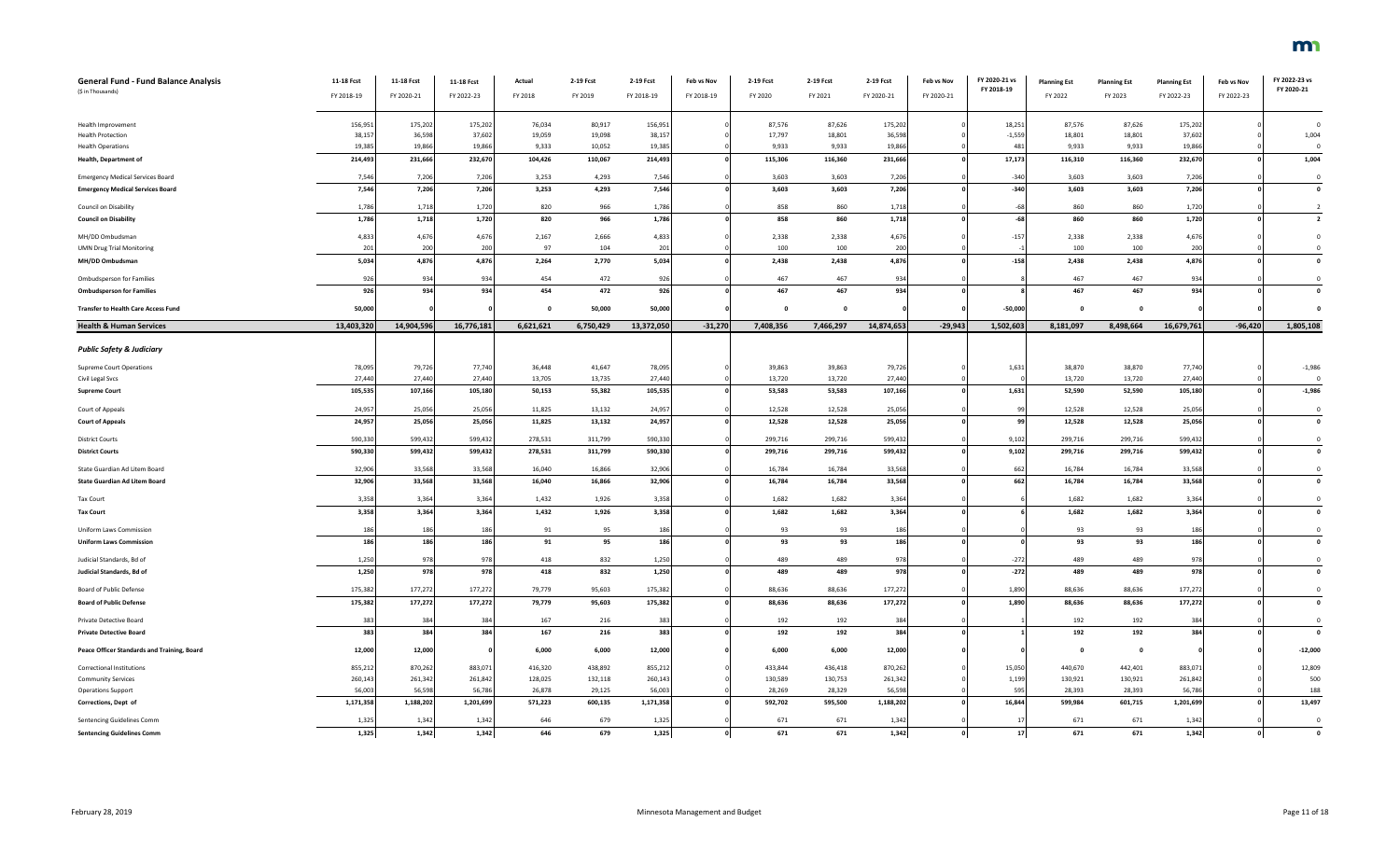| **General Fund - Fund Balance Analysis** ($ in Thousands) | 11-18 Fcst FY 2018-19 | 11-18 Fcst FY 2020-21 | 11-18 Fcst FY 2022-23 | Actual FY 2018 | 2-19 Fcst FY 2019 | 2-19 Fcst FY 2018-19 | Feb vs Nov FY 2018-19 | 2-19 Fcst FY 2020 | 2-19 Fcst FY 2021 | 2-19 Fcst FY 2020-21 | Feb vs Nov FY 2020-21 | FY 2020-21 vs FY 2018-19 | Planning Est FY 2022 | Planning Est FY 2023 | Planning Est FY 2022-23 | Feb vs Nov FY 2022-23 | FY 2022-23 vs FY 2020-21 |
|---|---|---|---|---|---|---|---|---|---|---|---|---|---|---|---|---|---|
| Health Improvement | 156,951 | 175,202 | 175,202 | 76,034 | 80,917 | 156,951 | 0 | 87,576 | 87,626 | 175,202 | 0 | 18,251 | 87,576 | 87,626 | 175,202 | 0 | 0 |
| Health Protection | 38,157 | 36,598 | 37,602 | 19,059 | 19,098 | 38,157 | 0 | 17,797 | 18,801 | 36,598 | 0 | -1,559 | 18,801 | 18,801 | 37,602 | 0 | 1,004 |
| Health Operations | 19,385 | 19,866 | 19,866 | 9,333 | 10,052 | 19,385 | 0 | 9,933 | 9,933 | 19,866 | 0 | 481 | 9,933 | 9,933 | 19,866 | 0 | 0 |
| **Health, Department of** | **214,493** | **231,666** | **232,670** | **104,426** | **110,067** | **214,493** | **0** | **115,306** | **116,360** | **231,666** | **0** | **17,173** | **116,310** | **116,360** | **232,670** | **0** | **1,004** |
| Emergency Medical Services Board | 7,546 | 7,206 | 7,206 | 3,253 | 4,293 | 7,546 | 0 | 3,603 | 3,603 | 7,206 | 0 | -340 | 3,603 | 3,603 | 7,206 | 0 | 0 |
| **Emergency Medical Services Board** | **7,546** | **7,206** | **7,206** | **3,253** | **4,293** | **7,546** | **0** | **3,603** | **3,603** | **7,206** | **0** | **-340** | **3,603** | **3,603** | **7,206** | **0** | **0** |
| Council on Disability | 1,786 | 1,718 | 1,720 | 820 | 966 | 1,786 | 0 | 858 | 860 | 1,718 | 0 | -68 | 860 | 860 | 1,720 | 0 | 2 |
| **Council on Disability** | **1,786** | **1,718** | **1,720** | **820** | **966** | **1,786** | **0** | **858** | **860** | **1,718** | **0** | **-68** | **860** | **860** | **1,720** | **0** | **2** |
| MH/DD Ombudsman | 4,833 | 4,676 | 4,676 | 2,167 | 2,666 | 4,833 | 0 | 2,338 | 2,338 | 4,676 | 0 | -157 | 2,338 | 2,338 | 4,676 | 0 | 0 |
| UMN Drug Trial Monitoring | 201 | 200 | 200 | 97 | 104 | 201 | 0 | 100 | 100 | 200 | 0 | -1 | 100 | 100 | 200 | 0 | 0 |
| **MH/DD Ombudsman** | **5,034** | **4,876** | **4,876** | **2,264** | **2,770** | **5,034** | **0** | **2,438** | **2,438** | **4,876** | **0** | **-158** | **2,438** | **2,438** | **4,876** | **0** | **0** |
| Ombudsperson for Families | 926 | 934 | 934 | 454 | 472 | 926 | 0 | 467 | 467 | 934 | 0 | 8 | 467 | 467 | 934 | 0 | 0 |
| **Ombudsperson for Families** | **926** | **934** | **934** | **454** | **472** | **926** | **0** | **467** | **467** | **934** | **0** | **8** | **467** | **467** | **934** | **0** | **0** |
| **Transfer to Health Care Access Fund** | **50,000** | **0** | **0** | **0** | **50,000** | **50,000** | **0** | **0** | **0** | **0** | **0** | **-50,000** | **0** | **0** | **0** | **0** | **0** |
| **Health & Human Services** | **13,403,320** | **14,904,596** | **16,776,181** | **6,621,621** | **6,750,429** | **13,372,050** | **-31,270** | **7,408,356** | **7,466,297** | **14,874,653** | **-29,943** | **1,502,603** | **8,181,097** | **8,498,664** | **16,679,761** | **-96,420** | **1,805,108** |
| ***Public Safety & Judiciary*** | | | | | | | | | | | | | | | | | |
| Supreme Court Operations | 78,095 | 79,726 | 77,740 | 36,448 | 41,647 | 78,095 | 0 | 39,863 | 39,863 | 79,726 | 0 | 1,631 | 38,870 | 38,870 | 77,740 | 0 | -1,986 |
| Civil Legal Svcs | 27,440 | 27,440 | 27,440 | 13,705 | 13,735 | 27,440 | 0 | 13,720 | 13,720 | 27,440 | 0 | 0 | 13,720 | 13,720 | 27,440 | 0 | 0 |
| **Supreme Court** | **105,535** | **107,166** | **105,180** | **50,153** | **55,382** | **105,535** | **0** | **53,583** | **53,583** | **107,166** | **0** | **1,631** | **52,590** | **52,590** | **105,180** | **0** | **-1,986** |
| Court of Appeals | 24,957 | 25,056 | 25,056 | 11,825 | 13,132 | 24,957 | 0 | 12,528 | 12,528 | 25,056 | 0 | 99 | 12,528 | 12,528 | 25,056 | 0 | 0 |
| **Court of Appeals** | **24,957** | **25,056** | **25,056** | **11,825** | **13,132** | **24,957** | **0** | **12,528** | **12,528** | **25,056** | **0** | **99** | **12,528** | **12,528** | **25,056** | **0** | **0** |
| District Courts | 590,330 | 599,432 | 599,432 | 278,531 | 311,799 | 590,330 | 0 | 299,716 | 299,716 | 599,432 | 0 | 9,102 | 299,716 | 299,716 | 599,432 | 0 | 0 |
| **District Courts** | **590,330** | **599,432** | **599,432** | **278,531** | **311,799** | **590,330** | **0** | **299,716** | **299,716** | **599,432** | **0** | **9,102** | **299,716** | **299,716** | **599,432** | **0** | **0** |
| State Guardian Ad Litem Board | 32,906 | 33,568 | 33,568 | 16,040 | 16,866 | 32,906 | 0 | 16,784 | 16,784 | 33,568 | 0 | 662 | 16,784 | 16,784 | 33,568 | 0 | 0 |
| **State Guardian Ad Litem Board** | **32,906** | **33,568** | **33,568** | **16,040** | **16,866** | **32,906** | **0** | **16,784** | **16,784** | **33,568** | **0** | **662** | **16,784** | **16,784** | **33,568** | **0** | **0** |
| Tax Court | 3,358 | 3,364 | 3,364 | 1,432 | 1,926 | 3,358 | 0 | 1,682 | 1,682 | 3,364 | 0 | 6 | 1,682 | 1,682 | 3,364 | 0 | 0 |
| **Tax Court** | **3,358** | **3,364** | **3,364** | **1,432** | **1,926** | **3,358** | **0** | **1,682** | **1,682** | **3,364** | **0** | **6** | **1,682** | **1,682** | **3,364** | **0** | **0** |
| Uniform Laws Commission | 186 | 186 | 186 | 91 | 95 | 186 | 0 | 93 | 93 | 186 | 0 | 0 | 93 | 93 | 186 | 0 | 0 |
| **Uniform Laws Commission** | **186** | **186** | **186** | **91** | **95** | **186** | **0** | **93** | **93** | **186** | **0** | **0** | **93** | **93** | **186** | **0** | **0** |
| Judicial Standards, Bd of | 1,250 | 978 | 978 | 418 | 832 | 1,250 | 0 | 489 | 489 | 978 | 0 | -272 | 489 | 489 | 978 | 0 | 0 |
| **Judicial Standards, Bd of** | **1,250** | **978** | **978** | **418** | **832** | **1,250** | **0** | **489** | **489** | **978** | **0** | **-272** | **489** | **489** | **978** | **0** | **0** |
| Board of Public Defense | 175,382 | 177,272 | 177,272 | 79,779 | 95,603 | 175,382 | 0 | 88,636 | 88,636 | 177,272 | 0 | 1,890 | 88,636 | 88,636 | 177,272 | 0 | 0 |
| **Board of Public Defense** | **175,382** | **177,272** | **177,272** | **79,779** | **95,603** | **175,382** | **0** | **88,636** | **88,636** | **177,272** | **0** | **1,890** | **88,636** | **88,636** | **177,272** | **0** | **0** |
| Private Detective Board | 383 | 384 | 384 | 167 | 216 | 383 | 0 | 192 | 192 | 384 | 0 | 1 | 192 | 192 | 384 | 0 | 0 |
| **Private Detective Board** | **383** | **384** | **384** | **167** | **216** | **383** | **0** | **192** | **192** | **384** | **0** | **1** | **192** | **192** | **384** | **0** | **0** |
| **Peace Officer Standards and Training, Board** | **12,000** | **12,000** | **0** | **6,000** | **6,000** | **12,000** | **0** | **6,000** | **6,000** | **12,000** | **0** | **0** | **0** | **0** | **0** | **0** | **-12,000** |
| Correctional Institutions | 855,212 | 870,262 | 883,071 | 416,320 | 438,892 | 855,212 | 0 | 433,844 | 436,418 | 870,262 | 0 | 15,050 | 440,670 | 442,401 | 883,071 | 0 | 12,809 |
| Community Services | 260,143 | 261,342 | 261,842 | 128,025 | 132,118 | 260,143 | 0 | 130,589 | 130,753 | 261,342 | 0 | 1,199 | 130,921 | 130,921 | 261,842 | 0 | 500 |
| Operations Support | 56,003 | 56,598 | 56,786 | 26,878 | 29,125 | 56,003 | 0 | 28,269 | 28,329 | 56,598 | 0 | 595 | 28,393 | 28,393 | 56,786 | 0 | 188 |
| **Corrections, Dept of** | **1,171,358** | **1,188,202** | **1,201,699** | **571,223** | **600,135** | **1,171,358** | **0** | **592,702** | **595,500** | **1,188,202** | **0** | **16,844** | **599,984** | **601,715** | **1,201,699** | **0** | **13,497** |
| Sentencing Guidelines Comm | 1,325 | 1,342 | 1,342 | 646 | 679 | 1,325 | 0 | 671 | 671 | 1,342 | 0 | 17 | 671 | 671 | 1,342 | 0 | 0 |
| **Sentencing Guidelines Comm** | **1,325** | **1,342** | **1,342** | **646** | **679** | **1,325** | **0** | **671** | **671** | **1,342** | **0** | **17** | **671** | **671** | **1,342** | **0** | **0** |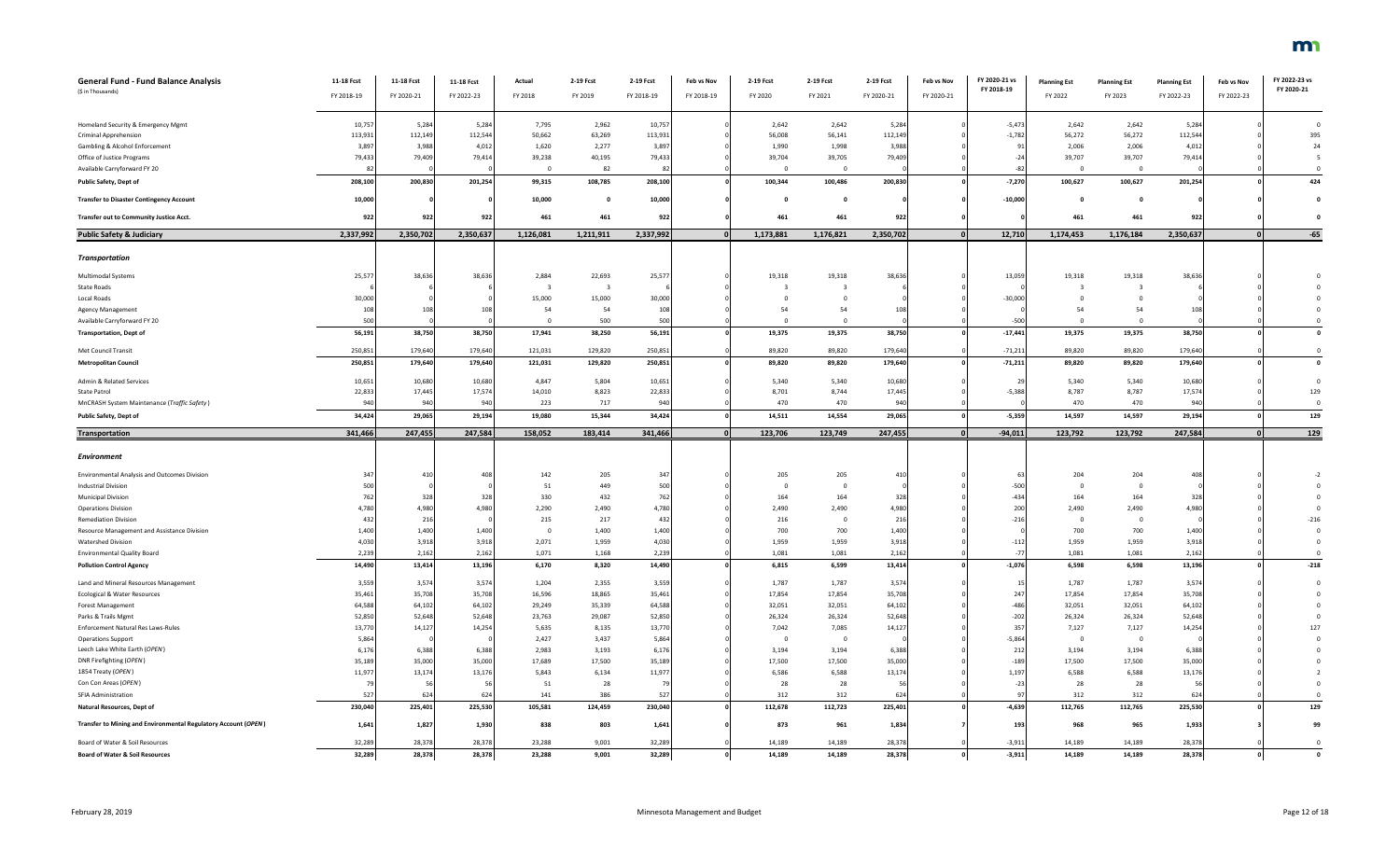| General Fund - Fund Balance Analysis ($ in Thousands) | 11-18 Fcst FY 2018-19 | 11-18 Fcst FY 2020-21 | 11-18 Fcst FY 2022-23 | Actual FY 2018 | 2-19 Fcst FY 2019 | 2-19 Fcst FY 2018-19 | Feb vs Nov FY 2018-19 | 2-19 Fcst FY 2020 | 2-19 Fcst FY 2021 | 2-19 Fcst FY 2020-21 | Feb vs Nov FY 2020-21 | FY 2020-21 vs FY 2018-19 | Planning Est FY 2022 | Planning Est FY 2023 | Planning Est FY 2022-23 | Feb vs Nov FY 2022-23 | FY 2022-23 vs FY 2020-21 |
|---|---|---|---|---|---|---|---|---|---|---|---|---|---|---|---|---|---|
| Homeland Security & Emergency Mgmt | 10,757 | 5,284 | 5,284 | 7,795 | 2,962 | 10,757 | 0 | 2,642 | 2,642 | 5,284 | 0 | -5,473 | 2,642 | 2,642 | 5,284 | 0 | 0 |
| Criminal Apprehension | 113,931 | 112,149 | 112,544 | 50,662 | 63,269 | 113,931 | 0 | 56,008 | 56,141 | 112,149 | 0 | -1,782 | 56,272 | 56,272 | 112,544 | 0 | 395 |
| Gambling & Alcohol Enforcement | 3,897 | 3,988 | 4,012 | 1,620 | 2,277 | 3,897 | 0 | 1,990 | 1,998 | 3,988 | 0 | 91 | 2,006 | 2,006 | 4,012 | 0 | 24 |
| Office of Justice Programs | 79,433 | 79,409 | 79,414 | 39,238 | 40,195 | 79,433 | 0 | 39,704 | 39,705 | 79,409 | 0 | -24 | 39,707 | 39,707 | 79,414 | 0 | 5 |
| Available Carryforward FY 20 | 82 | 0 | 0 | 0 | 82 | 82 | 0 | 0 | 0 | 0 | 0 | -82 | 0 | 0 | 0 | 0 | 0 |
| **Public Safety, Dept of** | **208,100** | **200,830** | **201,254** | **99,315** | **108,785** | **208,100** | **0** | **100,344** | **100,486** | **200,830** | **0** | **-7,270** | **100,627** | **100,627** | **201,254** | **0** | **424** |
| **Transfer to Disaster Contingency Account** | **10,000** | **0** | **0** | **10,000** | **0** | **10,000** | **0** | **0** | **0** | **0** | **0** | **-10,000** | **0** | **0** | **0** | **0** | **0** |
| **Transfer out to Community Justice Acct.** | **922** | **922** | **922** | **461** | **461** | **922** | **0** | **461** | **461** | **922** | **0** | **0** | **461** | **461** | **922** | **0** | **0** |
| **Public Safety & Judiciary** | **2,337,992** | **2,350,702** | **2,350,637** | **1,126,081** | **1,211,911** | **2,337,992** | **0** | **1,173,881** | **1,176,821** | **2,350,702** | **0** | **12,710** | **1,174,453** | **1,176,184** | **2,350,637** | **0** | **-65** |
| ***Transportation*** | | | | | | | | | | | | | | | | | |
| Multimodal Systems | 25,577 | 38,636 | 38,636 | 2,884 | 22,693 | 25,577 | 0 | 19,318 | 19,318 | 38,636 | 0 | 13,059 | 19,318 | 19,318 | 38,636 | 0 | 0 |
| State Roads | 6 | 6 | 6 | 3 | 3 | 6 | 0 | 3 | 3 | 6 | 0 | 0 | 3 | 3 | 6 | 0 | 0 |
| Local Roads | 30,000 | 0 | 0 | 15,000 | 15,000 | 30,000 | 0 | 0 | 0 | 0 | 0 | -30,000 | 0 | 0 | 0 | 0 | 0 |
| Agency Management | 108 | 108 | 108 | 54 | 54 | 108 | 0 | 54 | 54 | 108 | 0 | 0 | 54 | 54 | 108 | 0 | 0 |
| Available Carryforward FY 20 | 500 | 0 | 0 | 0 | 500 | 500 | 0 | 0 | 0 | 0 | 0 | -500 | 0 | 0 | 0 | 0 | 0 |
| **Transportation, Dept of** | **56,191** | **38,750** | **38,750** | **17,941** | **38,250** | **56,191** | **0** | **19,375** | **19,375** | **38,750** | **0** | **-17,441** | **19,375** | **19,375** | **38,750** | **0** | **0** |
| Met Council Transit | 250,851 | 179,640 | 179,640 | 121,031 | 129,820 | 250,851 | 0 | 89,820 | 89,820 | 179,640 | 0 | -71,211 | 89,820 | 89,820 | 179,640 | 0 | 0 |
| **Metropolitan Council** | **250,851** | **179,640** | **179,640** | **121,031** | **129,820** | **250,851** | **0** | **89,820** | **89,820** | **179,640** | **0** | **-71,211** | **89,820** | **89,820** | **179,640** | **0** | **0** |
| Admin & Related Services | 10,651 | 10,680 | 10,680 | 4,847 | 5,804 | 10,651 | 0 | 5,340 | 5,340 | 10,680 | 0 | 29 | 5,340 | 5,340 | 10,680 | 0 | 0 |
| State Patrol | 22,833 | 17,445 | 17,574 | 14,010 | 8,823 | 22,833 | 0 | 8,701 | 8,744 | 17,445 | 0 | -5,388 | 8,787 | 8,787 | 17,574 | 0 | 129 |
| MnCRASH System Maintenance (*Traffic Safety*) | 940 | 940 | 940 | 223 | 717 | 940 | 0 | 470 | 470 | 940 | 0 | 0 | 470 | 470 | 940 | 0 | 0 |
| **Public Safety, Dept of** | **34,424** | **29,065** | **29,194** | **19,080** | **15,344** | **34,424** | **0** | **14,511** | **14,554** | **29,065** | **0** | **-5,359** | **14,597** | **14,597** | **29,194** | **0** | **129** |
| **Transportation** | **341,466** | **247,455** | **247,584** | **158,052** | **183,414** | **341,466** | **0** | **123,706** | **123,749** | **247,455** | **0** | **-94,011** | **123,792** | **123,792** | **247,584** | **0** | **129** |
| ***Environment*** | | | | | | | | | | | | | | | | | |
| Environmental Analysis and Outcomes Division | 347 | 410 | 408 | 142 | 205 | 347 | 0 | 205 | 205 | 410 | 0 | 63 | 204 | 204 | 408 | 0 | -2 |
| Industrial Division | 500 | 0 | 0 | 51 | 449 | 500 | 0 | 0 | 0 | 0 | 0 | -500 | 0 | 0 | 0 | 0 | 0 |
| Municipal Division | 762 | 328 | 328 | 330 | 432 | 762 | 0 | 164 | 164 | 328 | 0 | -434 | 164 | 164 | 328 | 0 | 0 |
| Operations Division | 4,780 | 4,980 | 4,980 | 2,290 | 2,490 | 4,780 | 0 | 2,490 | 2,490 | 4,980 | 0 | 200 | 2,490 | 2,490 | 4,980 | 0 | 0 |
| Remediation Division | 432 | 216 | 0 | 215 | 217 | 432 | 0 | 216 | 0 | 216 | 0 | -216 | 0 | 0 | 0 | 0 | -216 |
| Resource Management and Assistance Division | 1,400 | 1,400 | 1,400 | 0 | 1,400 | 1,400 | 0 | 700 | 700 | 1,400 | 0 | 0 | 700 | 700 | 1,400 | 0 | 0 |
| Watershed Division | 4,030 | 3,918 | 3,918 | 2,071 | 1,959 | 4,030 | 0 | 1,959 | 1,959 | 3,918 | 0 | -112 | 1,959 | 1,959 | 3,918 | 0 | 0 |
| Environmental Quality Board | 2,239 | 2,162 | 2,162 | 1,071 | 1,168 | 2,239 | 0 | 1,081 | 1,081 | 2,162 | 0 | -77 | 1,081 | 1,081 | 2,162 | 0 | 0 |
| **Pollution Control Agency** | **14,490** | **13,414** | **13,196** | **6,170** | **8,320** | **14,490** | **0** | **6,815** | **6,599** | **13,414** | **0** | **-1,076** | **6,598** | **6,598** | **13,196** | **0** | **-218** |
| Land and Mineral Resources Management | 3,559 | 3,574 | 3,574 | 1,204 | 2,355 | 3,559 | 0 | 1,787 | 1,787 | 3,574 | 0 | 15 | 1,787 | 1,787 | 3,574 | 0 | 0 |
| Ecological & Water Resources | 35,461 | 35,708 | 35,708 | 16,596 | 18,865 | 35,461 | 0 | 17,854 | 17,854 | 35,708 | 0 | 247 | 17,854 | 17,854 | 35,708 | 0 | 0 |
| Forest Management | 64,588 | 64,102 | 64,102 | 29,249 | 35,339 | 64,588 | 0 | 32,051 | 32,051 | 64,102 | 0 | -486 | 32,051 | 32,051 | 64,102 | 0 | 0 |
| Parks & Trails Mgmt | 52,850 | 52,648 | 52,648 | 23,763 | 29,087 | 52,850 | 0 | 26,324 | 26,324 | 52,648 | 0 | -202 | 26,324 | 26,324 | 52,648 | 0 | 0 |
| Enforcement Natural Res Laws-Rules | 13,770 | 14,127 | 14,254 | 5,635 | 8,135 | 13,770 | 0 | 7,042 | 7,085 | 14,127 | 0 | 357 | 7,127 | 7,127 | 14,254 | 0 | 127 |
| Operations Support | 5,864 | 0 | 0 | 2,427 | 3,437 | 5,864 | 0 | 0 | 0 | 0 | 0 | -5,864 | 0 | 0 | 0 | 0 | 0 |
| Leech Lake White Earth (*OPEN*) | 6,176 | 6,388 | 6,388 | 2,983 | 3,193 | 6,176 | 0 | 3,194 | 3,194 | 6,388 | 0 | 212 | 3,194 | 3,194 | 6,388 | 0 | 0 |
| DNR Firefighting (*OPEN*) | 35,189 | 35,000 | 35,000 | 17,689 | 17,500 | 35,189 | 0 | 17,500 | 17,500 | 35,000 | 0 | -189 | 17,500 | 17,500 | 35,000 | 0 | 0 |
| 1854 Treaty (*OPEN*) | 11,977 | 13,174 | 13,176 | 5,843 | 6,134 | 11,977 | 0 | 6,586 | 6,588 | 13,174 | 0 | 1,197 | 6,588 | 6,588 | 13,176 | 0 | 2 |
| Con Con Areas (*OPEN*) | 79 | 56 | 56 | 51 | 28 | 79 | 0 | 28 | 28 | 56 | 0 | -23 | 28 | 28 | 56 | 0 | 0 |
| SFIA Administration | 527 | 624 | 624 | 141 | 386 | 527 | 0 | 312 | 312 | 624 | 0 | 97 | 312 | 312 | 624 | 0 | 0 |
| **Natural Resources, Dept of** | **230,040** | **225,401** | **225,530** | **105,581** | **124,459** | **230,040** | **0** | **112,678** | **112,723** | **225,401** | **0** | **-4,639** | **112,765** | **112,765** | **225,530** | **0** | **129** |
| **Transfer to Mining and Environmental Regulatory Account (*OPEN*)** | **1,641** | **1,827** | **1,930** | **838** | **803** | **1,641** | **0** | **873** | **961** | **1,834** | **7** | **193** | **968** | **965** | **1,933** | **3** | **99** |
| Board of Water & Soil Resources | 32,289 | 28,378 | 28,378 | 23,288 | 9,001 | 32,289 | 0 | 14,189 | 14,189 | 28,378 | 0 | -3,911 | 14,189 | 14,189 | 28,378 | 0 | 0 |
| **Board of Water & Soil Resources** | **32,289** | **28,378** | **28,378** | **23,288** | **9,001** | **32,289** | **0** | **14,189** | **14,189** | **28,378** | **0** | **-3,911** | **14,189** | **14,189** | **28,378** | **0** | **0** |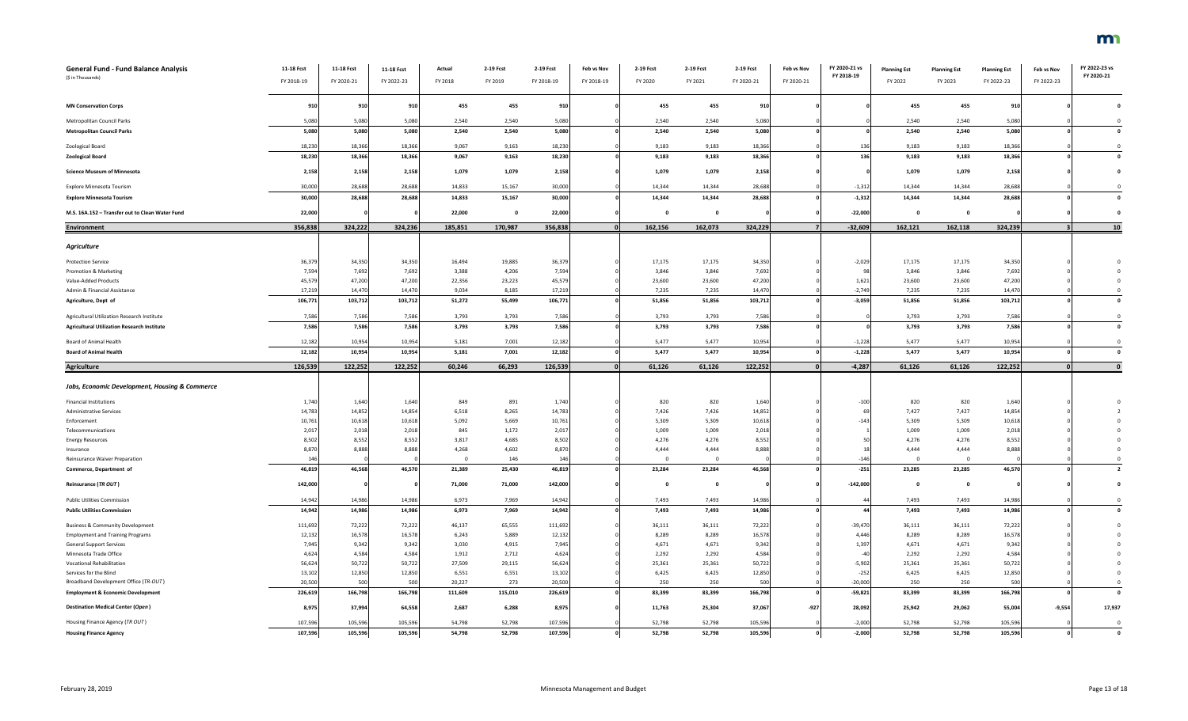| General Fund - Fund Balance Analysis ($ in Thousands) | 11-18 Fcst FY 2018-19 | 11-18 Fcst FY 2020-21 | 11-18 Fcst FY 2022-23 | Actual FY 2018 | 2-19 Fcst FY 2019 | 2-19 Fcst FY 2018-19 | Feb vs Nov FY 2018-19 | 2-19 Fcst FY 2020 | 2-19 Fcst FY 2021 | 2-19 Fcst FY 2020-21 | Feb vs Nov FY 2020-21 | FY 2020-21 vs FY 2018-19 | Planning Est FY 2022 | Planning Est FY 2023 | Planning Est FY 2022-23 | Feb vs Nov FY 2022-23 | FY 2022-23 vs FY 2020-21 |
|---|---|---|---|---|---|---|---|---|---|---|---|---|---|---|---|---|---|
| **MN Conservation Corps** | **910** | **910** | **910** | **455** | **455** | **910** | **0** | **455** | **455** | **910** | **0** | **0** | **455** | **455** | **910** | **0** | **0** |
| Metropolitan Council Parks | 5,080 | 5,080 | 5,080 | 2,540 | 2,540 | 5,080 | 0 | 2,540 | 2,540 | 5,080 | 0 | 0 | 2,540 | 2,540 | 5,080 | 0 | 0 |
| **Metropolitan Council Parks** | **5,080** | **5,080** | **5,080** | **2,540** | **2,540** | **5,080** | **0** | **2,540** | **2,540** | **5,080** | **0** | **0** | **2,540** | **2,540** | **5,080** | **0** | **0** |
| Zoological Board | 18,230 | 18,366 | 18,366 | 9,067 | 9,163 | 18,230 | 0 | 9,183 | 9,183 | 18,366 | 0 | 136 | 9,183 | 9,183 | 18,366 | 0 | 0 |
| **Zoological Board** | **18,230** | **18,366** | **18,366** | **9,067** | **9,163** | **18,230** | **0** | **9,183** | **9,183** | **18,366** | **0** | **136** | **9,183** | **9,183** | **18,366** | **0** | **0** |
| **Science Museum of Minnesota** | **2,158** | **2,158** | **2,158** | **1,079** | **1,079** | **2,158** | **0** | **1,079** | **1,079** | **2,158** | **0** | **0** | **1,079** | **1,079** | **2,158** | **0** | **0** |
| Explore Minnesota Tourism | 30,000 | 28,688 | 28,688 | 14,833 | 15,167 | 30,000 | 0 | 14,344 | 14,344 | 28,688 | 0 | -1,312 | 14,344 | 14,344 | 28,688 | 0 | 0 |
| **Explore Minnesota Tourism** | **30,000** | **28,688** | **28,688** | **14,833** | **15,167** | **30,000** | **0** | **14,344** | **14,344** | **28,688** | **0** | **-1,312** | **14,344** | **14,344** | **28,688** | **0** | **0** |
| **M.S. 16A.152 – Transfer out to Clean Water Fund** | **22,000** | **0** | **0** | **22,000** | **0** | **22,000** | **0** | **0** | **0** | **0** | **0** | **-22,000** | **0** | **0** | **0** | **0** | **0** |
| **Environment** | **356,838** | **324,222** | **324,236** | **185,851** | **170,987** | **356,838** | **0** | **162,156** | **162,073** | **324,229** | **7** | **-32,609** | **162,121** | **162,118** | **324,239** | **3** | **10** |
| ***Agriculture*** | | | | | | | | | | | | | | | | | |
| Protection Service | 36,379 | 34,350 | 34,350 | 16,494 | 19,885 | 36,379 | 0 | 17,175 | 17,175 | 34,350 | 0 | -2,029 | 17,175 | 17,175 | 34,350 | 0 | 0 |
| Promotion & Marketing | 7,594 | 7,692 | 7,692 | 3,388 | 4,206 | 7,594 | 0 | 3,846 | 3,846 | 7,692 | 0 | 98 | 3,846 | 3,846 | 7,692 | 0 | 0 |
| Value-Added Products | 45,579 | 47,200 | 47,200 | 22,356 | 23,223 | 45,579 | 0 | 23,600 | 23,600 | 47,200 | 0 | 1,621 | 23,600 | 23,600 | 47,200 | 0 | 0 |
| Admin & Financial Assistance | 17,219 | 14,470 | 14,470 | 9,034 | 8,185 | 17,219 | 0 | 7,235 | 7,235 | 14,470 | 0 | -2,749 | 7,235 | 7,235 | 14,470 | 0 | 0 |
| **Agriculture, Dept of** | **106,771** | **103,712** | **103,712** | **51,272** | **55,499** | **106,771** | **0** | **51,856** | **51,856** | **103,712** | **0** | **-3,059** | **51,856** | **51,856** | **103,712** | **0** | **0** |
| Agricultural Utilization Research Institute | 7,586 | 7,586 | 7,586 | 3,793 | 3,793 | 7,586 | 0 | 3,793 | 3,793 | 7,586 | 0 | 0 | 3,793 | 3,793 | 7,586 | 0 | 0 |
| **Agricultural Utilization Research Institute** | **7,586** | **7,586** | **7,586** | **3,793** | **3,793** | **7,586** | **0** | **3,793** | **3,793** | **7,586** | **0** | **0** | **3,793** | **3,793** | **7,586** | **0** | **0** |
| Board of Animal Health | 12,182 | 10,954 | 10,954 | 5,181 | 7,001 | 12,182 | 0 | 5,477 | 5,477 | 10,954 | 0 | -1,228 | 5,477 | 5,477 | 10,954 | 0 | 0 |
| **Board of Animal Health** | **12,182** | **10,954** | **10,954** | **5,181** | **7,001** | **12,182** | **0** | **5,477** | **5,477** | **10,954** | **0** | **-1,228** | **5,477** | **5,477** | **10,954** | **0** | **0** |
| **Agriculture** | **126,539** | **122,252** | **122,252** | **60,246** | **66,293** | **126,539** | **0** | **61,126** | **61,126** | **122,252** | **0** | **-4,287** | **61,126** | **61,126** | **122,252** | **0** | **0** |
| ***Jobs, Economic Development, Housing & Commerce*** | | | | | | | | | | | | | | | | | |
| Financial Institutions | 1,740 | 1,640 | 1,640 | 849 | 891 | 1,740 | 0 | 820 | 820 | 1,640 | 0 | -100 | 820 | 820 | 1,640 | 0 | 0 |
| Administrative Services | 14,783 | 14,852 | 14,854 | 6,518 | 8,265 | 14,783 | 0 | 7,426 | 7,426 | 14,852 | 0 | 69 | 7,427 | 7,427 | 14,854 | 0 | 2 |
| Enforcement | 10,761 | 10,618 | 10,618 | 5,092 | 5,669 | 10,761 | 0 | 5,309 | 5,309 | 10,618 | 0 | -143 | 5,309 | 5,309 | 10,618 | 0 | 0 |
| Telecommunications | 2,017 | 2,018 | 2,018 | 845 | 1,172 | 2,017 | 0 | 1,009 | 1,009 | 2,018 | 0 | 1 | 1,009 | 1,009 | 2,018 | 0 | 0 |
| Energy Resources | 8,502 | 8,552 | 8,552 | 3,817 | 4,685 | 8,502 | 0 | 4,276 | 4,276 | 8,552 | 0 | 50 | 4,276 | 4,276 | 8,552 | 0 | 0 |
| Insurance | 8,870 | 8,888 | 8,888 | 4,268 | 4,602 | 8,870 | 0 | 4,444 | 4,444 | 8,888 | 0 | 18 | 4,444 | 4,444 | 8,888 | 0 | 0 |
| Reinsurance Waiver Preparation | 146 | 0 | 0 | 0 | 146 | 146 | 0 | 0 | 0 | 0 | 0 | -146 | 0 | 0 | 0 | 0 | 0 |
| **Commerce, Department of** | **46,819** | **46,568** | **46,570** | **21,389** | **25,430** | **46,819** | **0** | **23,284** | **23,284** | **46,568** | **0** | **-251** | **23,285** | **23,285** | **46,570** | **0** | **2** |
| **Reinsurance (TR OUT)** | **142,000** | **0** | **0** | **71,000** | **71,000** | **142,000** | **0** | **0** | **0** | **0** | **0** | **-142,000** | **0** | **0** | **0** | **0** | **0** |
| Public Utilities Commission | 14,942 | 14,986 | 14,986 | 6,973 | 7,969 | 14,942 | 0 | 7,493 | 7,493 | 14,986 | 0 | 44 | 7,493 | 7,493 | 14,986 | 0 | 0 |
| **Public Utilities Commission** | **14,942** | **14,986** | **14,986** | **6,973** | **7,969** | **14,942** | **0** | **7,493** | **7,493** | **14,986** | **0** | **44** | **7,493** | **7,493** | **14,986** | **0** | **0** |
| Business & Community Development | 111,692 | 72,222 | 72,222 | 46,137 | 65,555 | 111,692 | 0 | 36,111 | 36,111 | 72,222 | 0 | -39,470 | 36,111 | 36,111 | 72,222 | 0 | 0 |
| Employment and Training Programs | 12,132 | 16,578 | 16,578 | 6,243 | 5,889 | 12,132 | 0 | 8,289 | 8,289 | 16,578 | 0 | 4,446 | 8,289 | 8,289 | 16,578 | 0 | 0 |
| General Support Services | 7,945 | 9,342 | 9,342 | 3,030 | 4,915 | 7,945 | 0 | 4,671 | 4,671 | 9,342 | 0 | 1,397 | 4,671 | 4,671 | 9,342 | 0 | 0 |
| Minnesota Trade Office | 4,624 | 4,584 | 4,584 | 1,912 | 2,712 | 4,624 | 0 | 2,292 | 2,292 | 4,584 | 0 | -40 | 2,292 | 2,292 | 4,584 | 0 | 0 |
| Vocational Rehabilitation | 56,624 | 50,722 | 50,722 | 27,509 | 29,115 | 56,624 | 0 | 25,361 | 25,361 | 50,722 | 0 | -5,902 | 25,361 | 25,361 | 50,722 | 0 | 0 |
| Services for the Blind | 13,102 | 12,850 | 12,850 | 6,551 | 6,551 | 13,102 | 0 | 6,425 | 6,425 | 12,850 | 0 | -252 | 6,425 | 6,425 | 12,850 | 0 | 0 |
| Broadband Development Office (TR-OUT) | 20,500 | 500 | 500 | 20,227 | 273 | 20,500 | 0 | 250 | 250 | 500 | 0 | -20,000 | 250 | 250 | 500 | 0 | 0 |
| **Employment & Economic Development** | **226,619** | **166,798** | **166,798** | **111,609** | **115,010** | **226,619** | **0** | **83,399** | **83,399** | **166,798** | **0** | **-59,821** | **83,399** | **83,399** | **166,798** | **0** | **0** |
| **Destination Medical Center (Open)** | **8,975** | **37,994** | **64,558** | **2,687** | **6,288** | **8,975** | **0** | **11,763** | **25,304** | **37,067** | **-927** | **28,092** | **25,942** | **29,062** | **55,004** | **-9,554** | **17,937** |
| Housing Finance Agency (TR OUT) | 107,596 | 105,596 | 105,596 | 54,798 | 52,798 | 107,596 | 0 | 52,798 | 52,798 | 105,596 | 0 | -2,000 | 52,798 | 52,798 | 105,596 | 0 | 0 |
| **Housing Finance Agency** | **107,596** | **105,596** | **105,596** | **54,798** | **52,798** | **107,596** | **0** | **52,798** | **52,798** | **105,596** | **0** | **-2,000** | **52,798** | **52,798** | **105,596** | **0** | **0** |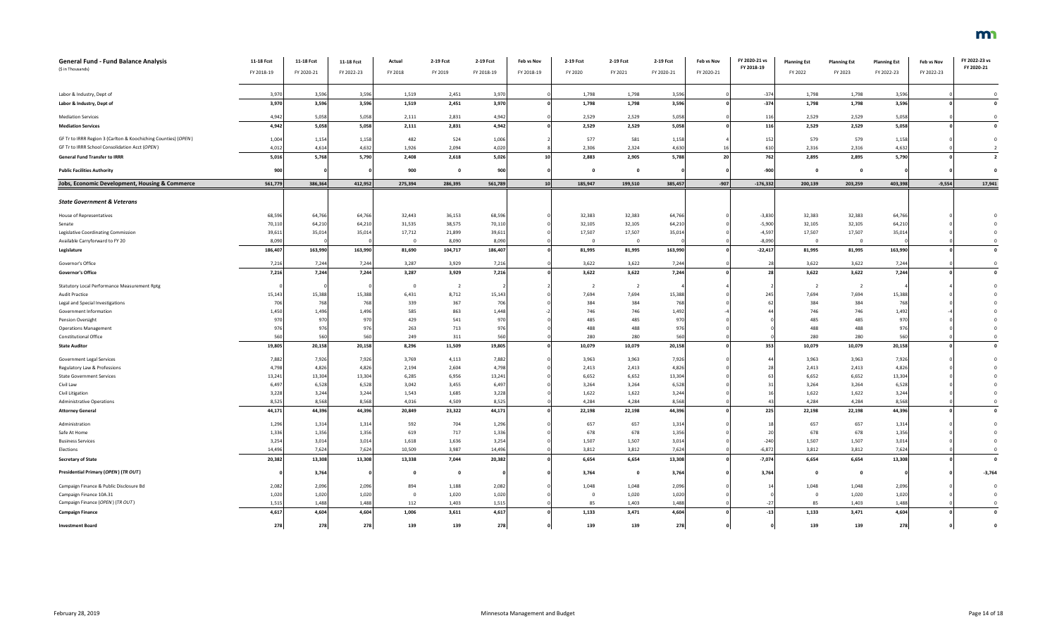| General Fund - Fund Balance Analysis ($ in Thousands) | 11-18 Fcst FY 2018-19 | 11-18 Fcst FY 2020-21 | 11-18 Fcst FY 2022-23 | Actual FY 2018 | 2-19 Fcst FY 2019 | 2-19 Fcst FY 2018-19 | Feb vs Nov FY 2018-19 | 2-19 Fcst FY 2020 | 2-19 Fcst FY 2021 | 2-19 Fcst FY 2020-21 | Feb vs Nov FY 2020-21 | FY 2020-21 vs FY 2018-19 | Planning Est FY 2022 | Planning Est FY 2023 | Planning Est FY 2022-23 | Feb vs Nov FY 2022-23 | FY 2022-23 vs FY 2020-21 |
|---|---|---|---|---|---|---|---|---|---|---|---|---|---|---|---|---|---|
| Labor & Industry, Dept of | 3,970 | 3,596 | 3,596 | 1,519 | 2,451 | 3,970 | 0 | 1,798 | 1,798 | 3,596 | 0 | -374 | 1,798 | 1,798 | 3,596 | 0 | 0 |
| **Labor & Industry, Dept of** | **3,970** | **3,596** | **3,596** | **1,519** | **2,451** | **3,970** | **0** | **1,798** | **1,798** | **3,596** | **0** | **-374** | **1,798** | **1,798** | **3,596** | **0** | **0** |
| Mediation Services | 4,942 | 5,058 | 5,058 | 2,111 | 2,831 | 4,942 | 0 | 2,529 | 2,529 | 5,058 | 0 | 116 | 2,529 | 2,529 | 5,058 | 0 | 0 |
| **Mediation Services** | **4,942** | **5,058** | **5,058** | **2,111** | **2,831** | **4,942** | **0** | **2,529** | **2,529** | **5,058** | **0** | **116** | **2,529** | **2,529** | **5,058** | **0** | **0** |
| GF Tr to IRRR Region 3 (Carlton & Koochiching Counties) (*OPEN*) | 1,004 | 1,154 | 1,158 | 482 | 524 | 1,006 | 2 | 577 | 581 | 1,158 | 4 | 152 | 579 | 579 | 1,158 | 0 | 0 |
| GF Tr to IRRR School Consolidation Acct (*OPEN*) | 4,012 | 4,614 | 4,632 | 1,926 | 2,094 | 4,020 | 8 | 2,306 | 2,324 | 4,630 | 16 | 610 | 2,316 | 2,316 | 4,632 | 0 | 2 |
| **General Fund Transfer to IRRR** | **5,016** | **5,768** | **5,790** | **2,408** | **2,618** | **5,026** | **10** | **2,883** | **2,905** | **5,788** | **20** | **762** | **2,895** | **2,895** | **5,790** | **0** | **2** |
| **Public Facilities Authority** | **900** | **0** | **0** | **900** | **0** | **900** | **0** | **0** | **0** | **0** | **0** | **-900** | **0** | **0** | **0** | **0** | **0** |
| **Jobs, Economic Development, Housing & Commerce** | **561,779** | **386,364** | **412,952** | **275,394** | **286,395** | **561,789** | **10** | **185,947** | **199,510** | **385,457** | **-907** | **-176,332** | **200,139** | **203,259** | **403,398** | **-9,554** | **17,941** |
| ***State Government & Veterans*** | | | | | | | | | | | | | | | | | |
| House of Representatives | 68,596 | 64,766 | 64,766 | 32,443 | 36,153 | 68,596 | 0 | 32,383 | 32,383 | 64,766 | 0 | -3,830 | 32,383 | 32,383 | 64,766 | 0 | 0 |
| Senate | 70,110 | 64,210 | 64,210 | 31,535 | 38,575 | 70,110 | 0 | 32,105 | 32,105 | 64,210 | 0 | -5,900 | 32,105 | 32,105 | 64,210 | 0 | 0 |
| Legislative Coordinating Commission | 39,611 | 35,014 | 35,014 | 17,712 | 21,899 | 39,611 | 0 | 17,507 | 17,507 | 35,014 | 0 | -4,597 | 17,507 | 17,507 | 35,014 | 0 | 0 |
| Available Carryforward to FY 20 | 8,090 | 0 | 0 | 0 | 8,090 | 8,090 | 0 | 0 | 0 | 0 | 0 | -8,090 | 0 | 0 | 0 | 0 | 0 |
| **Legislature** | **186,407** | **163,990** | **163,990** | **81,690** | **104,717** | **186,407** | **0** | **81,995** | **81,995** | **163,990** | **0** | **-22,417** | **81,995** | **81,995** | **163,990** | **0** | **0** |
| Governor's Office | 7,216 | 7,244 | 7,244 | 3,287 | 3,929 | 7,216 | 0 | 3,622 | 3,622 | 7,244 | 0 | 28 | 3,622 | 3,622 | 7,244 | 0 | 0 |
| **Governor's Office** | **7,216** | **7,244** | **7,244** | **3,287** | **3,929** | **7,216** | **0** | **3,622** | **3,622** | **7,244** | **0** | **28** | **3,622** | **3,622** | **7,244** | **0** | **0** |
| Statutory Local Performance Measurement Rptg | 0 | 0 | 0 | 0 | 2 | 2 | 2 | 2 | 2 | 4 | 4 | 2 | 2 | 2 | 4 | 4 | 0 |
| Audit Practice | 15,143 | 15,388 | 15,388 | 6,431 | 8,712 | 15,143 | 0 | 7,694 | 7,694 | 15,388 | 0 | 245 | 7,694 | 7,694 | 15,388 | 0 | 0 |
| Legal and Special Investigations | 706 | 768 | 768 | 339 | 367 | 706 | 0 | 384 | 384 | 768 | 0 | 62 | 384 | 384 | 768 | 0 | 0 |
| Government Information | 1,450 | 1,496 | 1,496 | 585 | 863 | 1,448 | -2 | 746 | 746 | 1,492 | -4 | 44 | 746 | 746 | 1,492 | -4 | 0 |
| Pension Oversight | 970 | 970 | 970 | 429 | 541 | 970 | 0 | 485 | 485 | 970 | 0 | 0 | 485 | 485 | 970 | 0 | 0 |
| Operations Management | 976 | 976 | 976 | 263 | 713 | 976 | 0 | 488 | 488 | 976 | 0 | 0 | 488 | 488 | 976 | 0 | 0 |
| Constitutional Office | 560 | 560 | 560 | 249 | 311 | 560 | 0 | 280 | 280 | 560 | 0 | 0 | 280 | 280 | 560 | 0 | 0 |
| **State Auditor** | **19,805** | **20,158** | **20,158** | **8,296** | **11,509** | **19,805** | **0** | **10,079** | **10,079** | **20,158** | **0** | **353** | **10,079** | **10,079** | **20,158** | **0** | **0** |
| Government Legal Services | 7,882 | 7,926 | 7,926 | 3,769 | 4,113 | 7,882 | 0 | 3,963 | 3,963 | 7,926 | 0 | 44 | 3,963 | 3,963 | 7,926 | 0 | 0 |
| Regulatory Law & Professions | 4,798 | 4,826 | 4,826 | 2,194 | 2,604 | 4,798 | 0 | 2,413 | 2,413 | 4,826 | 0 | 28 | 2,413 | 2,413 | 4,826 | 0 | 0 |
| State Government Services | 13,241 | 13,304 | 13,304 | 6,285 | 6,956 | 13,241 | 0 | 6,652 | 6,652 | 13,304 | 0 | 63 | 6,652 | 6,652 | 13,304 | 0 | 0 |
| Civil Law | 6,497 | 6,528 | 6,528 | 3,042 | 3,455 | 6,497 | 0 | 3,264 | 3,264 | 6,528 | 0 | 31 | 3,264 | 3,264 | 6,528 | 0 | 0 |
| Civil Litigation | 3,228 | 3,244 | 3,244 | 1,543 | 1,685 | 3,228 | 0 | 1,622 | 1,622 | 3,244 | 0 | 16 | 1,622 | 1,622 | 3,244 | 0 | 0 |
| Administrative Operations | 8,525 | 8,568 | 8,568 | 4,016 | 4,509 | 8,525 | 0 | 4,284 | 4,284 | 8,568 | 0 | 43 | 4,284 | 4,284 | 8,568 | 0 | 0 |
| **Attorney General** | **44,171** | **44,396** | **44,396** | **20,849** | **23,322** | **44,171** | **0** | **22,198** | **22,198** | **44,396** | **0** | **225** | **22,198** | **22,198** | **44,396** | **0** | **0** |
| Administration | 1,296 | 1,314 | 1,314 | 592 | 704 | 1,296 | 0 | 657 | 657 | 1,314 | 0 | 18 | 657 | 657 | 1,314 | 0 | 0 |
| Safe At Home | 1,336 | 1,356 | 1,356 | 619 | 717 | 1,336 | 0 | 678 | 678 | 1,356 | 0 | 20 | 678 | 678 | 1,356 | 0 | 0 |
| Business Services | 3,254 | 3,014 | 3,014 | 1,618 | 1,636 | 3,254 | 0 | 1,507 | 1,507 | 3,014 | 0 | -240 | 1,507 | 1,507 | 3,014 | 0 | 0 |
| Elections | 14,496 | 7,624 | 7,624 | 10,509 | 3,987 | 14,496 | 0 | 3,812 | 3,812 | 7,624 | 0 | -6,872 | 3,812 | 3,812 | 7,624 | 0 | 0 |
| **Secretary of State** | **20,382** | **13,308** | **13,308** | **13,338** | **7,044** | **20,382** | **0** | **6,654** | **6,654** | **13,308** | **0** | **-7,074** | **6,654** | **6,654** | **13,308** | **0** | **0** |
| **Presidential Primary (*OPEN*) (*TR OUT*)** | **0** | **3,764** | **0** | **0** | **0** | **0** | **0** | **3,764** | **0** | **3,764** | **0** | **3,764** | **0** | **0** | **0** | **0** | **-3,764** |
| Campaign Finance & Public Disclosure Bd | 2,082 | 2,096 | 2,096 | 894 | 1,188 | 2,082 | 0 | 1,048 | 1,048 | 2,096 | 0 | 14 | 1,048 | 1,048 | 2,096 | 0 | 0 |
| Campaign Finance 10A.31 | 1,020 | 1,020 | 1,020 | 0 | 1,020 | 1,020 | 0 | 0 | 1,020 | 1,020 | 0 | 0 | 0 | 1,020 | 1,020 | 0 | 0 |
| Campaign Finance (*OPEN*) (*TR OUT*) | 1,515 | 1,488 | 1,488 | 112 | 1,403 | 1,515 | 0 | 85 | 1,403 | 1,488 | 0 | -27 | 85 | 1,403 | 1,488 | 0 | 0 |
| **Campaign Finance** | **4,617** | **4,604** | **4,604** | **1,006** | **3,611** | **4,617** | **0** | **1,133** | **3,471** | **4,604** | **0** | **-13** | **1,133** | **3,471** | **4,604** | **0** | **0** |
| **Investment Board** | **278** | **278** | **278** | **139** | **139** | **278** | **0** | **139** | **139** | **278** | **0** | **0** | **139** | **139** | **278** | **0** | **0** |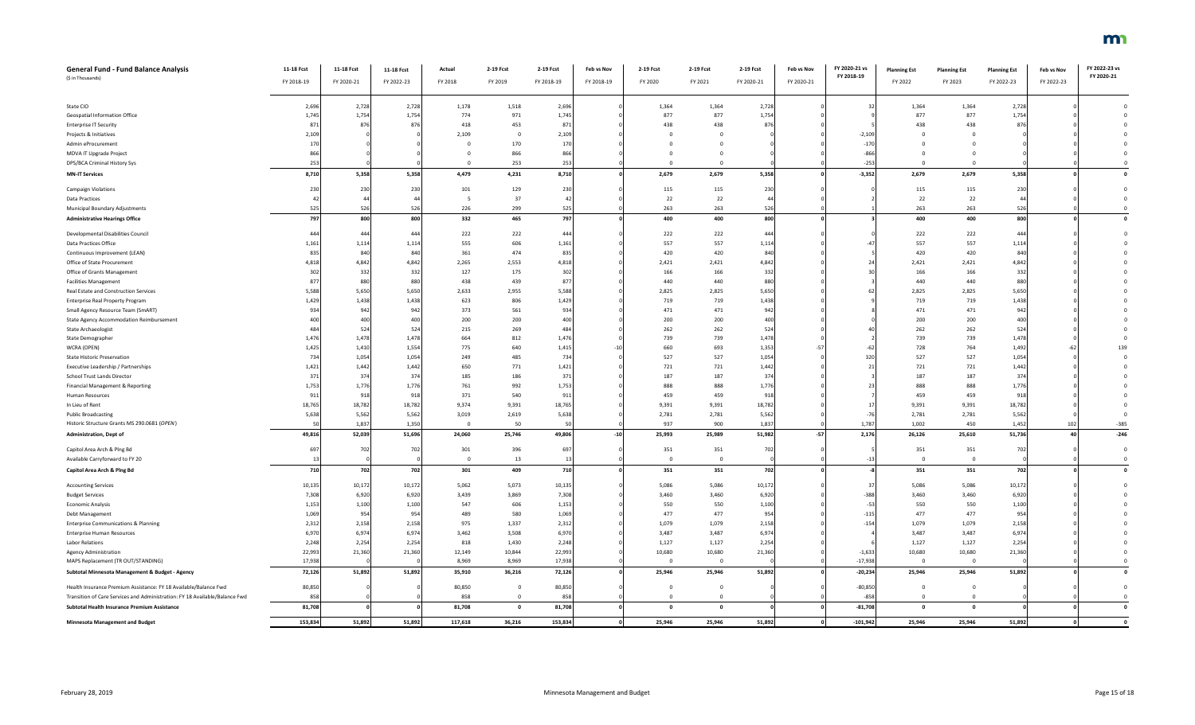| General Fund - Fund Balance Analysis ($ in Thousands) | 11-18 Fcst FY 2018-19 | 11-18 Fcst FY 2020-21 | 11-18 Fcst FY 2022-23 | Actual FY 2018 | 2-19 Fcst FY 2019 | 2-19 Fcst FY 2018-19 | Feb vs Nov FY 2018-19 | 2-19 Fcst FY 2020 | 2-19 Fcst FY 2021 | 2-19 Fcst FY 2020-21 | Feb vs Nov FY 2020-21 | FY 2020-21 vs FY 2018-19 | Planning Est FY 2022 | Planning Est FY 2023 | Planning Est FY 2022-23 | Feb vs Nov FY 2022-23 | FY 2022-23 vs FY 2020-21 |
|---|---|---|---|---|---|---|---|---|---|---|---|---|---|---|---|---|---|
| State CIO | 2,696 | 2,728 | 2,728 | 1,178 | 1,518 | 2,696 | 0 | 1,364 | 1,364 | 2,728 | 0 | 32 | 1,364 | 1,364 | 2,728 | 0 | 0 |
| Geospatial Information Office | 1,745 | 1,754 | 1,754 | 774 | 971 | 1,745 | 0 | 877 | 877 | 1,754 | 0 | 9 | 877 | 877 | 1,754 | 0 | 0 |
| Enterprise IT Security | 871 | 876 | 876 | 418 | 453 | 871 | 0 | 438 | 438 | 876 | 0 | 5 | 438 | 438 | 876 | 0 | 0 |
| Projects & Initiatives | 2,109 | 0 | 0 | 2,109 | 0 | 2,109 | 0 | 0 | 0 | 0 | 0 | -2,109 | 0 | 0 | 0 | 0 | 0 |
| Admin eProcurement | 170 | 0 | 0 | 0 | 170 | 170 | 0 | 0 | 0 | 0 | 0 | -170 | 0 | 0 | 0 | 0 | 0 |
| MDVA IT Upgrade Project | 866 | 0 | 0 | 0 | 866 | 866 | 0 | 0 | 0 | 0 | 0 | -866 | 0 | 0 | 0 | 0 | 0 |
| DPS/BCA Criminal History Sys | 253 | 0 | 0 | 0 | 253 | 253 | 0 | 0 | 0 | 0 | 0 | -253 | 0 | 0 | 0 | 0 | 0 |
| **MN-IT Services** | **8,710** | **5,358** | **5,358** | **4,479** | **4,231** | **8,710** | **0** | **2,679** | **2,679** | **5,358** | **0** | **-3,352** | **2,679** | **2,679** | **5,358** | **0** | **0** |
| Campaign Violations | 230 | 230 | 230 | 101 | 129 | 230 | 0 | 115 | 115 | 230 | 0 | 0 | 115 | 115 | 230 | 0 | 0 |
| Data Practices | 42 | 44 | 44 | 5 | 37 | 42 | 0 | 22 | 22 | 44 | 0 | 2 | 22 | 22 | 44 | 0 | 0 |
| Municipal Boundary Adjustments | 525 | 526 | 526 | 226 | 299 | 525 | 0 | 263 | 263 | 526 | 0 | 1 | 263 | 263 | 526 | 0 | 0 |
| **Administrative Hearings Office** | **797** | **800** | **800** | **332** | **465** | **797** | **0** | **400** | **400** | **800** | **0** | **3** | **400** | **400** | **800** | **0** | **0** |
| Developmental Disabilities Council | 444 | 444 | 444 | 222 | 222 | 444 | 0 | 222 | 222 | 444 | 0 | 0 | 222 | 222 | 444 | 0 | 0 |
| Data Practices Office | 1,161 | 1,114 | 1,114 | 555 | 606 | 1,161 | 0 | 557 | 557 | 1,114 | 0 | -47 | 557 | 557 | 1,114 | 0 | 0 |
| Continuous Improvement (LEAN) | 835 | 840 | 840 | 361 | 474 | 835 | 0 | 420 | 420 | 840 | 0 | 5 | 420 | 420 | 840 | 0 | 0 |
| Office of State Procurement | 4,818 | 4,842 | 4,842 | 2,265 | 2,553 | 4,818 | 0 | 2,421 | 2,421 | 4,842 | 0 | 24 | 2,421 | 2,421 | 4,842 | 0 | 0 |
| Office of Grants Management | 302 | 332 | 332 | 127 | 175 | 302 | 0 | 166 | 166 | 332 | 0 | 30 | 166 | 166 | 332 | 0 | 0 |
| Facilities Management | 877 | 880 | 880 | 438 | 439 | 877 | 0 | 440 | 440 | 880 | 0 | 3 | 440 | 440 | 880 | 0 | 0 |
| Real Estate and Construction Services | 5,588 | 5,650 | 5,650 | 2,633 | 2,955 | 5,588 | 0 | 2,825 | 2,825 | 5,650 | 0 | 62 | 2,825 | 2,825 | 5,650 | 0 | 0 |
| Enterprise Real Property Program | 1,429 | 1,438 | 1,438 | 623 | 806 | 1,429 | 0 | 719 | 719 | 1,438 | 0 | 9 | 719 | 719 | 1,438 | 0 | 0 |
| Small Agency Resource Team (SmART) | 934 | 942 | 942 | 373 | 561 | 934 | 0 | 471 | 471 | 942 | 0 | 8 | 471 | 471 | 942 | 0 | 0 |
| State Agency Accommodation Reimbursement | 400 | 400 | 400 | 200 | 200 | 400 | 0 | 200 | 200 | 400 | 0 | 0 | 200 | 200 | 400 | 0 | 0 |
| State Archaeologist | 484 | 524 | 524 | 215 | 269 | 484 | 0 | 262 | 262 | 524 | 0 | 40 | 262 | 262 | 524 | 0 | 0 |
| State Demographer | 1,476 | 1,478 | 1,478 | 664 | 812 | 1,476 | 0 | 739 | 739 | 1,478 | 0 | 2 | 739 | 739 | 1,478 | 0 | 0 |
| WCRA (OPEN) | 1,425 | 1,410 | 1,554 | 775 | 640 | 1,415 | -10 | 660 | 693 | 1,353 | -57 | -62 | 728 | 764 | 1,492 | -62 | 139 |
| State Historic Preservation | 734 | 1,054 | 1,054 | 249 | 485 | 734 | 0 | 527 | 527 | 1,054 | 0 | 320 | 527 | 527 | 1,054 | 0 | 0 |
| Executive Leadership / Partnerships | 1,421 | 1,442 | 1,442 | 650 | 771 | 1,421 | 0 | 721 | 721 | 1,442 | 0 | 21 | 721 | 721 | 1,442 | 0 | 0 |
| School Trust Lands Director | 371 | 374 | 374 | 185 | 186 | 371 | 0 | 187 | 187 | 374 | 0 | 3 | 187 | 187 | 374 | 0 | 0 |
| Financial Management & Reporting | 1,753 | 1,776 | 1,776 | 761 | 992 | 1,753 | 0 | 888 | 888 | 1,776 | 0 | 23 | 888 | 888 | 1,776 | 0 | 0 |
| Human Resources | 911 | 918 | 918 | 371 | 540 | 911 | 0 | 459 | 459 | 918 | 0 | 7 | 459 | 459 | 918 | 0 | 0 |
| In Lieu of Rent | 18,765 | 18,782 | 18,782 | 9,374 | 9,391 | 18,765 | 0 | 9,391 | 9,391 | 18,782 | 0 | 17 | 9,391 | 9,391 | 18,782 | 0 | 0 |
| Public Broadcasting | 5,638 | 5,562 | 5,562 | 3,019 | 2,619 | 5,638 | 0 | 2,781 | 2,781 | 5,562 | 0 | -76 | 2,781 | 2,781 | 5,562 | 0 | 0 |
| Historic Structure Grants MS 290.0681 (OPEN) | 50 | 1,837 | 1,350 | 0 | 50 | 50 | 0 | 937 | 900 | 1,837 | 0 | 1,787 | 1,002 | 450 | 1,452 | 102 | -385 |
| **Administration, Dept of** | **49,816** | **52,039** | **51,696** | **24,060** | **25,746** | **49,806** | **-10** | **25,993** | **25,989** | **51,982** | **-57** | **2,176** | **26,126** | **25,610** | **51,736** | **40** | **-246** |
| Capitol Area Arch & Plng Bd | 697 | 702 | 702 | 301 | 396 | 697 | 0 | 351 | 351 | 702 | 0 | 5 | 351 | 351 | 702 | 0 | 0 |
| Available Carryforward to FY 20 | 13 | 0 | 0 | 0 | 13 | 13 | 0 | 0 | 0 | 0 | 0 | -13 | 0 | 0 | 0 | 0 | 0 |
| **Capitol Area Arch & Plng Bd** | **710** | **702** | **702** | **301** | **409** | **710** | **0** | **351** | **351** | **702** | **0** | **-8** | **351** | **351** | **702** | **0** | **0** |
| Accounting Services | 10,135 | 10,172 | 10,172 | 5,062 | 5,073 | 10,135 | 0 | 5,086 | 5,086 | 10,172 | 0 | 37 | 5,086 | 5,086 | 10,172 | 0 | 0 |
| Budget Services | 7,308 | 6,920 | 6,920 | 3,439 | 3,869 | 7,308 | 0 | 3,460 | 3,460 | 6,920 | 0 | -388 | 3,460 | 3,460 | 6,920 | 0 | 0 |
| Economic Analysis | 1,153 | 1,100 | 1,100 | 547 | 606 | 1,153 | 0 | 550 | 550 | 1,100 | 0 | -53 | 550 | 550 | 1,100 | 0 | 0 |
| Debt Management | 1,069 | 954 | 954 | 489 | 580 | 1,069 | 0 | 477 | 477 | 954 | 0 | -115 | 477 | 477 | 954 | 0 | 0 |
| Enterprise Communications & Planning | 2,312 | 2,158 | 2,158 | 975 | 1,337 | 2,312 | 0 | 1,079 | 1,079 | 2,158 | 0 | -154 | 1,079 | 1,079 | 2,158 | 0 | 0 |
| Enterprise Human Resources | 6,970 | 6,974 | 6,974 | 3,462 | 3,508 | 6,970 | 0 | 3,487 | 3,487 | 6,974 | 0 | 4 | 3,487 | 3,487 | 6,974 | 0 | 0 |
| Labor Relations | 2,248 | 2,254 | 2,254 | 818 | 1,430 | 2,248 | 0 | 1,127 | 1,127 | 2,254 | 0 | 6 | 1,127 | 1,127 | 2,254 | 0 | 0 |
| Agency Administration | 22,993 | 21,360 | 21,360 | 12,149 | 10,844 | 22,993 | 0 | 10,680 | 10,680 | 21,360 | 0 | -1,633 | 10,680 | 10,680 | 21,360 | 0 | 0 |
| MAPS Replacement (TR OUT/STANDING) | 17,938 | 0 | 0 | 8,969 | 8,969 | 17,938 | 0 | 0 | 0 | 0 | 0 | -17,938 | 0 | 0 | 0 | 0 | 0 |
| **Subtotal Minnesota Management & Budget - Agency** | **72,126** | **51,892** | **51,892** | **35,910** | **36,216** | **72,126** | **0** | **25,946** | **25,946** | **51,892** | **0** | **-20,234** | **25,946** | **25,946** | **51,892** | **0** | **0** |
| Health Insurance Premium Assistance: FY 18 Available/Balance Fwd | 80,850 | 0 | 0 | 80,850 | 0 | 80,850 | 0 | 0 | 0 | 0 | 0 | -80,850 | 0 | 0 | 0 | 0 | 0 |
| Transition of Care Services and Administration: FY 18 Available/Balance Fwd | 858 | 0 | 0 | 858 | 0 | 858 | 0 | 0 | 0 | 0 | 0 | -858 | 0 | 0 | 0 | 0 | 0 |
| **Subtotal Health Insurance Premium Assistance** | **81,708** | **0** | **0** | **81,708** | **0** | **81,708** | **0** | **0** | **0** | **0** | **0** | **-81,708** | **0** | **0** | **0** | **0** | **0** |
| **Minnesota Management and Budget** | **153,834** | **51,892** | **51,892** | **117,618** | **36,216** | **153,834** | **0** | **25,946** | **25,946** | **51,892** | **0** | **-101,942** | **25,946** | **25,946** | **51,892** | **0** | **0** |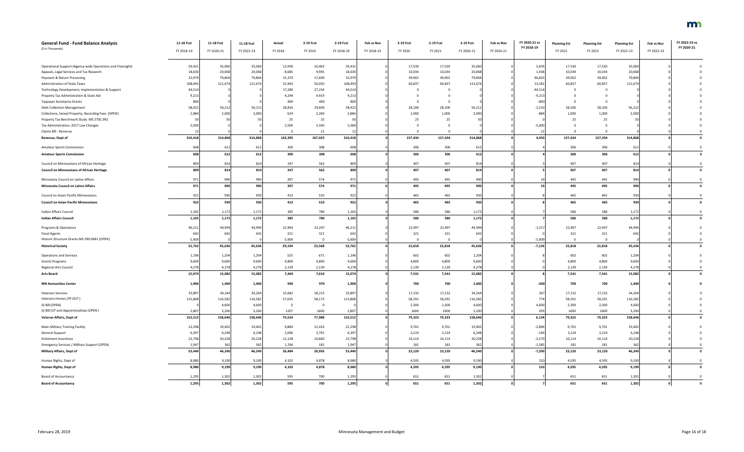| General Fund - Fund Balance Analysis ($ in Thousands) | 11-18 Fcst FY 2018-19 | 11-18 Fcst FY 2020-21 | 11-18 Fcst FY 2022-23 | Actual FY 2018 | 2-19 Fcst FY 2019 | 2-19 Fcst FY 2018-19 | Feb vs Nov FY 2018-19 | 2-19 Fcst FY 2020 | 2-19 Fcst FY 2021 | 2-19 Fcst FY 2020-21 | Feb vs Nov FY 2020-21 | FY 2020-21 vs FY 2018-19 | Planning Est FY 2022 | Planning Est FY 2023 | Planning Est FY 2022-23 | Feb vs Nov FY 2022-23 | FY 2022-23 vs FY 2020-21 |
|---|---|---|---|---|---|---|---|---|---|---|---|---|---|---|---|---|---|
| Operational Support (Agency-wide Operations and Oversight) | 29,421 | 35,060 | 35,060 | 12,958 | 16,463 | 29,421 | 0 | 17,530 | 17,530 | 35,060 | 0 | 5,639 | 17,530 | 17,530 | 35,060 | 0 | 0 |
| Appeals, Legal Services and Tax Research | 18,630 | 20,068 | 20,068 | 8,685 | 9,945 | 18,630 | 0 | 10,034 | 10,034 | 20,068 | 0 | 1,438 | 10,034 | 10,034 | 20,068 | 0 | 0 |
| Payment & Return Processing | 32,979 | 79,804 | 79,804 | 15,370 | 17,609 | 32,979 | 0 | 39,902 | 39,902 | 79,804 | 0 | 46,825 | 39,902 | 39,902 | 79,804 | 0 | 0 |
| Administration of State Taxes | 108,493 | 121,674 | 121,674 | 52,443 | 56,050 | 108,493 | 0 | 60,837 | 60,837 | 121,674 | 0 | 13,181 | 60,837 | 60,837 | 121,674 | 0 | 0 |
| Technology Development, Implementation & Support | 44,514 | 0 | 0 | 17,280 | 27,234 | 44,514 | 0 | 0 | 0 | 0 | 0 | -44,514 | 0 | 0 | 0 | 0 | 0 |
| Property Tax Administration & State Aid | 9,213 | 0 | 0 | 4,294 | 4,919 | 9,213 | 0 | 0 | 0 | 0 | 0 | -9,213 | 0 | 0 | 0 | 0 | 0 |
| Taxpayer Assistance Grants | 800 | 0 | 0 | 400 | 400 | 800 | 0 | 0 | 0 | 0 | 0 | -800 | 0 | 0 | 0 | 0 | 0 |
| Debt Collection Management | 58,422 | 56,212 | 56,212 | 28,816 | 29,606 | 58,422 | 0 | 28,106 | 28,106 | 56,212 | 0 | -2,210 | 28,106 | 28,106 | 56,212 | 0 | 0 |
| Collections, Seized Property, Recording Fees (OPEN) | 2,884 | 2,000 | 2,000 | 624 | 2,260 | 2,884 | 0 | 1,000 | 1,000 | 2,000 | 0 | -884 | 1,000 | 1,000 | 2,000 | 0 | 0 |
| Property Tax Benchmark Study MS 270C.991 | 50 | 50 | 50 | 25 | 25 | 50 | 0 | 25 | 25 | 50 | 0 | 0 | 25 | 25 | 50 | 0 | 0 |
| Tax Administration, 2017 Law Changes | 5,000 | 0 | 0 | 2,500 | 2,500 | 5,000 | 0 | 0 | 0 | 0 | 0 | -5,000 | 0 | 0 | 0 | 0 | 0 |
| Claims Bill - Revenue | 12 | 0 | 0 | 0 | 12 | 12 | 0 | 0 | 0 | 0 | 0 | -12 | 0 | 0 | 0 | 0 | 0 |
| **Revenue, Dept of** | **310,418** | **314,868** | **314,868** | **143,395** | **167,023** | **310,418** | **0** | **157,434** | **157,434** | **314,868** | **0** | **4,450** | **157,434** | **157,434** | **314,868** | **0** | **0** |
| Amateur Sports Commission | 608 | 612 | 612 | 300 | 308 | 608 | 0 | 306 | 306 | 612 | 0 | 4 | 306 | 306 | 612 | 0 | 0 |
| **Amateur Sports Commission** | **608** | **612** | **612** | **300** | **308** | **608** | **0** | **306** | **306** | **612** | **0** | **4** | **306** | **306** | **612** | **0** | **0** |
| Council on Minnesotans of African Heritage | 809 | 814 | 814 | 247 | 562 | 809 | 0 | 407 | 407 | 814 | 0 | 5 | 407 | 407 | 814 | 0 | 0 |
| **Council on Minnesotans of African Heritage** | **809** | **814** | **814** | **247** | **562** | **809** | **0** | **407** | **407** | **814** | **0** | **5** | **407** | **407** | **814** | **0** | **0** |
| Minnesota Council on Latino Affairs | 971 | 990 | 990 | 397 | 574 | 971 | 0 | 495 | 495 | 990 | 0 | 19 | 495 | 495 | 990 | 0 | 0 |
| **Minnesota Council on Latino Affairs** | **971** | **990** | **990** | **397** | **574** | **971** | **0** | **495** | **495** | **990** | **0** | **19** | **495** | **495** | **990** | **0** | **0** |
| Council on Asian-Pacific Minnesotans | 922 | 930 | 930 | 412 | 510 | 922 | 0 | 465 | 465 | 930 | 0 | 8 | 465 | 465 | 930 | 0 | 0 |
| **Council on Asian-Pacific Minnesotans** | **922** | **930** | **930** | **412** | **510** | **922** | **0** | **465** | **465** | **930** | **0** | **8** | **465** | **465** | **930** | **0** | **0** |
| Indian Affairs Council | 1,165 | 1,172 | 1,172 | 385 | 780 | 1,165 | 0 | 586 | 586 | 1,172 | 0 | 7 | 586 | 586 | 1,172 | 0 | 0 |
| **Indian Affairs Council** | **1,165** | **1,172** | **1,172** | **385** | **780** | **1,165** | **0** | **586** | **586** | **1,172** | **0** | **7** | **586** | **586** | **1,172** | **0** | **0** |
| Programs & Operations | 46,211 | 44,994 | 44,994 | 22,964 | 23,247 | 46,211 | 0 | 22,497 | 22,497 | 44,994 | 0 | -1,217 | 22,497 | 22,497 | 44,994 | 0 | 0 |
| Fiscal Agents | 642 | 642 | 642 | 321 | 321 | 642 | 0 | 321 | 321 | 642 | 0 | 0 | 321 | 321 | 642 | 0 | 0 |
| Historic Structure Grants MS 290.0681 (OPEN) | 5,909 | 0 | 0 | 5,909 | 0 | 5,909 | 0 | 0 | 0 | 0 | 0 | -5,909 | 0 | 0 | 0 | 0 | 0 |
| **Historical Society** | **52,762** | **45,636** | **45,636** | **29,194** | **23,568** | **52,762** | **0** | **22,818** | **22,818** | **45,636** | **0** | **-7,126** | **22,818** | **22,818** | **45,636** | **0** | **0** |
| Operations and Services | 1,196 | 1,204 | 1,204 | 525 | 671 | 1,196 | 0 | 602 | 602 | 1,204 | 0 | 8 | 602 | 602 | 1,204 | 0 | 0 |
| Grants Programs | 9,600 | 9,600 | 9,600 | 4,800 | 4,800 | 9,600 | 0 | 4,800 | 4,800 | 9,600 | 0 | 0 | 4,800 | 4,800 | 9,600 | 0 | 0 |
| Regional Arts Council | 4,278 | 4,278 | 4,278 | 2,139 | 2,139 | 4,278 | 0 | 2,139 | 2,139 | 4,278 | 0 | 0 | 2,139 | 2,139 | 4,278 | 0 | 0 |
| **Arts Board** | **15,074** | **15,082** | **15,082** | **7,464** | **7,610** | **15,074** | **0** | **7,541** | **7,541** | **15,082** | **0** | **8** | **7,541** | **7,541** | **15,082** | **0** | **0** |
| **MN Humanities Center** | **1,900** | **1,400** | **1,400** | **930** | **970** | **1,900** | **0** | **700** | **700** | **1,400** | **0** | **-500** | **700** | **700** | **1,400** | **0** | **0** |
| Veterans Services | 33,897 | 34,264 | 34,264 | 15,682 | 18,215 | 33,897 | 0 | 17,132 | 17,132 | 34,264 | 0 | 367 | 17,132 | 17,132 | 34,264 | 0 | 0 |
| Veterans Homes (TR OUT) | 115,808 | 116,582 | 116,582 | 57,635 | 58,173 | 115,808 | 0 | 58,291 | 58,291 | 116,582 | 0 | 774 | 58,291 | 58,291 | 116,582 | 0 | 0 |
| GI Bill (OPEN) | 0 | 4,600 | 4,600 | 0 | 0 | 0 | 0 | 2,300 | 2,300 | 4,600 | 0 | 4,600 | 2,300 | 2,300 | 4,600 | 0 | 0 |
| GI Bill OJT and Apprenticeships (OPEN) | 2,807 | 3,200 | 3,200 | 1207 | 1600 | 2,807 | 0 | 1600 | 1600 | 3,200 | 0 | 393 | 1600 | 1600 | 3,200 | 0 | 0 |
| **Veteran Affairs, Dept of** | **152,512** | **158,646** | **158,646** | **74,524** | **77,988** | **152,512** | **0** | **79,323** | **79,323** | **158,646** | **0** | **6,134** | **79,323** | **79,323** | **158,646** | **0** | **0** |
| Main-Military Training Facility | 22,298 | 19,402 | 19,402 | 9,884 | 12,414 | 22,298 | 0 | 9,701 | 9,701 | 19,402 | 0 | -2,896 | 9,701 | 9,701 | 19,402 | 0 | 0 |
| General Support | 6,397 | 6,248 | 6,248 | 2,696 | 3,701 | 6,397 | 0 | 3,124 | 3,124 | 6,248 | 0 | -149 | 3,124 | 3,124 | 6,248 | 0 | 0 |
| Enlistment Incentives | 22,798 | 20,228 | 20,228 | 12,138 | 10,660 | 22,798 | 0 | 10,114 | 10,114 | 20,228 | 0 | -2,570 | 10,114 | 10,114 | 20,228 | 0 | 0 |
| Emergency Services / Military Support (OPEN) | 1,947 | 362 | 362 | 1,766 | 181 | 1,947 | 0 | 181 | 181 | 362 | 0 | -1,585 | 181 | 181 | 362 | 0 | 0 |
| **Military Affairs, Dept of** | **53,440** | **46,240** | **46,240** | **26,484** | **26,956** | **53,440** | **0** | **23,120** | **23,120** | **46,240** | **0** | **-7,200** | **23,120** | **23,120** | **46,240** | **0** | **0** |
| Human Rights, Dept of | 8,980 | 9,190 | 9,190 | 4,102 | 4,878 | 8,980 | 0 | 4,595 | 4,595 | 9,190 | 0 | 210 | 4,595 | 4,595 | 9,190 | 0 | 0 |
| **Human Rights, Dept of** | **8,980** | **9,190** | **9,190** | **4,102** | **4,878** | **8,980** | **0** | **4,595** | **4,595** | **9,190** | **0** | **210** | **4,595** | **4,595** | **9,190** | **0** | **0** |
| Board of Accountancy | 1,295 | 1,302 | 1,302 | 595 | 700 | 1,295 | 0 | 651 | 651 | 1,302 | 0 | 7 | 651 | 651 | 1,302 | 0 | 0 |
| **Board of Accountancy** | **1,295** | **1,302** | **1,302** | **595** | **700** | **1,295** | **0** | **651** | **651** | **1,302** | **0** | **7** | **651** | **651** | **1,302** | **0** | **0** |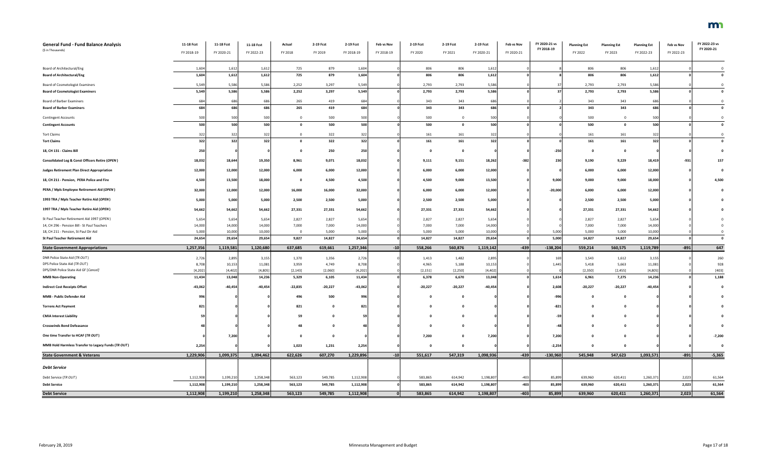| General Fund - Fund Balance Analysis<br>($ in Thousands) | 11-18 Fcst<br>FY 2018-19 | 11-18 Fcst<br>FY 2020-21 | 11-18 Fcst<br>FY 2022-23 | Actual<br>FY 2018 | 2-19 Fcst<br>FY 2019 | 2-19 Fcst<br>FY 2018-19 | Feb vs Nov<br>FY 2018-19 | 2-19 Fcst<br>FY 2020 | 2-19 Fcst<br>FY 2021 | 2-19 Fcst<br>FY 2020-21 | Feb vs Nov<br>FY 2020-21 | FY 2020-21 vs<br>FY 2018-19 | Planning Est<br>FY 2022 | Planning Est<br>FY 2023 | Planning Est<br>FY 2022-23 | Feb vs Nov<br>FY 2022-23 | FY 2022-23 vs<br>FY 2020-21 |
|---|---|---|---|---|---|---|---|---|---|---|---|---|---|---|---|---|---|
| Board of Architectural/Eng | 1,604 | 1,612 | 1,612 | 725 | 879 | 1,604 | 0 | 806 | 806 | 1,612 | 0 | 8 | 806 | 806 | 1,612 | 0 | 0 |
| **Board of Architectural/Eng** | **1,604** | **1,612** | **1,612** | **725** | **879** | **1,604** | **0** | **806** | **806** | **1,612** | **0** | **8** | **806** | **806** | **1,612** | **0** | **0** |
| Board of Cosmetologist Examiners | 5,549 | 5,586 | 5,586 | 2,252 | 3,297 | 5,549 | 0 | 2,793 | 2,793 | 5,586 | 0 | 37 | 2,793 | 2,793 | 5,586 | 0 | 0 |
| **Board of Cosmetologist Examiners** | **5,549** | **5,586** | **5,586** | **2,252** | **3,297** | **5,549** | **0** | **2,793** | **2,793** | **5,586** | **0** | **37** | **2,793** | **2,793** | **5,586** | **0** | **0** |
| Board of Barber Examiners | 684 | 686 | 686 | 265 | 419 | 684 | 0 | 343 | 343 | 686 | 0 | 2 | 343 | 343 | 686 | 0 | 0 |
| **Board of Barber Examiners** | **684** | **686** | **686** | **265** | **419** | **684** | **0** | **343** | **343** | **686** | **0** | **2** | **343** | **343** | **686** | **0** | **0** |
| Contingent Accounts | 500 | 500 | 500 | 0 | 500 | 500 | 0 | 500 | 0 | 500 | 0 | 0 | 500 | 0 | 500 | 0 | 0 |
| **Contingent Accounts** | **500** | **500** | **500** | **0** | **500** | **500** | **0** | **500** | **0** | **500** | **0** | **0** | **500** | **0** | **500** | **0** | **0** |
| Tort Claims | 322 | 322 | 322 | 0 | 322 | 322 | 0 | 161 | 161 | 322 | 0 | 0 | 161 | 161 | 322 | 0 | 0 |
| **Tort Claims** | **322** | **322** | **322** | **0** | **322** | **322** | **0** | **161** | **161** | **322** | **0** | **0** | **161** | **161** | **322** | **0** | **0** |
| **18, CH 131 - Claims Bill** | **250** | **0** | **0** | **0** | **250** | **250** | **0** | **0** | **0** | **0** | **0** | **-250** | **0** | **0** | **0** | **0** | **0** |
| **Consolidated Leg & Const Officers Retire (*OPEN*)** | **18,032** | **18,644** | **19,350** | **8,961** | **9,071** | **18,032** | **0** | **9,111** | **9,151** | **18,262** | **-382** | **230** | **9,190** | **9,229** | **18,419** | **-931** | **157** |
| **Judges Retirement Plan Direct Appropriation** | **12,000** | **12,000** | **12,000** | **6,000** | **6,000** | **12,000** | **0** | **6,000** | **6,000** | **12,000** | **0** | **0** | **6,000** | **6,000** | **12,000** | **0** | **0** |
| **18, CH 211 - Pension, PERA Police and Fire** | **4,500** | **13,500** | **18,000** | **0** | **4,500** | **4,500** | **0** | **4,500** | **9,000** | **13,500** | **0** | **9,000** | **9,000** | **9,000** | **18,000** | **0** | **4,500** |
| **PERA / Mpls Employee Retirement Aid (*OPEN*)** | **32,000** | **12,000** | **12,000** | **16,000** | **16,000** | **32,000** | **0** | **6,000** | **6,000** | **12,000** | **0** | **-20,000** | **6,000** | **6,000** | **12,000** | **0** | **0** |
| **1993 TRA / Mpls Teacher Retire Aid (*OPEN*)** | **5,000** | **5,000** | **5,000** | **2,500** | **2,500** | **5,000** | **0** | **2,500** | **2,500** | **5,000** | **0** | **0** | **2,500** | **2,500** | **5,000** | **0** | **0** |
| **1997 TRA / Mpls Teacher Retire Aid (*OPEN*)** | **54,662** | **54,662** | **54,662** | **27,331** | **27,331** | **54,662** | **0** | **27,331** | **27,331** | **54,662** | **0** | **0** | **27,331** | **27,331** | **54,662** | **0** | **0** |
| St Paul Teacher Retirement Aid 1997 (*OPEN*) | 5,654 | 5,654 | 5,654 | 2,827 | 2,827 | 5,654 | 0 | 2,827 | 2,827 | 5,654 | 0 | 0 | 2,827 | 2,827 | 5,654 | 0 | 0 |
| 14, CH 296 - Pension Bill - St Paul Teachers | 14,000 | 14,000 | 14,000 | 7,000 | 7,000 | 14,000 | 0 | 7,000 | 7,000 | 14,000 | 0 | 0 | 7,000 | 7,000 | 14,000 | 0 | 0 |
| 18, CH 211 - Pension, St Paul Dir Aid | 5,000 | 10,000 | 10,000 | 0 | 5,000 | 5,000 | 0 | 5,000 | 5,000 | 10,000 | 0 | 5,000 | 5,000 | 5,000 | 10,000 | 0 | 0 |
| **St Paul Teacher Retirement Aid** | **24,654** | **29,654** | **29,654** | **9,827** | **14,827** | **24,654** | **0** | **14,827** | **14,827** | **29,654** | **0** | **5,000** | **14,827** | **14,827** | **29,654** | **0** | **0** |
| **State Government Appropriations** | **1,257,356** | **1,119,581** | **1,120,680** | **637,685** | **619,661** | **1,257,346** | **-10** | **558,266** | **560,876** | **1,119,142** | **-439** | **-138,204** | **559,214** | **560,575** | **1,119,789** | **-891** | **647** |
| DNR Police State Aid (*TR OUT*) | 2,726 | 2,895 | 3,155 | 1,370 | 1,356 | 2,726 | 0 | 1,413 | 1,482 | 2,895 | 0 | 169 | 1,543 | 1,612 | 3,155 | 0 | 260 |
| DPS Police State Aid (*TR OUT*) | 8,708 | 10,153 | 11,081 | 3,959 | 4,749 | 8,708 | 0 | 4,965 | 5,188 | 10,153 | 0 | 1,445 | 5,418 | 5,663 | 11,081 | 0 | 928 |
| DPS/DNR Police State Aid GF [*Cancel*] | [4,202] | [4,402] | [4,805] | [2,143] | [2,060] | [4,202] | | [2,151] | [2,250] | [4,402] | | 0 | [2,350] | [2,455] | [4,805] | | [403] |
| **MMB Non-Operating** | **11,434** | **13,048** | **14,236** | **5,329** | **6,105** | **11,434** | **0** | **6,378** | **6,670** | **13,048** | **0** | **1,614** | **6,961** | **7,275** | **14,236** | **0** | **1,188** |
| **Indirect Cost Receipts Offset** | **-43,062** | **-40,454** | **-40,454** | **-22,835** | **-20,227** | **-43,062** | **0** | **-20,227** | **-20,227** | **-40,454** | **0** | **2,608** | **-20,227** | **-20,227** | **-40,454** | **0** | **0** |
| **MMB - Public Defender Aid** | **996** | **0** | **0** | **496** | **500** | **996** | **0** | **0** | **0** | **0** | **0** | **-996** | **0** | **0** | **0** | **0** | **0** |
| **Torrens Act Payment** | **821** | **0** | **0** | **821** | **0** | **821** | **0** | **0** | **0** | **0** | **0** | **-821** | **0** | **0** | **0** | **0** | **0** |
| **CMIA Interest Liability** | **59** | **0** | **0** | **59** | **0** | **59** | **0** | **0** | **0** | **0** | **0** | **-59** | **0** | **0** | **0** | **0** | **0** |
| **Crosswinds Bond Defeasance** | **48** | **0** | **0** | **48** | **0** | **48** | **0** | **0** | **0** | **0** | **0** | **-48** | **0** | **0** | **0** | **0** | **0** |
| **One time Transfer to HCAF (*TR OUT*)** | **0** | **7,200** | **0** | **0** | **0** | **0** | **0** | **7,200** | **0** | **7,200** | **0** | **7,200** | **0** | **0** | **0** | **0** | **-7,200** |
| **MMB Hold Harmless Transfer to Legacy Funds (*TR OUT*)** | **2,254** | **0** | **0** | **1,023** | **1,231** | **2,254** | **0** | **0** | **0** | **0** | **0** | **-2,254** | **0** | **0** | **0** | **0** | **0** |
| **State Government & Veterans** | **1,229,906** | **1,099,375** | **1,094,462** | **622,626** | **607,270** | **1,229,896** | **-10** | **551,617** | **547,319** | **1,098,936** | **-439** | **-130,960** | **545,948** | **547,623** | **1,093,571** | **-891** | **-5,365** |
| ***Debt Service*** | | | | | | | | | | | | | | | | | |
| Debt Service (*TR OUT*) | 1,112,908 | 1,199,210 | 1,258,348 | 563,123 | 549,785 | 1,112,908 | 0 | 583,865 | 614,942 | 1,198,807 | -403 | 85,899 | 639,960 | 620,411 | 1,260,371 | 2,023 | 61,564 |
| **Debt Service** | **1,112,908** | **1,199,210** | **1,258,348** | **563,123** | **549,785** | **1,112,908** | **0** | **583,865** | **614,942** | **1,198,807** | **-403** | **85,899** | **639,960** | **620,411** | **1,260,371** | **2,023** | **61,564** |
| **Debt Service** | **1,112,908** | **1,199,210** | **1,258,348** | **563,123** | **549,785** | **1,112,908** | **0** | **583,865** | **614,942** | **1,198,807** | **-403** | **85,899** | **639,960** | **620,411** | **1,260,371** | **2,023** | **61,564** |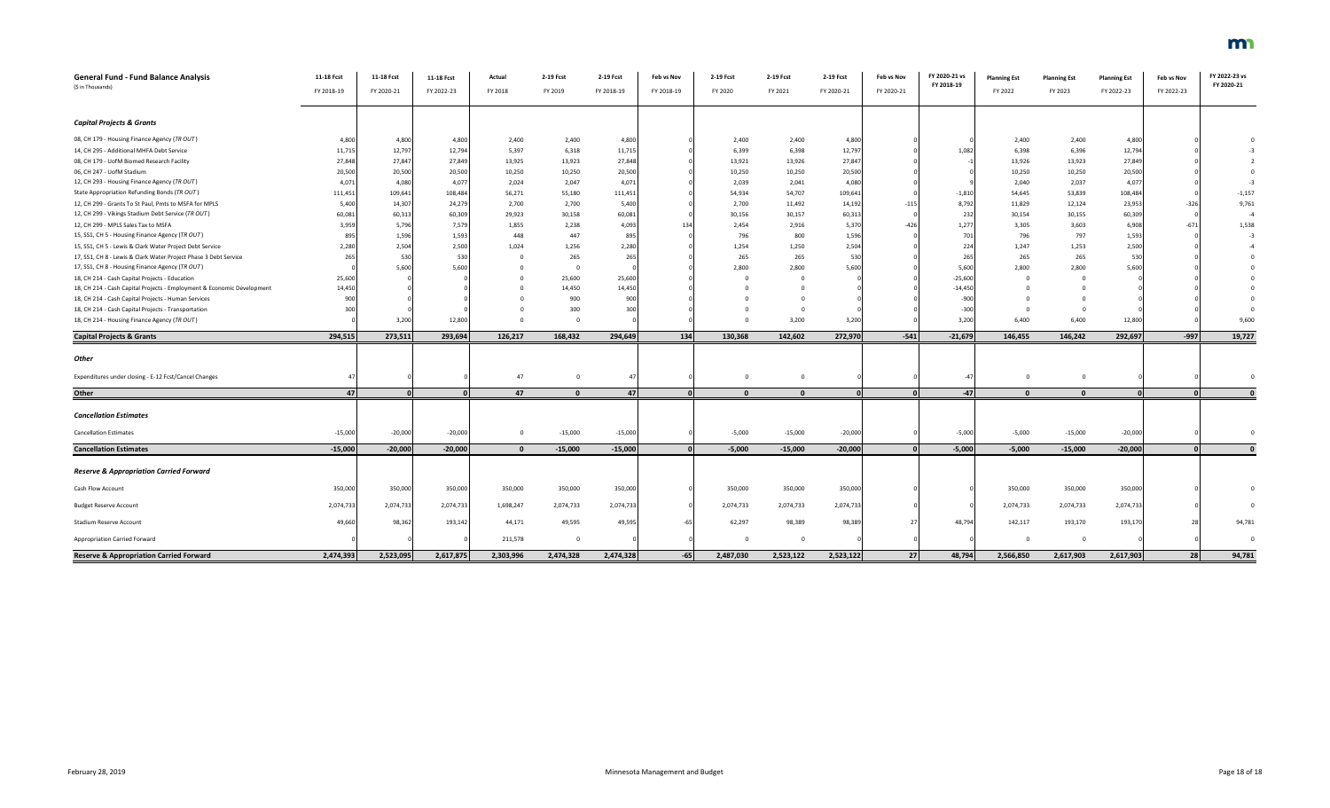| General Fund - Fund Balance Analysis ($ in Thousands) | 11-18 Fcst FY 2018-19 | 11-18 Fcst FY 2020-21 | 11-18 Fcst FY 2022-23 | Actual FY 2018 | 2-19 Fcst FY 2019 | 2-19 Fcst FY 2018-19 | Feb vs Nov FY 2018-19 | 2-19 Fcst FY 2020 | 2-19 Fcst FY 2021 | 2-19 Fcst FY 2020-21 | Feb vs Nov FY 2020-21 | FY 2020-21 vs FY 2018-19 | Planning Est FY 2022 | Planning Est FY 2023 | Planning Est FY 2022-23 | Feb vs Nov FY 2022-23 | FY 2022-23 vs FY 2020-21 |
|---|---|---|---|---|---|---|---|---|---|---|---|---|---|---|---|---|---|
| ***Capital Projects & Grants*** | | | | | | | | | | | | | | | | | |
| 08, CH 179 - Housing Finance Agency (*TR OUT*) | 4,800 | 4,800 | 4,800 | 2,400 | 2,400 | 4,800 | 0 | 2,400 | 2,400 | 4,800 | 0 | 0 | 2,400 | 2,400 | 4,800 | 0 | 0 |
| 14, CH 295 - Additional MHFA Debt Service | 11,715 | 12,797 | 12,794 | 5,397 | 6,318 | 11,715 | 0 | 6,399 | 6,398 | 12,797 | 0 | 1,082 | 6,398 | 6,396 | 12,794 | 0 | -3 |
| 08, CH 179 - UofM Biomed Research Facility | 27,848 | 27,847 | 27,849 | 13,925 | 13,923 | 27,848 | 0 | 13,921 | 13,926 | 27,847 | 0 | -1 | 13,926 | 13,923 | 27,849 | 0 | 2 |
| 06, CH 247 - UofM Stadium | 20,500 | 20,500 | 20,500 | 10,250 | 10,250 | 20,500 | 0 | 10,250 | 10,250 | 20,500 | 0 | 0 | 10,250 | 10,250 | 20,500 | 0 | 0 |
| 12, CH 293 - Housing Finance Agency (*TR OUT*) | 4,071 | 4,080 | 4,077 | 2,024 | 2,047 | 4,071 | 0 | 2,039 | 2,041 | 4,080 | 0 | 9 | 2,040 | 2,037 | 4,077 | 0 | -3 |
| State Appropriation Refunding Bonds (*TR OUT*) | 111,451 | 109,641 | 108,484 | 56,271 | 55,180 | 111,451 | 0 | 54,934 | 54,707 | 109,641 | 0 | -1,810 | 54,645 | 53,839 | 108,484 | 0 | -1,157 |
| 12, CH 299 - Grants To St Paul, Pmts to MSFA for MPLS | 5,400 | 14,307 | 24,279 | 2,700 | 2,700 | 5,400 | 0 | 2,700 | 11,492 | 14,192 | -115 | 8,792 | 11,829 | 12,124 | 23,953 | -326 | 9,761 |
| 12, CH 299 - Vikings Stadium Debt Service (*TR OUT*) | 60,081 | 60,313 | 60,309 | 29,923 | 30,158 | 60,081 | 0 | 30,156 | 30,157 | 60,313 | 0 | 232 | 30,154 | 30,155 | 60,309 | 0 | -4 |
| 12, CH 299 - MPLS Sales Tax to MSFA | 3,959 | 5,796 | 7,579 | 1,855 | 2,238 | 4,093 | 134 | 2,454 | 2,916 | 5,370 | -426 | 1,277 | 3,305 | 3,603 | 6,908 | -671 | 1,538 |
| 15, SS1, CH 5 - Housing Finance Agency (*TR OUT*) | 895 | 1,596 | 1,593 | 448 | 447 | 895 | 0 | 796 | 800 | 1,596 | 0 | 701 | 796 | 797 | 1,593 | 0 | -3 |
| 15, SS1, CH 5 - Lewis & Clark Water Project Debt Service | 2,280 | 2,504 | 2,500 | 1,024 | 1,256 | 2,280 | 0 | 1,254 | 1,250 | 2,504 | 0 | 224 | 1,247 | 1,253 | 2,500 | 0 | -4 |
| 17, SS1, CH 8 - Lewis & Clark Water Project Phase 3 Debt Service | 265 | 530 | 530 | 0 | 265 | 265 | 0 | 265 | 265 | 530 | 0 | 265 | 265 | 265 | 530 | 0 | 0 |
| 17, SS1, CH 8 - Housing Finance Agency (*TR OUT*) | 0 | 5,600 | 5,600 | 0 | 0 | 0 | 0 | 2,800 | 2,800 | 5,600 | 0 | 5,600 | 2,800 | 2,800 | 5,600 | 0 | 0 |
| 18, CH 214 - Cash Capital Projects - Education | 25,600 | 0 | 0 | 0 | 25,600 | 25,600 | 0 | 0 | 0 | 0 | 0 | -25,600 | 0 | 0 | 0 | 0 | 0 |
| 18, CH 214 - Cash Capital Projects - Employment & Economic Development | 14,450 | 0 | 0 | 0 | 14,450 | 14,450 | 0 | 0 | 0 | 0 | 0 | -14,450 | 0 | 0 | 0 | 0 | 0 |
| 18, CH 214 - Cash Capital Projects - Human Services | 900 | 0 | 0 | 0 | 900 | 900 | 0 | 0 | 0 | 0 | 0 | -900 | 0 | 0 | 0 | 0 | 0 |
| 18, CH 214 - Cash Capital Projects - Transportation | 300 | 0 | 0 | 0 | 300 | 300 | 0 | 0 | 0 | 0 | 0 | -300 | 0 | 0 | 0 | 0 | 0 |
| 18, CH 214 - Housing Finance Agency (*TR OUT*) | 0 | 3,200 | 12,800 | 0 | 0 | 0 | 0 | 0 | 3,200 | 3,200 | 0 | 3,200 | 6,400 | 6,400 | 12,800 | 0 | 9,600 |
| **Capital Projects & Grants** | **294,515** | **273,511** | **293,694** | **126,217** | **168,432** | **294,649** | **134** | **130,368** | **142,602** | **272,970** | **-541** | **-21,679** | **146,455** | **146,242** | **292,697** | **-997** | **19,727** |
| ***Other*** | | | | | | | | | | | | | | | | | |
| Expenditures under closing - E-12 Fcst/Cancel Changes | 47 | 0 | 0 | 47 | 0 | 47 | 0 | 0 | 0 | 0 | 0 | -47 | 0 | 0 | 0 | 0 | 0 |
| **Other** | **47** | **0** | **0** | **47** | **0** | **47** | **0** | **0** | **0** | **0** | **0** | **-47** | **0** | **0** | **0** | **0** | **0** |
| ***Cancellation Estimates*** | | | | | | | | | | | | | | | | | |
| Cancellation Estimates | -15,000 | -20,000 | -20,000 | 0 | -15,000 | -15,000 | 0 | -5,000 | -15,000 | -20,000 | 0 | -5,000 | -5,000 | -15,000 | -20,000 | 0 | 0 |
| **Cancellation Estimates** | **-15,000** | **-20,000** | **-20,000** | **0** | **-15,000** | **-15,000** | **0** | **-5,000** | **-15,000** | **-20,000** | **0** | **-5,000** | **-5,000** | **-15,000** | **-20,000** | **0** | **0** |
| ***Reserve & Appropriation Carried Forward*** | | | | | | | | | | | | | | | | | |
| Cash Flow Account | 350,000 | 350,000 | 350,000 | 350,000 | 350,000 | 350,000 | 0 | 350,000 | 350,000 | 350,000 | 0 | 0 | 350,000 | 350,000 | 350,000 | 0 | 0 |
| Budget Reserve Account | 2,074,733 | 2,074,733 | 2,074,733 | 1,698,247 | 2,074,733 | 2,074,733 | 0 | 2,074,733 | 2,074,733 | 2,074,733 | 0 | 0 | 2,074,733 | 2,074,733 | 2,074,733 | 0 | 0 |
| Stadium Reserve Account | 49,660 | 98,362 | 193,142 | 44,171 | 49,595 | 49,595 | -65 | 62,297 | 98,389 | 98,389 | 27 | 48,794 | 142,117 | 193,170 | 193,170 | 28 | 94,781 |
| Appropriation Carried Forward | 0 | 0 | 0 | 211,578 | 0 | 0 | 0 | 0 | 0 | 0 | 0 | 0 | 0 | 0 | 0 | 0 | 0 |
| **Reserve & Appropriation Carried Forward** | **2,474,393** | **2,523,095** | **2,617,875** | **2,303,996** | **2,474,328** | **2,474,328** | **-65** | **2,487,030** | **2,523,122** | **2,523,122** | **27** | **48,794** | **2,566,850** | **2,617,903** | **2,617,903** | **28** | **94,781** |